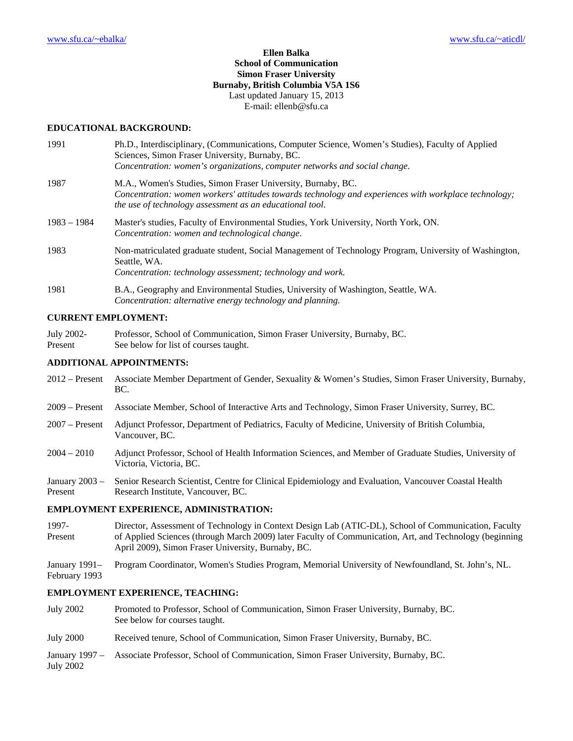www.sfu.ca/~ebalka/ www.sfu.ca/~aticdl/

**Ellen Balka**
**School of Communication**
**Simon Fraser University**
**Burnaby, British Columbia V5A 1S6**
Last updated January 15, 2013
E-mail: ellenb@sfu.ca

## EDUCATIONAL BACKGROUND:

| | |
|---|---|
| 1991 | Ph.D., Interdisciplinary, (Communications, Computer Science, Women's Studies), Faculty of Applied Sciences, Simon Fraser University, Burnaby, BC. *Concentration: women's organizations, computer networks and social change.* |
| 1987 | M.A., Women's Studies, Simon Fraser University, Burnaby, BC. *Concentration: women workers' attitudes towards technology and experiences with workplace technology; the use of technology assessment as an educational tool.* |
| 1983 – 1984 | Master's studies, Faculty of Environmental Studies, York University, North York, ON. *Concentration: women and technological change.* |
| 1983 | Non-matriculated graduate student, Social Management of Technology Program, University of Washington, Seattle, WA. *Concentration: technology assessment; technology and work.* |
| 1981 | B.A., Geography and Environmental Studies, University of Washington, Seattle, WA. *Concentration: alternative energy technology and planning.* |

## CURRENT EMPLOYMENT:

| | |
|---|---|
| July 2002-Present | Professor, School of Communication, Simon Fraser University, Burnaby, BC. See below for list of courses taught. |

## ADDITIONAL APPOINTMENTS:

| | |
|---|---|
| 2012 – Present | Associate Member Department of Gender, Sexuality & Women's Studies, Simon Fraser University, Burnaby, BC. |
| 2009 – Present | Associate Member, School of Interactive Arts and Technology, Simon Fraser University, Surrey, BC. |
| 2007 – Present | Adjunct Professor, Department of Pediatrics, Faculty of Medicine, University of British Columbia, Vancouver, BC. |
| 2004 – 2010 | Adjunct Professor, School of Health Information Sciences, and Member of Graduate Studies, University of Victoria, Victoria, BC. |
| January 2003 – Present | Senior Research Scientist, Centre for Clinical Epidemiology and Evaluation, Vancouver Coastal Health Research Institute, Vancouver, BC. |

## EMPLOYMENT EXPERIENCE, ADMINISTRATION:

| | |
|---|---|
| 1997-Present | Director, Assessment of Technology in Context Design Lab (ATIC-DL), School of Communication, Faculty of Applied Sciences (through March 2009) later Faculty of Communication, Art, and Technology (beginning April 2009), Simon Fraser University, Burnaby, BC. |
| January 1991–February 1993 | Program Coordinator, Women's Studies Program, Memorial University of Newfoundland, St. John's, NL. |

## EMPLOYMENT EXPERIENCE, TEACHING:

| | |
|---|---|
| July 2002 | Promoted to Professor, School of Communication, Simon Fraser University, Burnaby, BC. See below for courses taught. |
| July 2000 | Received tenure, School of Communication, Simon Fraser University, Burnaby, BC. |
| January 1997 – July 2002 | Associate Professor, School of Communication, Simon Fraser University, Burnaby, BC. |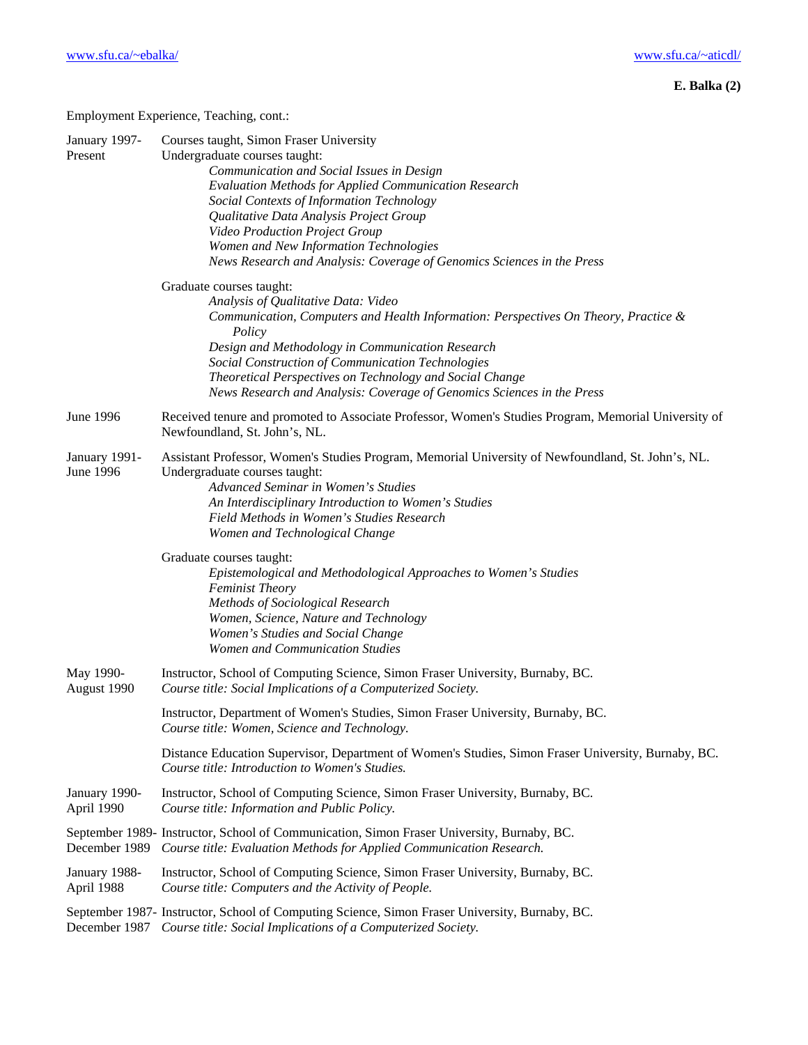Employment Experience, Teaching, cont.:

**January 1997-Present**
Courses taught, Simon Fraser University
Undergraduate courses taught:
- *Communication and Social Issues in Design*
- *Evaluation Methods for Applied Communication Research*
- *Social Contexts of Information Technology*
- *Qualitative Data Analysis Project Group*
- *Video Production Project Group*
- *Women and New Information Technologies*
- *News Research and Analysis: Coverage of Genomics Sciences in the Press*

Graduate courses taught:
- *Analysis of Qualitative Data: Video*
- *Communication, Computers and Health Information: Perspectives On Theory, Practice & Policy*
- *Design and Methodology in Communication Research*
- *Social Construction of Communication Technologies*
- *Theoretical Perspectives on Technology and Social Change*
- *News Research and Analysis: Coverage of Genomics Sciences in the Press*

**June 1996**
Received tenure and promoted to Associate Professor, Women's Studies Program, Memorial University of Newfoundland, St. John's, NL.

**January 1991-June 1996**
Assistant Professor, Women's Studies Program, Memorial University of Newfoundland, St. John's, NL.
Undergraduate courses taught:
- *Advanced Seminar in Women's Studies*
- *An Interdisciplinary Introduction to Women's Studies*
- *Field Methods in Women's Studies Research*
- *Women and Technological Change*

Graduate courses taught:
- *Epistemological and Methodological Approaches to Women's Studies*
- *Feminist Theory*
- *Methods of Sociological Research*
- *Women, Science, Nature and Technology*
- *Women's Studies and Social Change*
- *Women and Communication Studies*

**May 1990-August 1990**
Instructor, School of Computing Science, Simon Fraser University, Burnaby, BC.
*Course title: Social Implications of a Computerized Society.*

Instructor, Department of Women's Studies, Simon Fraser University, Burnaby, BC.
*Course title: Women, Science and Technology.*

Distance Education Supervisor, Department of Women's Studies, Simon Fraser University, Burnaby, BC.
*Course title: Introduction to Women's Studies.*

**January 1990-April 1990**
Instructor, School of Computing Science, Simon Fraser University, Burnaby, BC.
*Course title: Information and Public Policy.*

**September 1989-December 1989**
Instructor, School of Communication, Simon Fraser University, Burnaby, BC.
*Course title: Evaluation Methods for Applied Communication Research.*

**January 1988-April 1988**
Instructor, School of Computing Science, Simon Fraser University, Burnaby, BC.
*Course title: Computers and the Activity of People.*

**September 1987-December 1987**
Instructor, School of Computing Science, Simon Fraser University, Burnaby, BC.
*Course title: Social Implications of a Computerized Society.*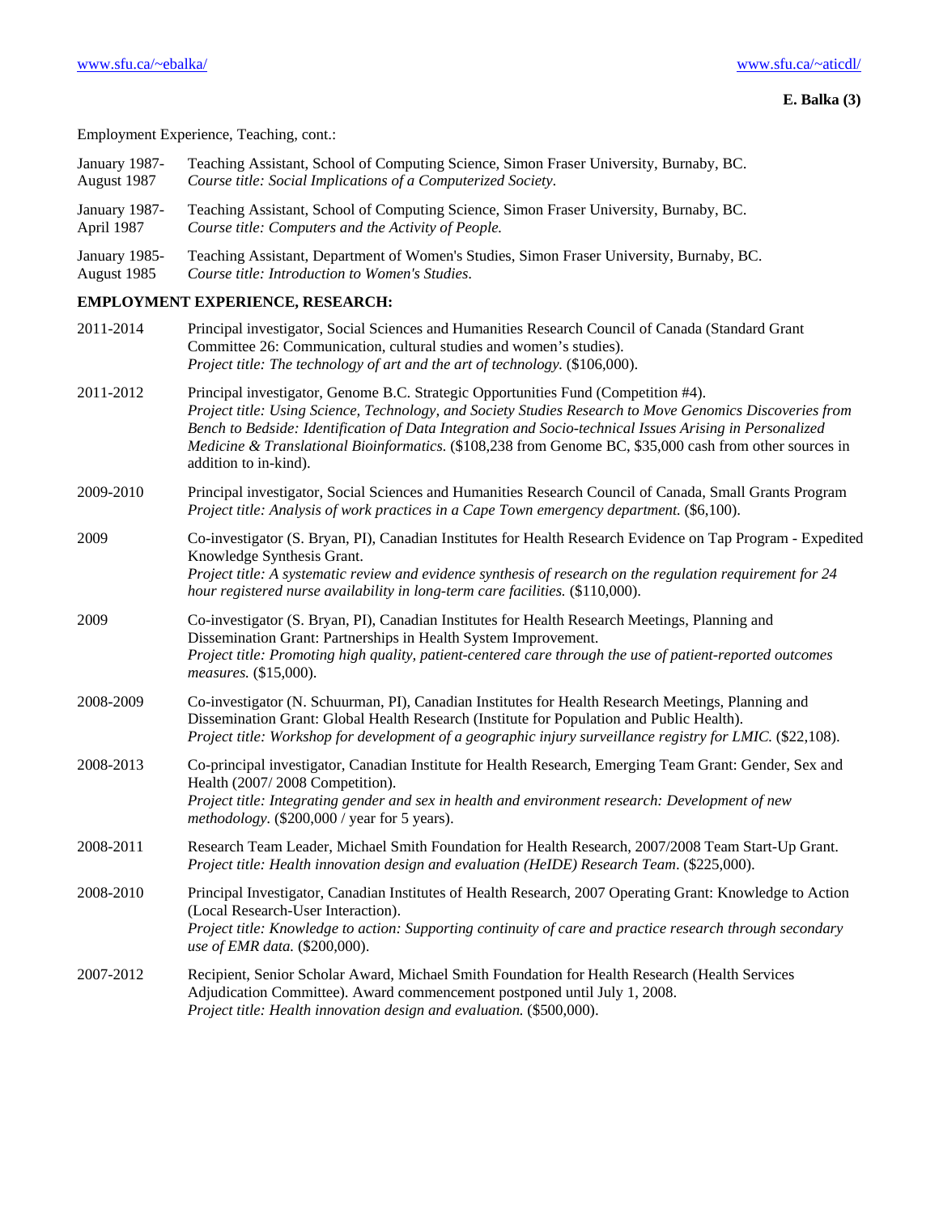Employment Experience, Teaching, cont.:

| | |
|---|---|
| January 1987-August 1987 | Teaching Assistant, School of Computing Science, Simon Fraser University, Burnaby, BC. *Course title: Social Implications of a Computerized Society.* |
| January 1987-April 1987 | Teaching Assistant, School of Computing Science, Simon Fraser University, Burnaby, BC. *Course title: Computers and the Activity of People.* |
| January 1985-August 1985 | Teaching Assistant, Department of Women's Studies, Simon Fraser University, Burnaby, BC. *Course title: Introduction to Women's Studies.* |

**EMPLOYMENT EXPERIENCE, RESEARCH:**

| | |
|---|---|
| 2011-2014 | Principal investigator, Social Sciences and Humanities Research Council of Canada (Standard Grant Committee 26: Communication, cultural studies and women's studies). *Project title: The technology of art and the art of technology.* ($106,000). |
| 2011-2012 | Principal investigator, Genome B.C. Strategic Opportunities Fund (Competition #4). *Project title: Using Science, Technology, and Society Studies Research to Move Genomics Discoveries from Bench to Bedside: Identification of Data Integration and Socio-technical Issues Arising in Personalized Medicine & Translational Bioinformatics.* ($108,238 from Genome BC, $35,000 cash from other sources in addition to in-kind). |
| 2009-2010 | Principal investigator, Social Sciences and Humanities Research Council of Canada, Small Grants Program *Project title: Analysis of work practices in a Cape Town emergency department.* ($6,100). |
| 2009 | Co-investigator (S. Bryan, PI), Canadian Institutes for Health Research Evidence on Tap Program - Expedited Knowledge Synthesis Grant. *Project title: A systematic review and evidence synthesis of research on the regulation requirement for 24 hour registered nurse availability in long-term care facilities.* ($110,000). |
| 2009 | Co-investigator (S. Bryan, PI), Canadian Institutes for Health Research Meetings, Planning and Dissemination Grant: Partnerships in Health System Improvement. *Project title: Promoting high quality, patient-centered care through the use of patient-reported outcomes measures.* ($15,000). |
| 2008-2009 | Co-investigator (N. Schuurman, PI), Canadian Institutes for Health Research Meetings, Planning and Dissemination Grant: Global Health Research (Institute for Population and Public Health). *Project title: Workshop for development of a geographic injury surveillance registry for LMIC.* ($22,108). |
| 2008-2013 | Co-principal investigator, Canadian Institute for Health Research, Emerging Team Grant: Gender, Sex and Health (2007/ 2008 Competition). *Project title: Integrating gender and sex in health and environment research: Development of new methodology.* ($200,000 / year for 5 years). |
| 2008-2011 | Research Team Leader, Michael Smith Foundation for Health Research, 2007/2008 Team Start-Up Grant. *Project title: Health innovation design and evaluation (HeIDE) Research Team*. ($225,000). |
| 2008-2010 | Principal Investigator, Canadian Institutes of Health Research, 2007 Operating Grant: Knowledge to Action (Local Research-User Interaction). *Project title: Knowledge to action: Supporting continuity of care and practice research through secondary use of EMR data.* ($200,000). |
| 2007-2012 | Recipient, Senior Scholar Award, Michael Smith Foundation for Health Research (Health Services Adjudication Committee). Award commencement postponed until July 1, 2008. *Project title: Health innovation design and evaluation.* ($500,000). |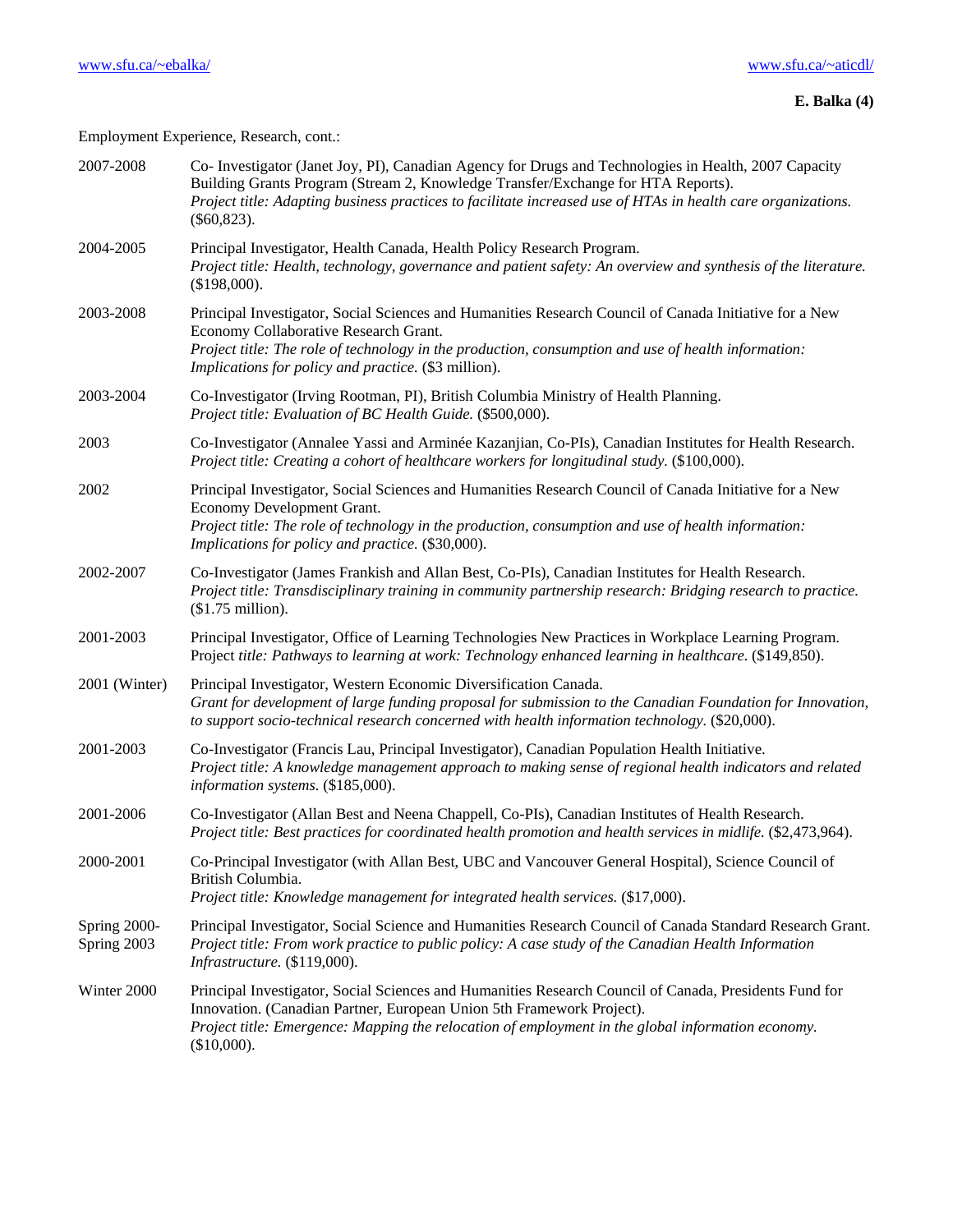Employment Experience, Research, cont.:

2007-2008 Co- Investigator (Janet Joy, PI), Canadian Agency for Drugs and Technologies in Health, 2007 Capacity Building Grants Program (Stream 2, Knowledge Transfer/Exchange for HTA Reports).
*Project title: Adapting business practices to facilitate increased use of HTAs in health care organizations.* ($60,823).

2004-2005 Principal Investigator, Health Canada, Health Policy Research Program.
*Project title: Health, technology, governance and patient safety: An overview and synthesis of the literature.* ($198,000).

2003-2008 Principal Investigator, Social Sciences and Humanities Research Council of Canada Initiative for a New Economy Collaborative Research Grant.
*Project title: The role of technology in the production, consumption and use of health information: Implications for policy and practice.* ($3 million).

2003-2004 Co-Investigator (Irving Rootman, PI), British Columbia Ministry of Health Planning.
*Project title: Evaluation of BC Health Guide.* ($500,000).

2003 Co-Investigator (Annalee Yassi and Arminée Kazanjian, Co-PIs), Canadian Institutes for Health Research.
*Project title: Creating a cohort of healthcare workers for longitudinal study.* ($100,000).

2002 Principal Investigator, Social Sciences and Humanities Research Council of Canada Initiative for a New Economy Development Grant.
*Project title: The role of technology in the production, consumption and use of health information: Implications for policy and practice.* ($30,000).

2002-2007 Co-Investigator (James Frankish and Allan Best, Co-PIs), Canadian Institutes for Health Research.
*Project title: Transdisciplinary training in community partnership research: Bridging research to practice.* ($1.75 million).

2001-2003 Principal Investigator, Office of Learning Technologies New Practices in Workplace Learning Program.
Project *title: Pathways to learning at work: Technology enhanced learning in healthcare.* ($149,850).

2001 (Winter) Principal Investigator, Western Economic Diversification Canada.
*Grant for development of large funding proposal for submission to the Canadian Foundation for Innovation, to support socio-technical research concerned with health information technology.* ($20,000).

2001-2003 Co-Investigator (Francis Lau, Principal Investigator), Canadian Population Health Initiative.
*Project title: A knowledge management approach to making sense of regional health indicators and related information systems.* ($185,000).

2001-2006 Co-Investigator (Allan Best and Neena Chappell, Co-PIs), Canadian Institutes of Health Research.
*Project title: Best practices for coordinated health promotion and health services in midlife.* ($2,473,964).

2000-2001 Co-Principal Investigator (with Allan Best, UBC and Vancouver General Hospital), Science Council of British Columbia.
*Project title: Knowledge management for integrated health services.* ($17,000).

Spring 2000-Spring 2003 Principal Investigator, Social Science and Humanities Research Council of Canada Standard Research Grant.
*Project title: From work practice to public policy: A case study of the Canadian Health Information Infrastructure.* ($119,000).

Winter 2000 Principal Investigator, Social Sciences and Humanities Research Council of Canada, Presidents Fund for Innovation. (Canadian Partner, European Union 5th Framework Project).
*Project title: Emergence: Mapping the relocation of employment in the global information economy.* ($10,000).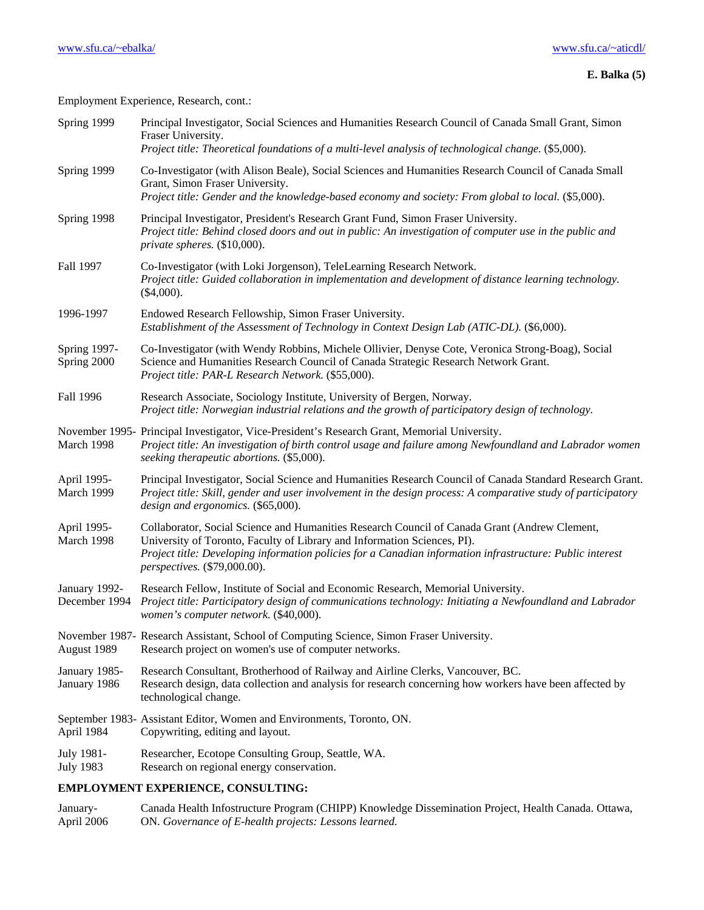Employment Experience, Research, cont.:

| | |
|---|---|
| Spring 1999 | Principal Investigator, Social Sciences and Humanities Research Council of Canada Small Grant, Simon Fraser University.<br>*Project title: Theoretical foundations of a multi-level analysis of technological change.* ($5,000). |
| Spring 1999 | Co-Investigator (with Alison Beale), Social Sciences and Humanities Research Council of Canada Small Grant, Simon Fraser University.<br>*Project title: Gender and the knowledge-based economy and society: From global to local.* ($5,000). |
| Spring 1998 | Principal Investigator, President's Research Grant Fund, Simon Fraser University.<br>*Project title: Behind closed doors and out in public: An investigation of computer use in the public and private spheres.* ($10,000). |
| Fall 1997 | Co-Investigator (with Loki Jorgenson), TeleLearning Research Network.<br>*Project title: Guided collaboration in implementation and development of distance learning technology.* ($4,000). |
| 1996-1997 | Endowed Research Fellowship, Simon Fraser University.<br>*Establishment of the Assessment of Technology in Context Design Lab (ATIC-DL).* ($6,000). |
| Spring 1997-Spring 2000 | Co-Investigator (with Wendy Robbins, Michele Ollivier, Denyse Cote, Veronica Strong-Boag), Social Science and Humanities Research Council of Canada Strategic Research Network Grant.<br>*Project title: PAR-L Research Network.* ($55,000). |
| Fall 1996 | Research Associate, Sociology Institute, University of Bergen, Norway.<br>*Project title: Norwegian industrial relations and the growth of participatory design of technology.* |
| November 1995-March 1998 | Principal Investigator, Vice-President's Research Grant, Memorial University.<br>*Project title: An investigation of birth control usage and failure among Newfoundland and Labrador women seeking therapeutic abortions.* ($5,000). |
| April 1995-March 1999 | Principal Investigator, Social Science and Humanities Research Council of Canada Standard Research Grant.<br>*Project title: Skill, gender and user involvement in the design process: A comparative study of participatory design and ergonomics.* ($65,000). |
| April 1995-March 1998 | Collaborator, Social Science and Humanities Research Council of Canada Grant (Andrew Clement, University of Toronto, Faculty of Library and Information Sciences, PI).<br>*Project title: Developing information policies for a Canadian information infrastructure: Public interest perspectives.* ($79,000.00). |
| January 1992-December 1994 | Research Fellow, Institute of Social and Economic Research, Memorial University.<br>*Project title: Participatory design of communications technology: Initiating a Newfoundland and Labrador women's computer network.* ($40,000). |
| November 1987-August 1989 | Research Assistant, School of Computing Science, Simon Fraser University.<br>Research project on women's use of computer networks. |
| January 1985-January 1986 | Research Consultant, Brotherhood of Railway and Airline Clerks, Vancouver, BC.<br>Research design, data collection and analysis for research concerning how workers have been affected by technological change. |
| September 1983-April 1984 | Assistant Editor, Women and Environments, Toronto, ON.<br>Copywriting, editing and layout. |
| July 1981-July 1983 | Researcher, Ecotope Consulting Group, Seattle, WA.<br>Research on regional energy conservation. |

## EMPLOYMENT EXPERIENCE, CONSULTING:

| | |
|---|---|
| January-April 2006 | Canada Health Infostructure Program (CHIPP) Knowledge Dissemination Project, Health Canada. Ottawa, ON. *Governance of E-health projects: Lessons learned.* |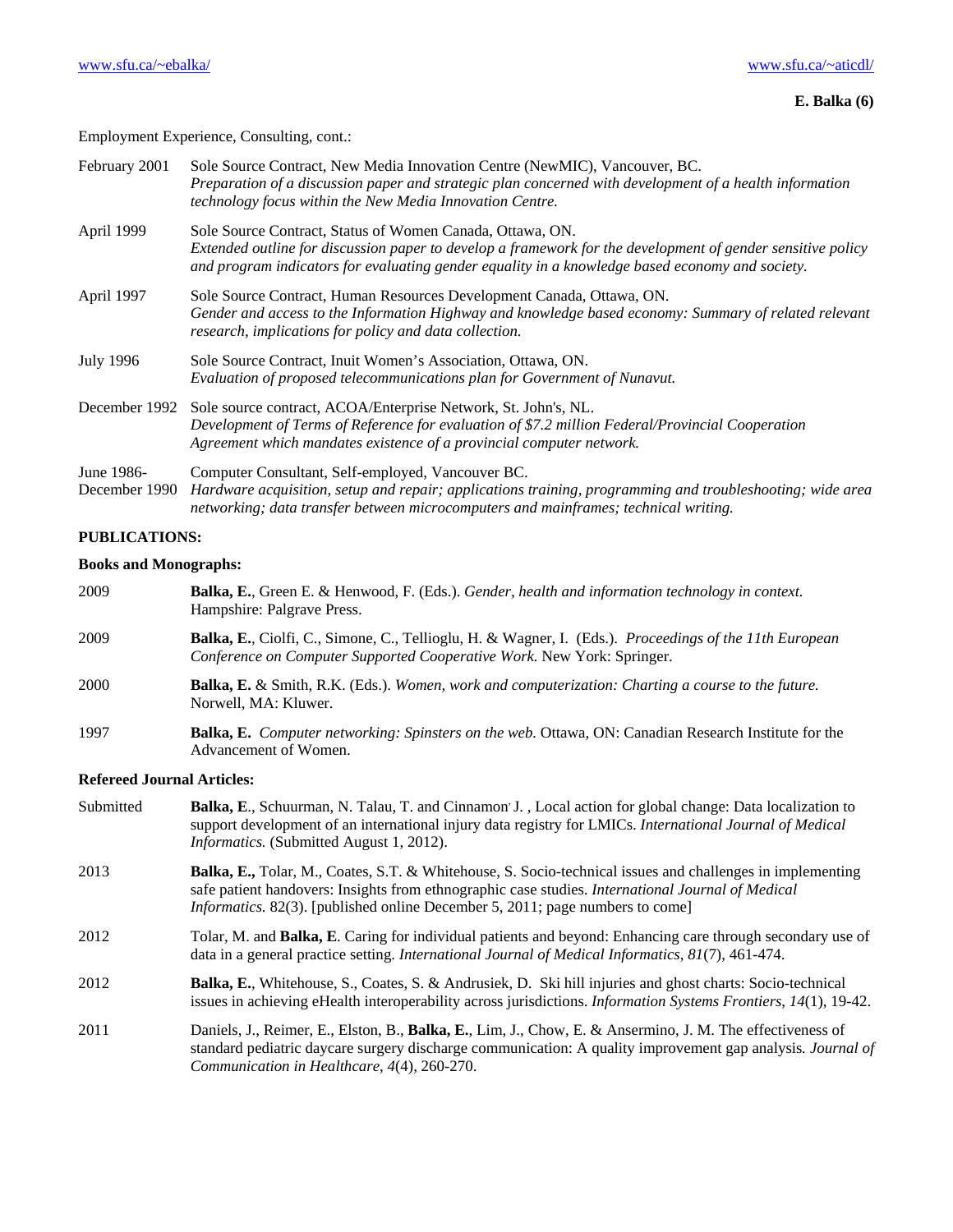Employment Experience, Consulting, cont.:

| | |
|---|---|
| February 2001 | Sole Source Contract, New Media Innovation Centre (NewMIC), Vancouver, BC. *Preparation of a discussion paper and strategic plan concerned with development of a health information technology focus within the New Media Innovation Centre.* |
| April 1999 | Sole Source Contract, Status of Women Canada, Ottawa, ON. *Extended outline for discussion paper to develop a framework for the development of gender sensitive policy and program indicators for evaluating gender equality in a knowledge based economy and society.* |
| April 1997 | Sole Source Contract, Human Resources Development Canada, Ottawa, ON. *Gender and access to the Information Highway and knowledge based economy: Summary of related relevant research, implications for policy and data collection.* |
| July 1996 | Sole Source Contract, Inuit Women's Association, Ottawa, ON. *Evaluation of proposed telecommunications plan for Government of Nunavut.* |
| December 1992 | Sole source contract, ACOA/Enterprise Network, St. John's, NL. *Development of Terms of Reference for evaluation of $7.2 million Federal/Provincial Cooperation Agreement which mandates existence of a provincial computer network.* |
| June 1986-December 1990 | Computer Consultant, Self-employed, Vancouver BC. *Hardware acquisition, setup and repair; applications training, programming and troubleshooting; wide area networking; data transfer between microcomputers and mainframes; technical writing.* |

## PUBLICATIONS:

### Books and Monographs:

| | |
|---|---|
| 2009 | **Balka, E.**, Green E. & Henwood, F. (Eds.). *Gender, health and information technology in context.* Hampshire: Palgrave Press. |
| 2009 | **Balka, E.**, Ciolfi, C., Simone, C., Tellioglu, H. & Wagner, I. (Eds.). *Proceedings of the 11th European Conference on Computer Supported Cooperative Work.* New York: Springer. |
| 2000 | **Balka, E.** & Smith, R.K. (Eds.). *Women, work and computerization: Charting a course to the future.* Norwell, MA: Kluwer. |
| 1997 | **Balka, E.** *Computer networking: Spinsters on the web.* Ottawa, ON: Canadian Research Institute for the Advancement of Women. |

### Refereed Journal Articles:

| | |
|---|---|
| Submitted | **Balka, E**., Schuurman, N. Talau, T. and Cinnamon, J. , Local action for global change: Data localization to support development of an international injury data registry for LMICs. *International Journal of Medical Informatics.* (Submitted August 1, 2012). |
| 2013 | **Balka, E.,** Tolar, M., Coates, S.T. & Whitehouse, S. Socio-technical issues and challenges in implementing safe patient handovers: Insights from ethnographic case studies. *International Journal of Medical Informatics.* 82(3). [published online December 5, 2011; page numbers to come] |
| 2012 | Tolar, M. and **Balka, E**. Caring for individual patients and beyond: Enhancing care through secondary use of data in a general practice setting. *International Journal of Medical Informatics*, *81*(7), 461-474. |
| 2012 | **Balka, E.**, Whitehouse, S., Coates, S. & Andrusiek, D. Ski hill injuries and ghost charts: Socio-technical issues in achieving eHealth interoperability across jurisdictions. *Information Systems Frontiers*, *14*(1), 19-42. |
| 2011 | Daniels, J., Reimer, E., Elston, B., **Balka, E.**, Lim, J., Chow, E. & Ansermino, J. M. The effectiveness of standard pediatric daycare surgery discharge communication: A quality improvement gap analysis. *Journal of Communication in Healthcare*, *4*(4), 260-270. |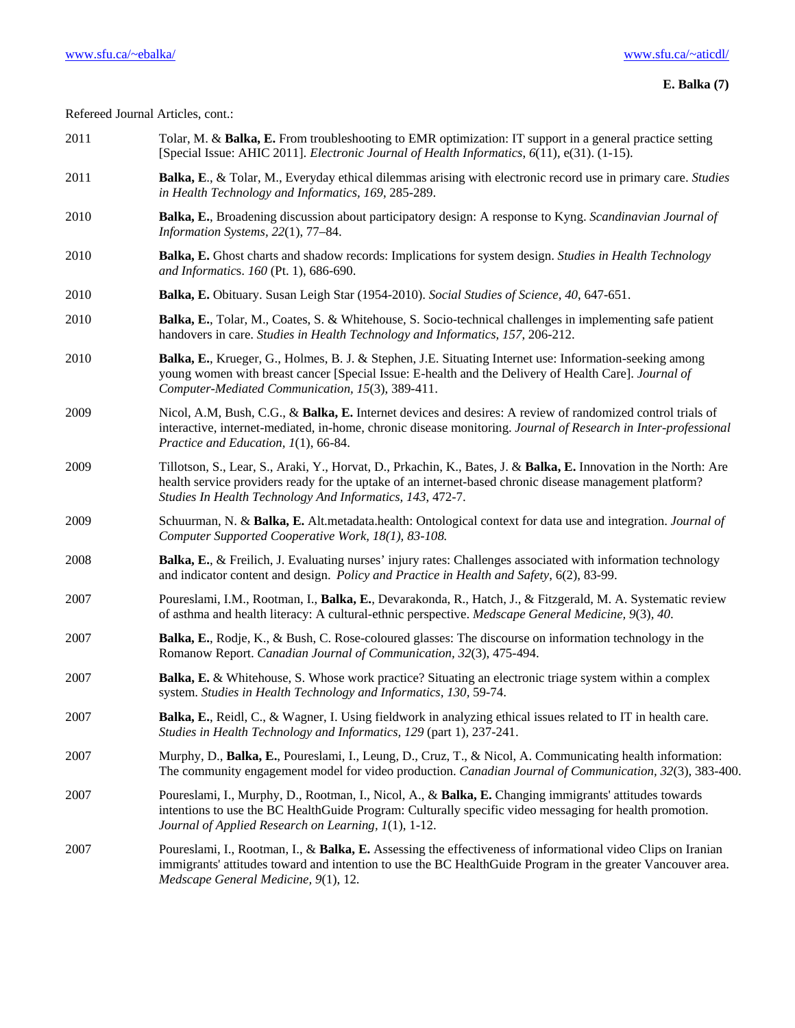Refereed Journal Articles, cont.:

2011 Tolar, M. & **Balka, E.** From troubleshooting to EMR optimization: IT support in a general practice setting [Special Issue: AHIC 2011]. *Electronic Journal of Health Informatics*, *6*(11), e(31). (1-15).

2011 **Balka, E**., & Tolar, M., Everyday ethical dilemmas arising with electronic record use in primary care. *Studies in Health Technology and Informatics, 169*, 285-289.

2010 **Balka, E.**, Broadening discussion about participatory design: A response to Kyng. *Scandinavian Journal of Information Systems, 22*(1), 77–84.

2010 **Balka, E.** Ghost charts and shadow records: Implications for system design. *Studies in Health Technology and Informatics. 160* (Pt. 1), 686-690.

2010 **Balka, E.** Obituary. Susan Leigh Star (1954-2010). *Social Studies of Science, 40*, 647-651.

2010 **Balka, E.**, Tolar, M., Coates, S. & Whitehouse, S. Socio-technical challenges in implementing safe patient handovers in care. *Studies in Health Technology and Informatics, 157*, 206-212.

2010 **Balka, E.**, Krueger, G., Holmes, B. J. & Stephen, J.E. Situating Internet use: Information-seeking among young women with breast cancer [Special Issue: E-health and the Delivery of Health Care]. *Journal of Computer-Mediated Communication, 15*(3), 389-411.

2009 Nicol, A.M, Bush, C.G., & **Balka, E.** Internet devices and desires: A review of randomized control trials of interactive, internet-mediated, in-home, chronic disease monitoring. *Journal of Research in Inter-professional Practice and Education, 1*(1), 66-84.

2009 Tillotson, S., Lear, S., Araki, Y., Horvat, D., Prkachin, K., Bates, J. & **Balka, E.** Innovation in the North: Are health service providers ready for the uptake of an internet-based chronic disease management platform? *Studies In Health Technology And Informatics, 143*, 472-7.

2009 Schuurman, N. & **Balka, E.** Alt.metadata.health: Ontological context for data use and integration. *Journal of Computer Supported Cooperative Work, 18(1), 83-108.*

2008 **Balka, E.**, & Freilich, J. Evaluating nurses' injury rates: Challenges associated with information technology and indicator content and design. *Policy and Practice in Health and Safety*, 6(2), 83-99.

2007 Poureslami, I.M., Rootman, I., **Balka, E.**, Devarakonda, R., Hatch, J., & Fitzgerald, M. A. Systematic review of asthma and health literacy: A cultural-ethnic perspective. *Medscape General Medicine, 9*(3)*, 40*.

2007 **Balka, E.**, Rodje, K., & Bush, C. Rose-coloured glasses: The discourse on information technology in the Romanow Report. *Canadian Journal of Communication*, *32*(3), 475-494.

2007 **Balka, E.** & Whitehouse, S. Whose work practice? Situating an electronic triage system within a complex system. *Studies in Health Technology and Informatics, 130*, 59-74.

2007 **Balka, E.**, Reidl, C., & Wagner, I. Using fieldwork in analyzing ethical issues related to IT in health care. *Studies in Health Technology and Informatics, 129* (part 1), 237-241.

2007 Murphy, D., **Balka, E.**, Poureslami, I., Leung, D., Cruz, T., & Nicol, A. Communicating health information: The community engagement model for video production. *Canadian Journal of Communication, 32*(3), 383-400.

2007 Poureslami, I., Murphy, D., Rootman, I., Nicol, A., & **Balka, E.** Changing immigrants' attitudes towards intentions to use the BC HealthGuide Program: Culturally specific video messaging for health promotion. *Journal of Applied Research on Learning, 1*(1), 1-12.

2007 Poureslami, I., Rootman, I., & **Balka, E.** Assessing the effectiveness of informational video Clips on Iranian immigrants' attitudes toward and intention to use the BC HealthGuide Program in the greater Vancouver area. *Medscape General Medicine, 9*(1), 12.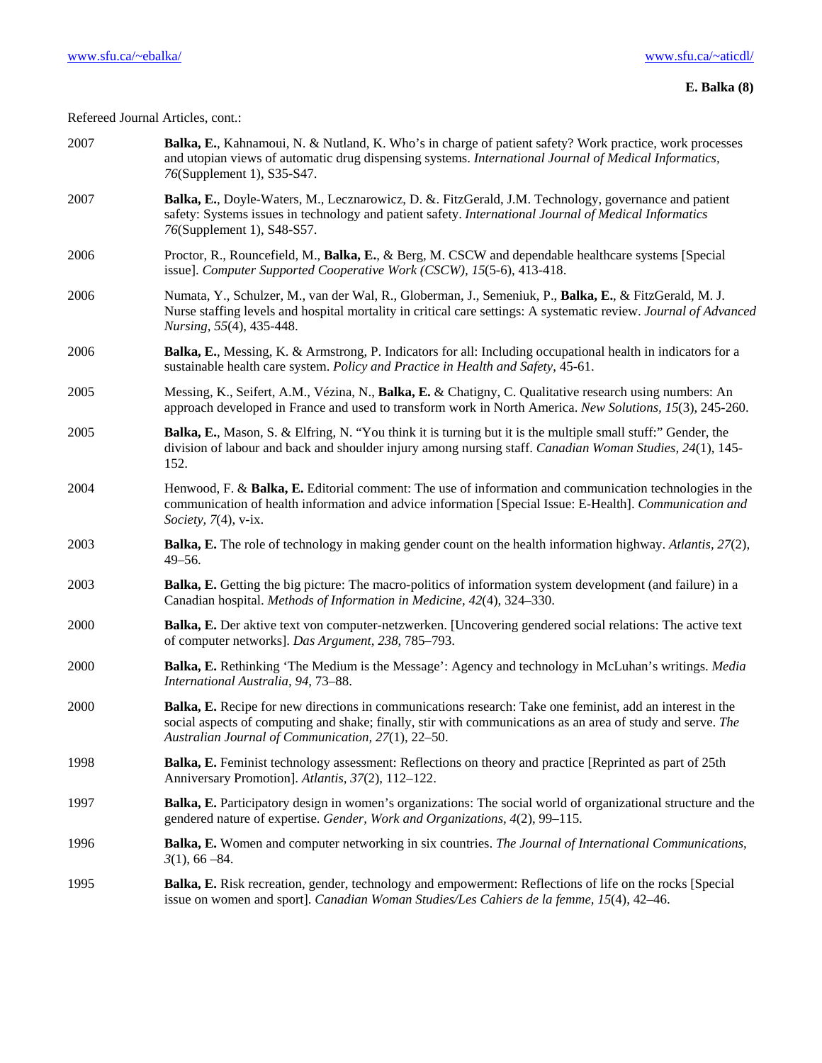Refereed Journal Articles, cont.:

2007 **Balka, E.**, Kahnamoui, N. & Nutland, K. Who's in charge of patient safety? Work practice, work processes and utopian views of automatic drug dispensing systems. *International Journal of Medical Informatics, 76*(Supplement 1), S35-S47.

2007 **Balka, E.**, Doyle-Waters, M., Lecznarowicz, D. &. FitzGerald, J.M. Technology, governance and patient safety: Systems issues in technology and patient safety. *International Journal of Medical Informatics 76*(Supplement 1), S48-S57.

2006 Proctor, R., Rouncefield, M., **Balka, E.**, & Berg, M. CSCW and dependable healthcare systems [Special issue]. *Computer Supported Cooperative Work (CSCW), 15*(5-6), 413-418.

2006 Numata, Y., Schulzer, M., van der Wal, R., Globerman, J., Semeniuk, P., **Balka, E.**, & FitzGerald, M. J. Nurse staffing levels and hospital mortality in critical care settings: A systematic review. *Journal of Advanced Nursing, 55*(4), 435-448.

2006 **Balka, E.**, Messing, K. & Armstrong, P. Indicators for all: Including occupational health in indicators for a sustainable health care system. *Policy and Practice in Health and Safety*, 45-61.

2005 Messing, K., Seifert, A.M., Vézina, N., **Balka, E.** & Chatigny, C. Qualitative research using numbers: An approach developed in France and used to transform work in North America. *New Solutions, 15*(3), 245-260.

2005 **Balka, E.**, Mason, S. & Elfring, N. "You think it is turning but it is the multiple small stuff:" Gender, the division of labour and back and shoulder injury among nursing staff. *Canadian Woman Studies, 24*(1), 145-152.

2004 Henwood, F. & **Balka, E.** Editorial comment: The use of information and communication technologies in the communication of health information and advice information [Special Issue: E-Health]. *Communication and Society, 7*(4), v-ix.

2003 **Balka, E.** The role of technology in making gender count on the health information highway. *Atlantis, 27*(2), 49–56.

2003 **Balka, E.** Getting the big picture: The macro-politics of information system development (and failure) in a Canadian hospital. *Methods of Information in Medicine, 42*(4), 324–330.

2000 **Balka, E.** Der aktive text von computer-netzwerken. [Uncovering gendered social relations: The active text of computer networks]. *Das Argument, 238*, 785–793.

2000 **Balka, E.** Rethinking 'The Medium is the Message': Agency and technology in McLuhan's writings. *Media International Australia, 94*, 73–88.

2000 **Balka, E.** Recipe for new directions in communications research: Take one feminist, add an interest in the social aspects of computing and shake; finally, stir with communications as an area of study and serve. *The Australian Journal of Communication, 27*(1), 22–50.

1998 **Balka, E.** Feminist technology assessment: Reflections on theory and practice [Reprinted as part of 25th Anniversary Promotion]. *Atlantis, 37*(2), 112–122.

1997 **Balka, E.** Participatory design in women's organizations: The social world of organizational structure and the gendered nature of expertise. *Gender, Work and Organizations, 4*(2), 99–115.

1996 **Balka, E.** Women and computer networking in six countries. *The Journal of International Communications, 3*(1), 66 –84.

1995 **Balka, E.** Risk recreation, gender, technology and empowerment: Reflections of life on the rocks [Special issue on women and sport]. *Canadian Woman Studies/Les Cahiers de la femme, 15*(4), 42–46.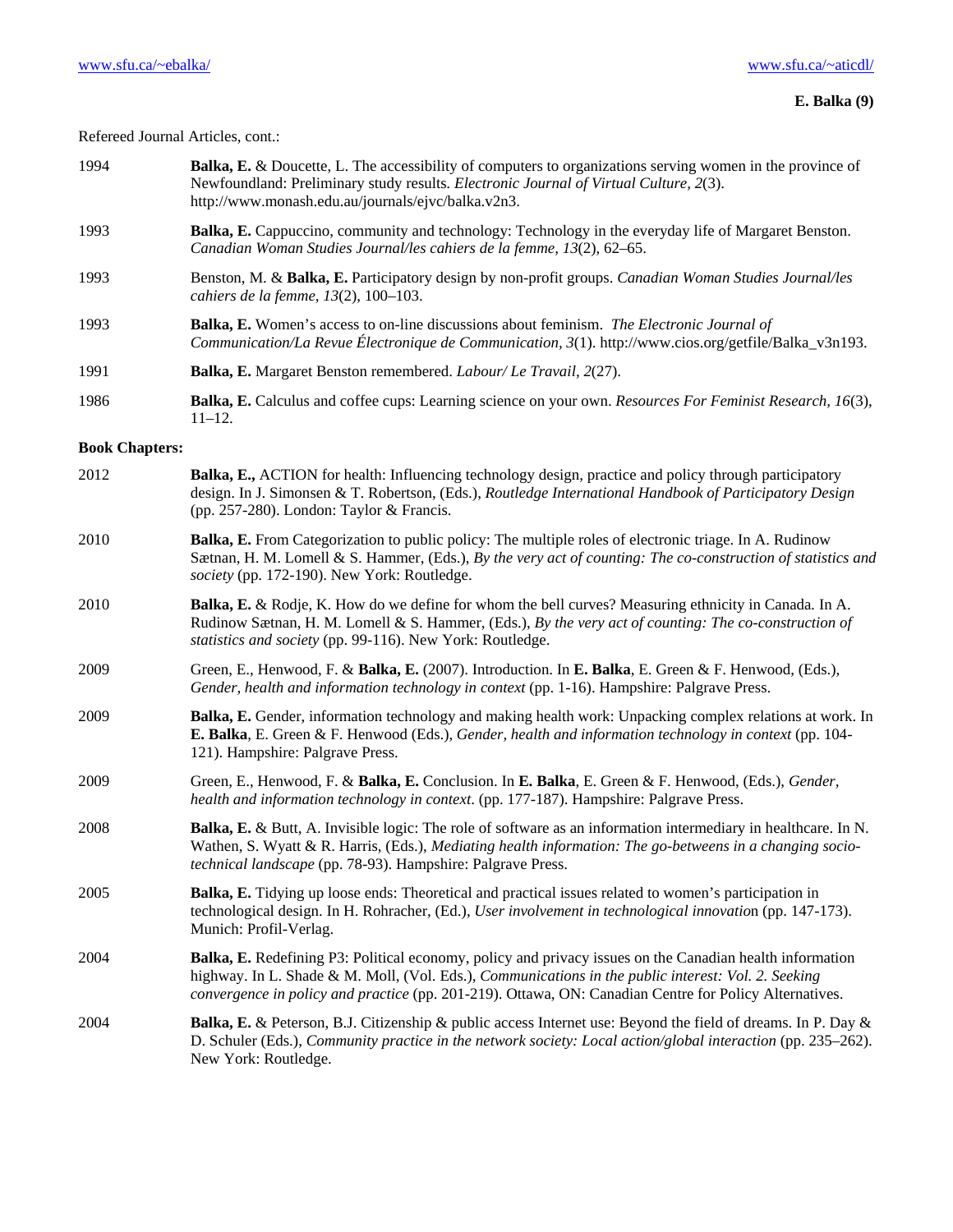Refereed Journal Articles, cont.:

| | |
|---|---|
| 1994 | **Balka, E.** & Doucette, L. The accessibility of computers to organizations serving women in the province of Newfoundland: Preliminary study results. *Electronic Journal of Virtual Culture, 2*(3). http://www.monash.edu.au/journals/ejvc/balka.v2n3. |
| 1993 | **Balka, E.** Cappuccino, community and technology: Technology in the everyday life of Margaret Benston. *Canadian Woman Studies Journal/les cahiers de la femme, 13*(2), 62–65. |
| 1993 | Benston, M. & **Balka, E.** Participatory design by non-profit groups. *Canadian Woman Studies Journal/les cahiers de la femme, 13*(2), 100–103. |
| 1993 | **Balka, E.** Women's access to on-line discussions about feminism. *The Electronic Journal of Communication/La Revue Électronique de Communication, 3*(1). http://www.cios.org/getfile/Balka_v3n193. |
| 1991 | **Balka, E.** Margaret Benston remembered. *Labour/ Le Travail, 2*(27). |
| 1986 | **Balka, E.** Calculus and coffee cups: Learning science on your own. *Resources For Feminist Research, 16*(3), 11–12. |

**Book Chapters:**

| | |
|---|---|
| 2012 | **Balka, E.,** ACTION for health: Influencing technology design, practice and policy through participatory design. In J. Simonsen & T. Robertson, (Eds.), *Routledge International Handbook of Participatory Design* (pp. 257-280). London: Taylor & Francis. |
| 2010 | **Balka, E.** From Categorization to public policy: The multiple roles of electronic triage. In A. Rudinow Sætnan, H. M. Lomell & S. Hammer, (Eds.), *By the very act of counting: The co-construction of statistics and society* (pp. 172-190). New York: Routledge. |
| 2010 | **Balka, E.** & Rodje, K. How do we define for whom the bell curves? Measuring ethnicity in Canada. In A. Rudinow Sætnan, H. M. Lomell & S. Hammer, (Eds.), *By the very act of counting: The co-construction of statistics and society* (pp. 99-116). New York: Routledge. |
| 2009 | Green, E., Henwood, F. & **Balka, E.** (2007). Introduction. In **E. Balka**, E. Green & F. Henwood, (Eds.), *Gender, health and information technology in context* (pp. 1-16). Hampshire: Palgrave Press. |
| 2009 | **Balka, E.** Gender, information technology and making health work: Unpacking complex relations at work. In **E. Balka**, E. Green & F. Henwood (Eds.), *Gender, health and information technology in context* (pp. 104-121). Hampshire: Palgrave Press. |
| 2009 | Green, E., Henwood, F. & **Balka, E.** Conclusion. In **E. Balka**, E. Green & F. Henwood, (Eds.), *Gender, health and information technology in context*. (pp. 177-187). Hampshire: Palgrave Press. |
| 2008 | **Balka, E.** & Butt, A. Invisible logic: The role of software as an information intermediary in healthcare. In N. Wathen, S. Wyatt & R. Harris, (Eds.), *Mediating health information: The go-betweens in a changing socio-technical landscape* (pp. 78-93). Hampshire: Palgrave Press. |
| 2005 | **Balka, E.** Tidying up loose ends: Theoretical and practical issues related to women's participation in technological design. In H. Rohracher, (Ed.), *User involvement in technological innovation* (pp. 147-173). Munich: Profil-Verlag. |
| 2004 | **Balka, E.** Redefining P3: Political economy, policy and privacy issues on the Canadian health information highway. In L. Shade & M. Moll, (Vol. Eds.), *Communications in the public interest: Vol. 2. Seeking convergence in policy and practice* (pp. 201-219). Ottawa, ON: Canadian Centre for Policy Alternatives. |
| 2004 | **Balka, E.** & Peterson, B.J. Citizenship & public access Internet use: Beyond the field of dreams. In P. Day & D. Schuler (Eds.), *Community practice in the network society: Local action/global interaction* (pp. 235–262). New York: Routledge. |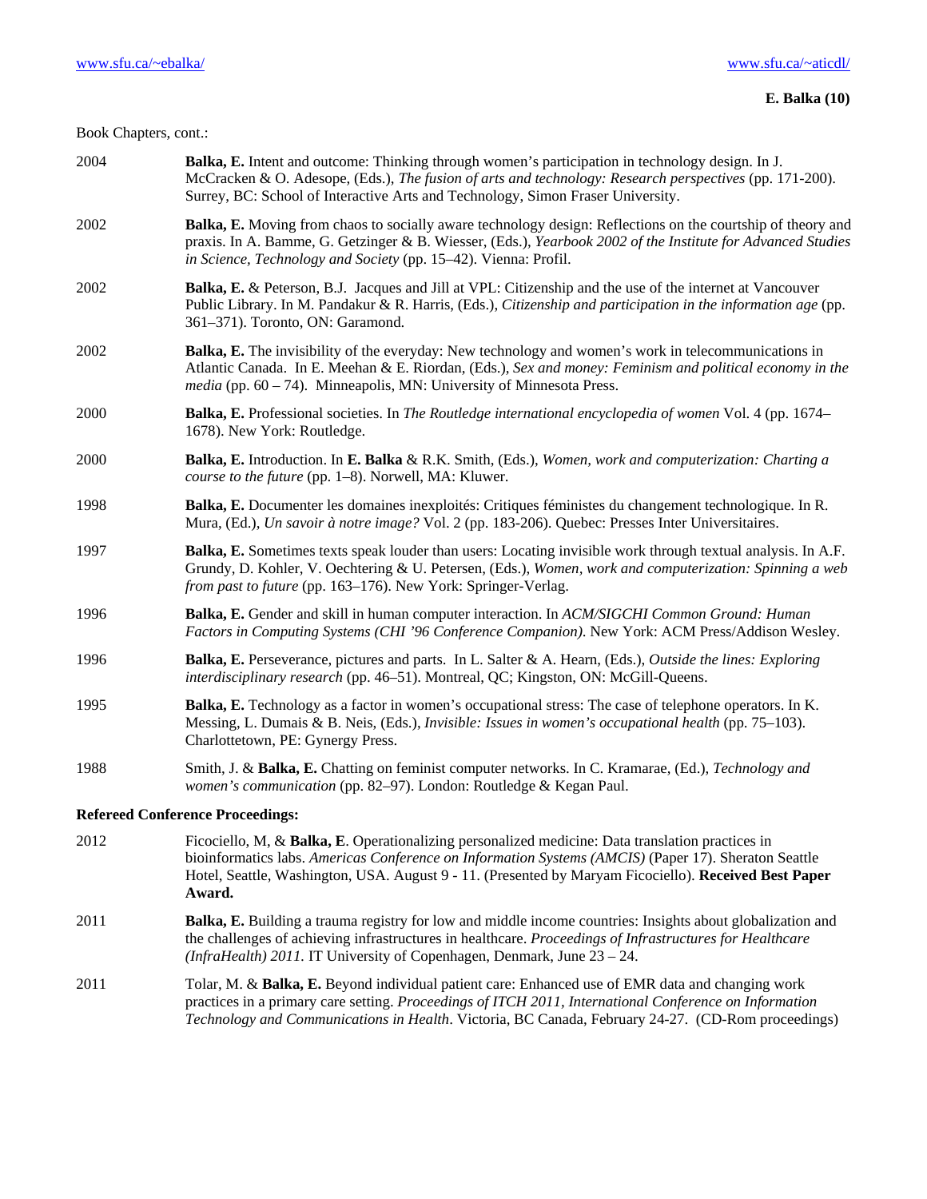Book Chapters, cont.:

2004 **Balka, E.** Intent and outcome: Thinking through women's participation in technology design. In J. McCracken & O. Adesope, (Eds.), *The fusion of arts and technology: Research perspectives* (pp. 171-200). Surrey, BC: School of Interactive Arts and Technology, Simon Fraser University.

2002 **Balka, E.** Moving from chaos to socially aware technology design: Reflections on the courtship of theory and praxis. In A. Bamme, G. Getzinger & B. Wiesser, (Eds.), *Yearbook 2002 of the Institute for Advanced Studies in Science, Technology and Society* (pp. 15–42). Vienna: Profil.

2002 **Balka, E.** & Peterson, B.J. Jacques and Jill at VPL: Citizenship and the use of the internet at Vancouver Public Library. In M. Pandakur & R. Harris, (Eds.), *Citizenship and participation in the information age* (pp. 361–371). Toronto, ON: Garamond.

2002 **Balka, E.** The invisibility of the everyday: New technology and women's work in telecommunications in Atlantic Canada. In E. Meehan & E. Riordan, (Eds.), *Sex and money: Feminism and political economy in the media* (pp. 60 – 74). Minneapolis, MN: University of Minnesota Press.

2000 **Balka, E.** Professional societies. In *The Routledge international encyclopedia of women* Vol. 4 (pp. 1674–1678). New York: Routledge.

2000 **Balka, E.** Introduction. In **E. Balka** & R.K. Smith, (Eds.), *Women, work and computerization: Charting a course to the future* (pp. 1–8). Norwell, MA: Kluwer.

1998 **Balka, E.** Documenter les domaines inexploités: Critiques féministes du changement technologique. In R. Mura, (Ed.), *Un savoir à notre image?* Vol. 2 (pp. 183-206). Quebec: Presses Inter Universitaires.

1997 **Balka, E.** Sometimes texts speak louder than users: Locating invisible work through textual analysis. In A.F. Grundy, D. Kohler, V. Oechtering & U. Petersen, (Eds.), *Women, work and computerization: Spinning a web from past to future* (pp. 163–176). New York: Springer-Verlag.

1996 **Balka, E.** Gender and skill in human computer interaction. In *ACM/SIGCHI Common Ground: Human Factors in Computing Systems (CHI '96 Conference Companion)*. New York: ACM Press/Addison Wesley.

1996 **Balka, E.** Perseverance, pictures and parts. In L. Salter & A. Hearn, (Eds.), *Outside the lines: Exploring interdisciplinary research* (pp. 46–51). Montreal, QC; Kingston, ON: McGill-Queens.

1995 **Balka, E.** Technology as a factor in women's occupational stress: The case of telephone operators. In K. Messing, L. Dumais & B. Neis, (Eds.), *Invisible: Issues in women's occupational health* (pp. 75–103). Charlottetown, PE: Gynergy Press.

1988 Smith, J. & **Balka, E.** Chatting on feminist computer networks. In C. Kramarae, (Ed.), *Technology and women's communication* (pp. 82–97). London: Routledge & Kegan Paul.

**Refereed Conference Proceedings:**

2012 Ficociello, M, & **Balka, E**. Operationalizing personalized medicine: Data translation practices in bioinformatics labs. *Americas Conference on Information Systems (AMCIS)* (Paper 17). Sheraton Seattle Hotel, Seattle, Washington, USA. August 9 - 11. (Presented by Maryam Ficociello). **Received Best Paper Award.**

2011 **Balka, E.** Building a trauma registry for low and middle income countries: Insights about globalization and the challenges of achieving infrastructures in healthcare. *Proceedings of Infrastructures for Healthcare (InfraHealth) 2011.* IT University of Copenhagen, Denmark, June 23 – 24.

2011 Tolar, M. & **Balka, E.** Beyond individual patient care: Enhanced use of EMR data and changing work practices in a primary care setting. *Proceedings of ITCH 2011, International Conference on Information Technology and Communications in Health*. Victoria, BC Canada, February 24-27. (CD-Rom proceedings)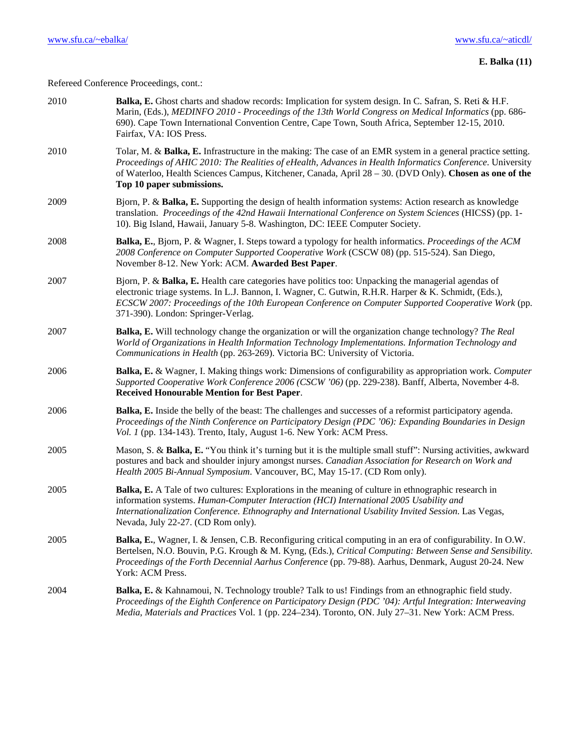Refereed Conference Proceedings, cont.:

2010 **Balka, E.** Ghost charts and shadow records: Implication for system design. In C. Safran, S. Reti & H.F. Marin, (Eds.), *MEDINFO 2010 - Proceedings of the 13th World Congress on Medical Informatics* (pp. 686-690). Cape Town International Convention Centre, Cape Town, South Africa, September 12-15, 2010. Fairfax, VA: IOS Press.

2010 Tolar, M. & **Balka, E.** Infrastructure in the making: The case of an EMR system in a general practice setting. *Proceedings of AHIC 2010: The Realities of eHealth, Advances in Health Informatics Conference*. University of Waterloo, Health Sciences Campus, Kitchener, Canada, April 28 – 30. (DVD Only). **Chosen as one of the Top 10 paper submissions.**

2009 Bjorn, P. & **Balka, E.** Supporting the design of health information systems: Action research as knowledge translation. *Proceedings of the 42nd Hawaii International Conference on System Sciences* (HICSS) (pp. 1-10). Big Island, Hawaii, January 5-8. Washington, DC: IEEE Computer Society.

2008 **Balka, E.**, Bjorn, P. & Wagner, I. Steps toward a typology for health informatics. *Proceedings of the ACM 2008 Conference on Computer Supported Cooperative Work* (CSCW 08) (pp. 515-524). San Diego, November 8-12. New York: ACM. **Awarded Best Paper**.

2007 Bjorn, P. & **Balka, E.** Health care categories have politics too: Unpacking the managerial agendas of electronic triage systems. In L.J. Bannon, I. Wagner, C. Gutwin, R.H.R. Harper & K. Schmidt, (Eds.), *ECSCW 2007: Proceedings of the 10th European Conference on Computer Supported Cooperative Work* (pp. 371-390). London: Springer-Verlag.

2007 **Balka, E.** Will technology change the organization or will the organization change technology? *The Real World of Organizations in Health Information Technology Implementations. Information Technology and Communications in Health* (pp. 263-269). Victoria BC: University of Victoria.

2006 **Balka, E.** & Wagner, I. Making things work: Dimensions of configurability as appropriation work. *Computer Supported Cooperative Work Conference 2006 (CSCW '06)* (pp. 229-238). Banff, Alberta, November 4-8. **Received Honourable Mention for Best Paper**.

2006 **Balka, E.** Inside the belly of the beast: The challenges and successes of a reformist participatory agenda. *Proceedings of the Ninth Conference on Participatory Design (PDC '06): Expanding Boundaries in Design Vol. 1* (pp. 134-143). Trento, Italy, August 1-6. New York: ACM Press.

2005 Mason, S. & **Balka, E.** "You think it's turning but it is the multiple small stuff": Nursing activities, awkward postures and back and shoulder injury amongst nurses. *Canadian Association for Research on Work and Health 2005 Bi-Annual Symposium*. Vancouver, BC, May 15-17. (CD Rom only).

2005 **Balka, E.** A Tale of two cultures: Explorations in the meaning of culture in ethnographic research in information systems. *Human-Computer Interaction (HCI) International 2005 Usability and Internationalization Conference. Ethnography and International Usability Invited Session*. Las Vegas, Nevada, July 22-27. (CD Rom only).

2005 **Balka, E.**, Wagner, I. & Jensen, C.B. Reconfiguring critical computing in an era of configurability. In O.W. Bertelsen, N.O. Bouvin, P.G. Krough & M. Kyng, (Eds.), *Critical Computing: Between Sense and Sensibility. Proceedings of the Forth Decennial Aarhus Conference* (pp. 79-88). Aarhus, Denmark, August 20-24. New York: ACM Press.

2004 **Balka, E.** & Kahnamoui, N. Technology trouble? Talk to us! Findings from an ethnographic field study. *Proceedings of the Eighth Conference on Participatory Design (PDC '04): Artful Integration: Interweaving Media, Materials and Practices* Vol. 1 (pp. 224–234). Toronto, ON. July 27–31. New York: ACM Press.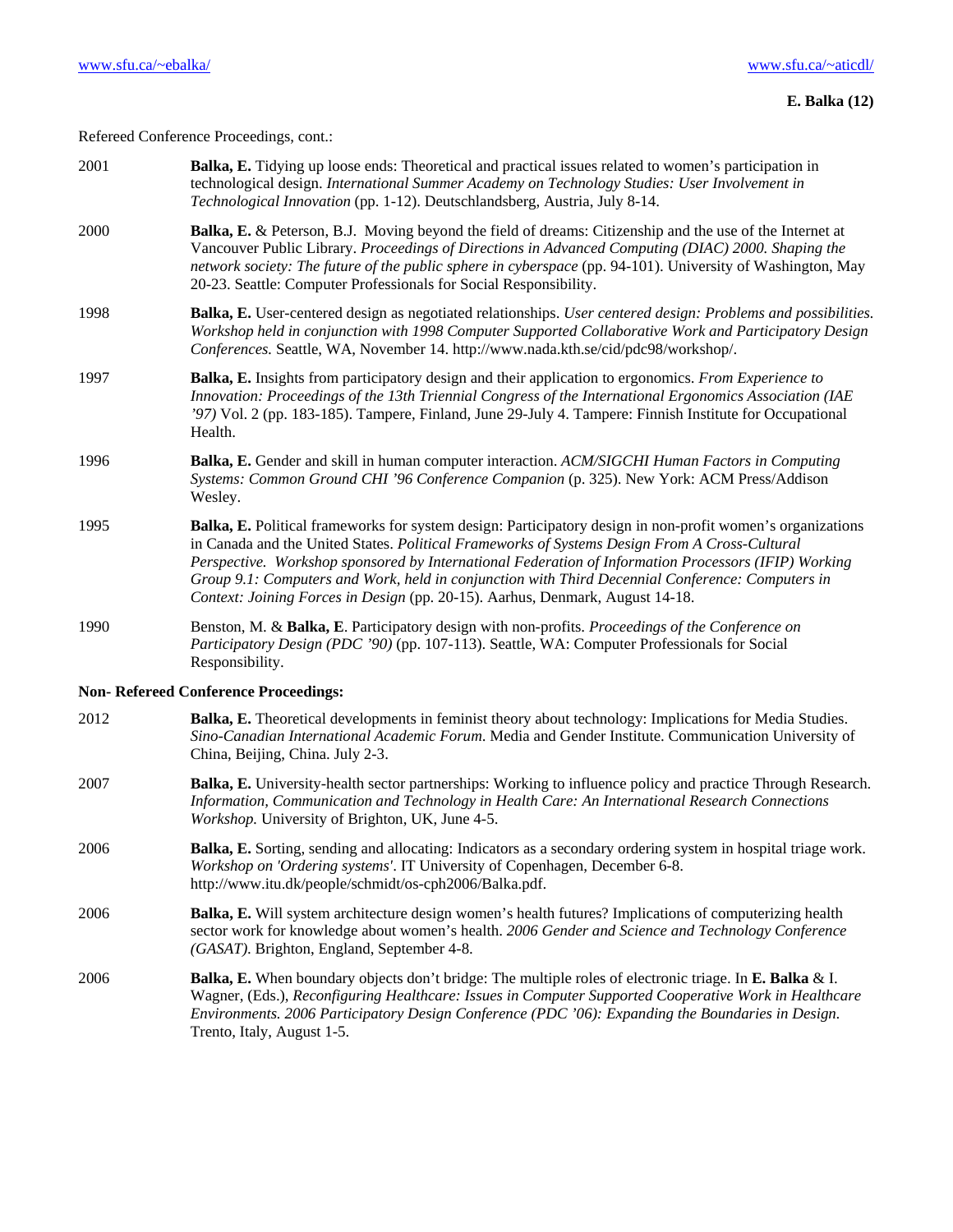Refereed Conference Proceedings, cont.:

2001 **Balka, E.** Tidying up loose ends: Theoretical and practical issues related to women's participation in technological design. *International Summer Academy on Technology Studies: User Involvement in Technological Innovation* (pp. 1-12). Deutschlandsberg, Austria, July 8-14.

2000 **Balka, E.** & Peterson, B.J. Moving beyond the field of dreams: Citizenship and the use of the Internet at Vancouver Public Library. *Proceedings of Directions in Advanced Computing (DIAC) 2000. Shaping the network society: The future of the public sphere in cyberspace* (pp. 94-101). University of Washington, May 20-23. Seattle: Computer Professionals for Social Responsibility.

1998 **Balka, E.** User-centered design as negotiated relationships. *User centered design: Problems and possibilities. Workshop held in conjunction with 1998 Computer Supported Collaborative Work and Participatory Design Conferences.* Seattle, WA, November 14. http://www.nada.kth.se/cid/pdc98/workshop/.

1997 **Balka, E.** Insights from participatory design and their application to ergonomics. *From Experience to Innovation: Proceedings of the 13th Triennial Congress of the International Ergonomics Association (IAE '97)* Vol. 2 (pp. 183-185). Tampere, Finland, June 29-July 4. Tampere: Finnish Institute for Occupational Health.

1996 **Balka, E.** Gender and skill in human computer interaction. *ACM/SIGCHI Human Factors in Computing Systems: Common Ground CHI '96 Conference Companion* (p. 325). New York: ACM Press/Addison Wesley.

1995 **Balka, E.** Political frameworks for system design: Participatory design in non-profit women's organizations in Canada and the United States. *Political Frameworks of Systems Design From A Cross-Cultural Perspective. Workshop sponsored by International Federation of Information Processors (IFIP) Working Group 9.1: Computers and Work, held in conjunction with Third Decennial Conference: Computers in Context: Joining Forces in Design* (pp. 20-15). Aarhus, Denmark, August 14-18.

1990 Benston, M. & **Balka, E**. Participatory design with non-profits. *Proceedings of the Conference on Participatory Design (PDC '90)* (pp. 107-113). Seattle, WA: Computer Professionals for Social Responsibility.

**Non- Refereed Conference Proceedings:**

2012 **Balka, E.** Theoretical developments in feminist theory about technology: Implications for Media Studies. *Sino-Canadian International Academic Forum.* Media and Gender Institute. Communication University of China, Beijing, China. July 2-3.

2007 **Balka, E.** University-health sector partnerships: Working to influence policy and practice Through Research. *Information, Communication and Technology in Health Care: An International Research Connections Workshop.* University of Brighton, UK, June 4-5.

2006 **Balka, E.** Sorting, sending and allocating: Indicators as a secondary ordering system in hospital triage work. *Workshop on 'Ordering systems'*. IT University of Copenhagen, December 6-8. http://www.itu.dk/people/schmidt/os-cph2006/Balka.pdf.

2006 **Balka, E.** Will system architecture design women's health futures? Implications of computerizing health sector work for knowledge about women's health. *2006 Gender and Science and Technology Conference (GASAT).* Brighton, England, September 4-8.

2006 **Balka, E.** When boundary objects don't bridge: The multiple roles of electronic triage. In **E. Balka** & I. Wagner, (Eds.), *Reconfiguring Healthcare: Issues in Computer Supported Cooperative Work in Healthcare Environments. 2006 Participatory Design Conference (PDC '06): Expanding the Boundaries in Design.* Trento, Italy, August 1-5.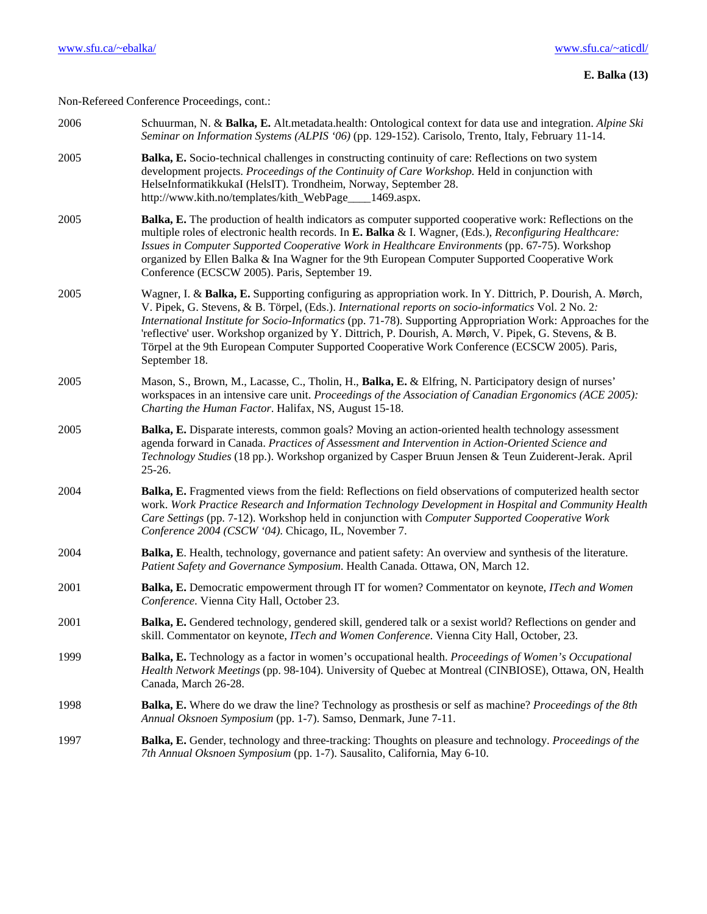Non-Refereed Conference Proceedings, cont.:

2006 Schuurman, N. & **Balka, E.** Alt.metadata.health: Ontological context for data use and integration. *Alpine Ski Seminar on Information Systems (ALPIS '06)* (pp. 129-152). Carisolo, Trento, Italy, February 11-14.

2005 **Balka, E.** Socio-technical challenges in constructing continuity of care: Reflections on two system development projects. *Proceedings of the Continuity of Care Workshop.* Held in conjunction with HelseInformatikkukaI (HelsIT). Trondheim, Norway, September 28. http://www.kith.no/templates/kith_WebPage____1469.aspx.

2005 **Balka, E.** The production of health indicators as computer supported cooperative work: Reflections on the multiple roles of electronic health records. In **E. Balka** & I. Wagner, (Eds.), *Reconfiguring Healthcare: Issues in Computer Supported Cooperative Work in Healthcare Environments* (pp. 67-75). Workshop organized by Ellen Balka & Ina Wagner for the 9th European Computer Supported Cooperative Work Conference (ECSCW 2005). Paris, September 19.

2005 Wagner, I. & **Balka, E.** Supporting configuring as appropriation work. In Y. Dittrich, P. Dourish, A. Mørch, V. Pipek, G. Stevens, & B. Törpel, (Eds.). *International reports on socio-informatics* Vol. 2 No. 2*: International Institute for Socio-Informatics* (pp. 71-78). Supporting Appropriation Work: Approaches for the 'reflective' user. Workshop organized by Y. Dittrich, P. Dourish, A. Mørch, V. Pipek, G. Stevens, & B. Törpel at the 9th European Computer Supported Cooperative Work Conference (ECSCW 2005). Paris, September 18.

2005 Mason, S., Brown, M., Lacasse, C., Tholin, H., **Balka, E.** & Elfring, N. Participatory design of nurses' workspaces in an intensive care unit. *Proceedings of the Association of Canadian Ergonomics (ACE 2005): Charting the Human Factor*. Halifax, NS, August 15-18.

2005 **Balka, E.** Disparate interests, common goals? Moving an action-oriented health technology assessment agenda forward in Canada. *Practices of Assessment and Intervention in Action-Oriented Science and Technology Studies* (18 pp.). Workshop organized by Casper Bruun Jensen & Teun Zuiderent-Jerak. April 25-26.

2004 **Balka, E.** Fragmented views from the field: Reflections on field observations of computerized health sector work. *Work Practice Research and Information Technology Development in Hospital and Community Health Care Settings* (pp. 7-12). Workshop held in conjunction with *Computer Supported Cooperative Work Conference 2004 (CSCW '04)*. Chicago, IL, November 7.

2004 **Balka, E**. Health, technology, governance and patient safety: An overview and synthesis of the literature. *Patient Safety and Governance Symposium*. Health Canada. Ottawa, ON, March 12.

2001 **Balka, E.** Democratic empowerment through IT for women? Commentator on keynote, *ITech and Women Conference*. Vienna City Hall, October 23.

2001 **Balka, E.** Gendered technology, gendered skill, gendered talk or a sexist world? Reflections on gender and skill. Commentator on keynote, *ITech and Women Conference*. Vienna City Hall, October, 23.

1999 **Balka, E.** Technology as a factor in women's occupational health. *Proceedings of Women's Occupational Health Network Meetings* (pp. 98-104). University of Quebec at Montreal (CINBIOSE), Ottawa, ON, Health Canada, March 26-28.

1998 **Balka, E.** Where do we draw the line? Technology as prosthesis or self as machine? *Proceedings of the 8th Annual Oksnoen Symposium* (pp. 1-7). Samso, Denmark, June 7-11.

1997 **Balka, E.** Gender, technology and three-tracking: Thoughts on pleasure and technology. *Proceedings of the 7th Annual Oksnoen Symposium* (pp. 1-7). Sausalito, California, May 6-10.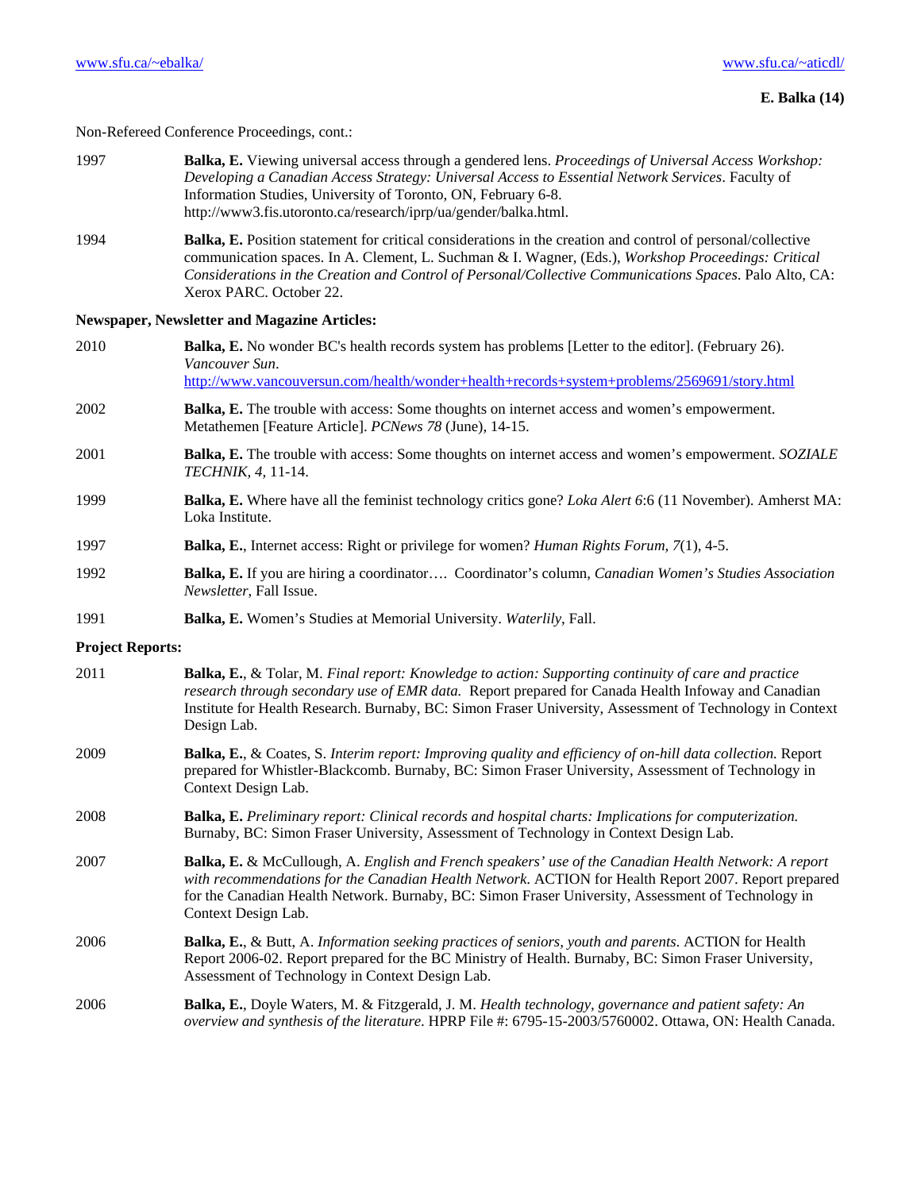Non-Refereed Conference Proceedings, cont.:

1997 **Balka, E.** Viewing universal access through a gendered lens. *Proceedings of Universal Access Workshop: Developing a Canadian Access Strategy: Universal Access to Essential Network Services*. Faculty of Information Studies, University of Toronto, ON, February 6-8. http://www3.fis.utoronto.ca/research/iprp/ua/gender/balka.html.

1994 **Balka, E.** Position statement for critical considerations in the creation and control of personal/collective communication spaces. In A. Clement, L. Suchman & I. Wagner, (Eds.), *Workshop Proceedings: Critical Considerations in the Creation and Control of Personal/Collective Communications Spaces*. Palo Alto, CA: Xerox PARC. October 22.

**Newspaper, Newsletter and Magazine Articles:**

2010 **Balka, E.** No wonder BC's health records system has problems [Letter to the editor]. (February 26). *Vancouver Sun*. http://www.vancouversun.com/health/wonder+health+records+system+problems/2569691/story.html

2002 **Balka, E.** The trouble with access: Some thoughts on internet access and women's empowerment. Metathemen [Feature Article]. *PCNews 78* (June), 14-15.

2001 **Balka, E.** The trouble with access: Some thoughts on internet access and women's empowerment. *SOZIALE TECHNIK, 4*, 11-14.

1999 **Balka, E.** Where have all the feminist technology critics gone? *Loka Alert 6*:6 (11 November). Amherst MA: Loka Institute.

1997 **Balka, E.**, Internet access: Right or privilege for women? *Human Rights Forum, 7*(1), 4-5.

1992 **Balka, E.** If you are hiring a coordinator…. Coordinator's column, *Canadian Women's Studies Association Newsletter*, Fall Issue.

1991 **Balka, E.** Women's Studies at Memorial University. *Waterlily*, Fall.

**Project Reports:**

2011 **Balka, E.**, & Tolar, M. *Final report: Knowledge to action: Supporting continuity of care and practice research through secondary use of EMR data.* Report prepared for Canada Health Infoway and Canadian Institute for Health Research. Burnaby, BC: Simon Fraser University, Assessment of Technology in Context Design Lab.

2009 **Balka, E.**, & Coates, S. *Interim report: Improving quality and efficiency of on-hill data collection.* Report prepared for Whistler-Blackcomb. Burnaby, BC: Simon Fraser University, Assessment of Technology in Context Design Lab.

2008 **Balka, E.** *Preliminary report: Clinical records and hospital charts: Implications for computerization.* Burnaby, BC: Simon Fraser University, Assessment of Technology in Context Design Lab.

2007 **Balka, E.** & McCullough, A. *English and French speakers' use of the Canadian Health Network: A report with recommendations for the Canadian Health Network.* ACTION for Health Report 2007. Report prepared for the Canadian Health Network. Burnaby, BC: Simon Fraser University, Assessment of Technology in Context Design Lab.

2006 **Balka, E.**, & Butt, A. *Information seeking practices of seniors, youth and parents.* ACTION for Health Report 2006-02. Report prepared for the BC Ministry of Health. Burnaby, BC: Simon Fraser University, Assessment of Technology in Context Design Lab.

2006 **Balka, E.**, Doyle Waters, M. & Fitzgerald, J. M. *Health technology, governance and patient safety: An overview and synthesis of the literature*. HPRP File #: 6795-15-2003/5760002. Ottawa, ON: Health Canada.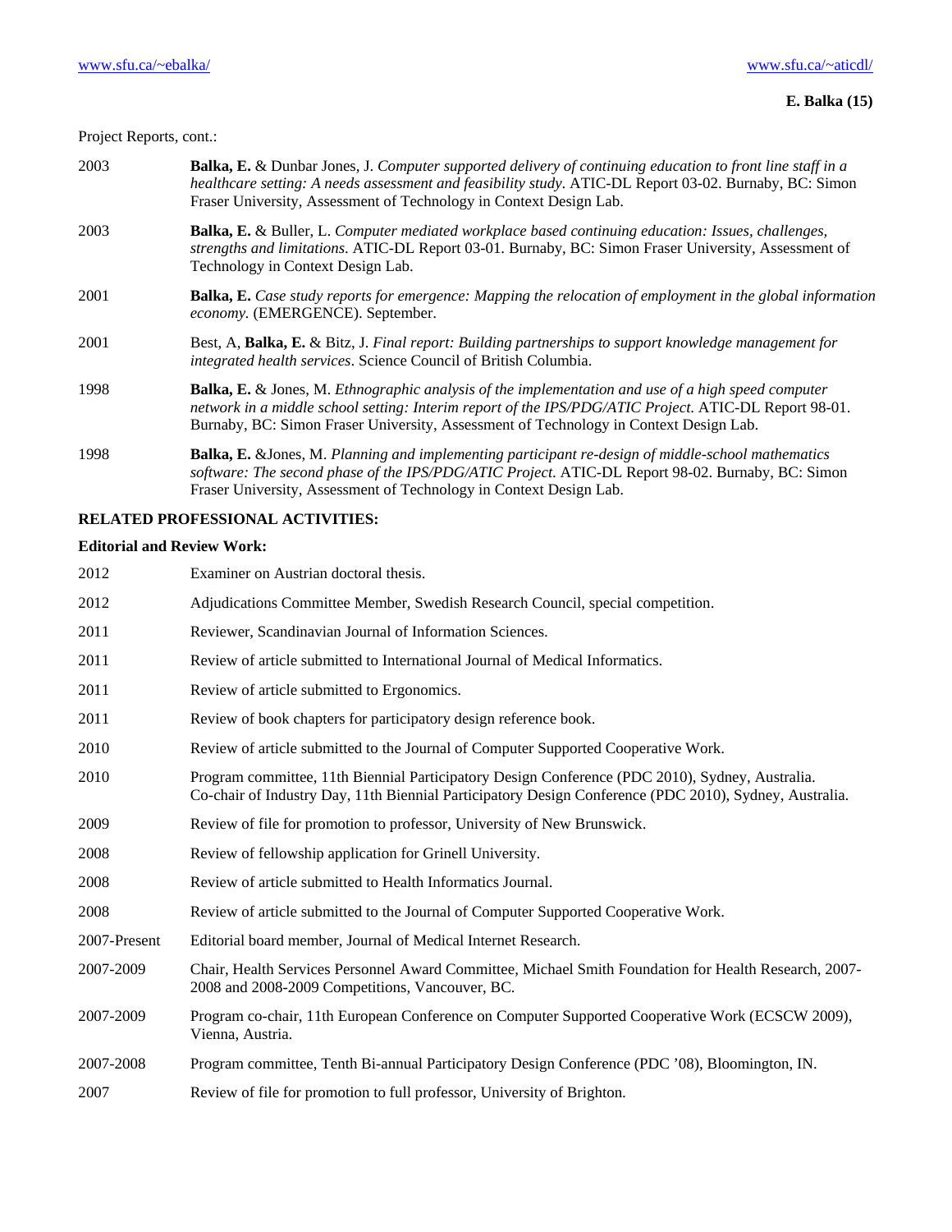Project Reports, cont.:

2003 **Balka, E.** & Dunbar Jones, J. *Computer supported delivery of continuing education to front line staff in a healthcare setting: A needs assessment and feasibility study.* ATIC-DL Report 03-02. Burnaby, BC: Simon Fraser University, Assessment of Technology in Context Design Lab.

2003 **Balka, E.** & Buller, L. *Computer mediated workplace based continuing education: Issues, challenges, strengths and limitations.* ATIC-DL Report 03-01. Burnaby, BC: Simon Fraser University, Assessment of Technology in Context Design Lab.

2001 **Balka, E.** *Case study reports for emergence: Mapping the relocation of employment in the global information economy.* (EMERGENCE). September.

2001 Best, A, **Balka, E.** & Bitz, J. *Final report: Building partnerships to support knowledge management for integrated health services*. Science Council of British Columbia.

1998 **Balka, E.** & Jones, M. *Ethnographic analysis of the implementation and use of a high speed computer network in a middle school setting: Interim report of the IPS/PDG/ATIC Project.* ATIC-DL Report 98-01. Burnaby, BC: Simon Fraser University, Assessment of Technology in Context Design Lab.

1998 **Balka, E.** &Jones, M. *Planning and implementing participant re-design of middle-school mathematics software: The second phase of the IPS/PDG/ATIC Project.* ATIC-DL Report 98-02. Burnaby, BC: Simon Fraser University, Assessment of Technology in Context Design Lab.

## RELATED PROFESSIONAL ACTIVITIES:

### Editorial and Review Work:

2012 Examiner on Austrian doctoral thesis.

2012 Adjudications Committee Member, Swedish Research Council, special competition.

2011 Reviewer, Scandinavian Journal of Information Sciences.

2011 Review of article submitted to International Journal of Medical Informatics.

2011 Review of article submitted to Ergonomics.

2011 Review of book chapters for participatory design reference book.

2010 Review of article submitted to the Journal of Computer Supported Cooperative Work.

2010 Program committee, 11th Biennial Participatory Design Conference (PDC 2010), Sydney, Australia.
Co-chair of Industry Day, 11th Biennial Participatory Design Conference (PDC 2010), Sydney, Australia.

2009 Review of file for promotion to professor, University of New Brunswick.

2008 Review of fellowship application for Grinell University.

2008 Review of article submitted to Health Informatics Journal.

2008 Review of article submitted to the Journal of Computer Supported Cooperative Work.

2007-Present Editorial board member, Journal of Medical Internet Research.

2007-2009 Chair, Health Services Personnel Award Committee, Michael Smith Foundation for Health Research, 2007-2008 and 2008-2009 Competitions, Vancouver, BC.

2007-2009 Program co-chair, 11th European Conference on Computer Supported Cooperative Work (ECSCW 2009), Vienna, Austria.

2007-2008 Program committee, Tenth Bi-annual Participatory Design Conference (PDC '08), Bloomington, IN.

2007 Review of file for promotion to full professor, University of Brighton.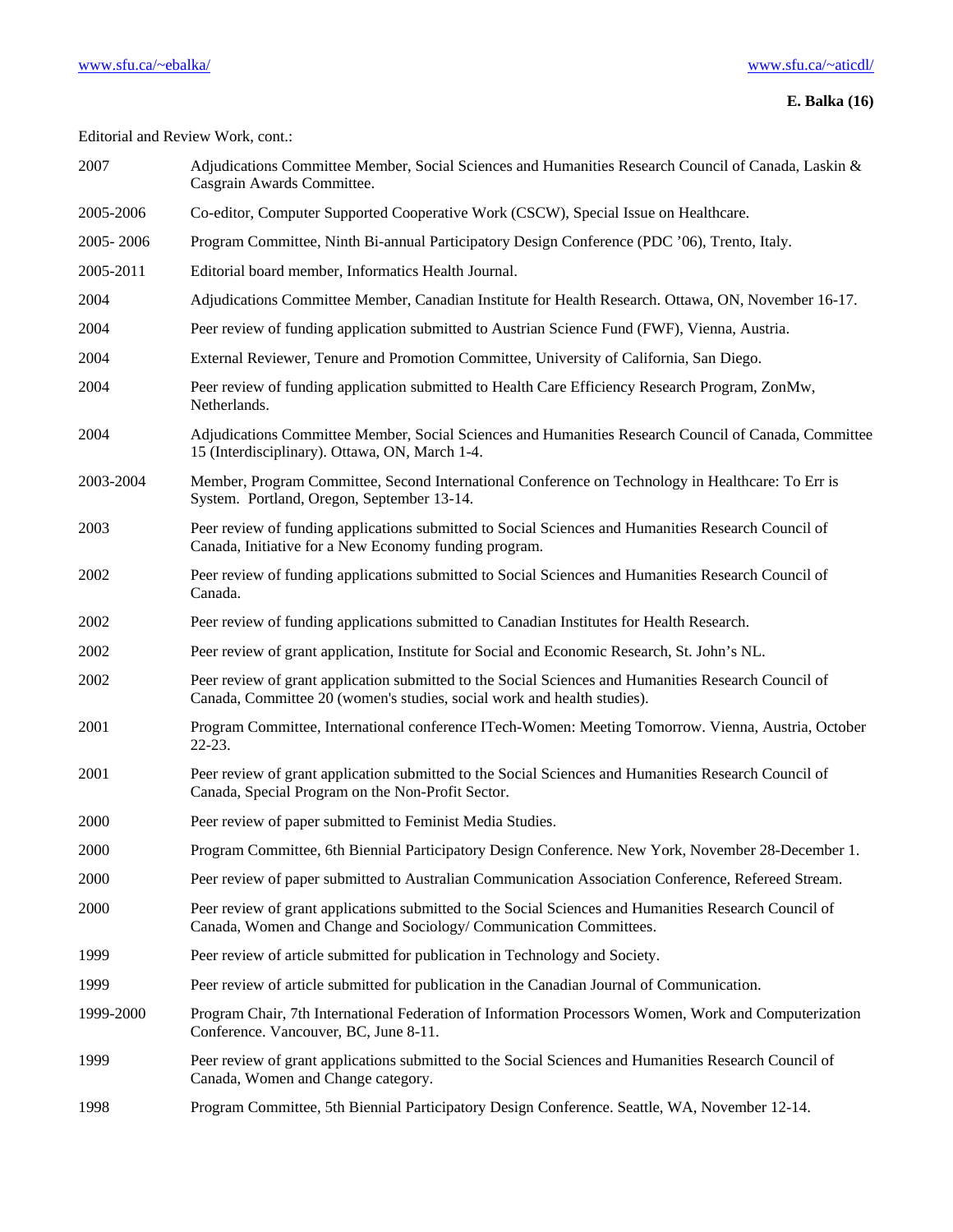Editorial and Review Work, cont.:

| | |
|---|---|
| 2007 | Adjudications Committee Member, Social Sciences and Humanities Research Council of Canada, Laskin & Casgrain Awards Committee. |
| 2005-2006 | Co-editor, Computer Supported Cooperative Work (CSCW), Special Issue on Healthcare. |
| 2005- 2006 | Program Committee, Ninth Bi-annual Participatory Design Conference (PDC '06), Trento, Italy. |
| 2005-2011 | Editorial board member, Informatics Health Journal. |
| 2004 | Adjudications Committee Member, Canadian Institute for Health Research. Ottawa, ON, November 16-17. |
| 2004 | Peer review of funding application submitted to Austrian Science Fund (FWF), Vienna, Austria. |
| 2004 | External Reviewer, Tenure and Promotion Committee, University of California, San Diego. |
| 2004 | Peer review of funding application submitted to Health Care Efficiency Research Program, ZonMw, Netherlands. |
| 2004 | Adjudications Committee Member, Social Sciences and Humanities Research Council of Canada, Committee 15 (Interdisciplinary). Ottawa, ON, March 1-4. |
| 2003-2004 | Member, Program Committee, Second International Conference on Technology in Healthcare: To Err is System. Portland, Oregon, September 13-14. |
| 2003 | Peer review of funding applications submitted to Social Sciences and Humanities Research Council of Canada, Initiative for a New Economy funding program. |
| 2002 | Peer review of funding applications submitted to Social Sciences and Humanities Research Council of Canada. |
| 2002 | Peer review of funding applications submitted to Canadian Institutes for Health Research. |
| 2002 | Peer review of grant application, Institute for Social and Economic Research, St. John's NL. |
| 2002 | Peer review of grant application submitted to the Social Sciences and Humanities Research Council of Canada, Committee 20 (women's studies, social work and health studies). |
| 2001 | Program Committee, International conference ITech-Women: Meeting Tomorrow. Vienna, Austria, October 22-23. |
| 2001 | Peer review of grant application submitted to the Social Sciences and Humanities Research Council of Canada, Special Program on the Non-Profit Sector. |
| 2000 | Peer review of paper submitted to Feminist Media Studies. |
| 2000 | Program Committee, 6th Biennial Participatory Design Conference. New York, November 28-December 1. |
| 2000 | Peer review of paper submitted to Australian Communication Association Conference, Refereed Stream. |
| 2000 | Peer review of grant applications submitted to the Social Sciences and Humanities Research Council of Canada, Women and Change and Sociology/ Communication Committees. |
| 1999 | Peer review of article submitted for publication in Technology and Society. |
| 1999 | Peer review of article submitted for publication in the Canadian Journal of Communication. |
| 1999-2000 | Program Chair, 7th International Federation of Information Processors Women, Work and Computerization Conference. Vancouver, BC, June 8-11. |
| 1999 | Peer review of grant applications submitted to the Social Sciences and Humanities Research Council of Canada, Women and Change category. |
| 1998 | Program Committee, 5th Biennial Participatory Design Conference. Seattle, WA, November 12-14. |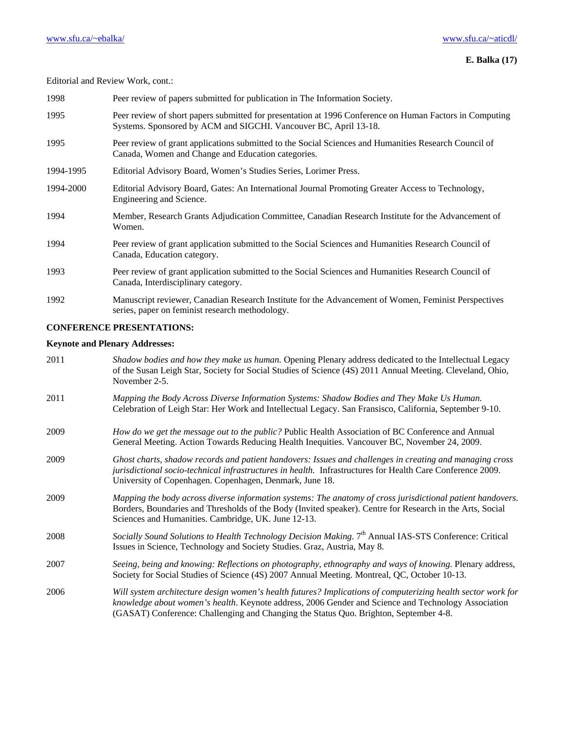Editorial and Review Work, cont.:

| | |
|---|---|
| 1998 | Peer review of papers submitted for publication in The Information Society. |
| 1995 | Peer review of short papers submitted for presentation at 1996 Conference on Human Factors in Computing Systems. Sponsored by ACM and SIGCHI. Vancouver BC, April 13-18. |
| 1995 | Peer review of grant applications submitted to the Social Sciences and Humanities Research Council of Canada, Women and Change and Education categories. |
| 1994-1995 | Editorial Advisory Board, Women's Studies Series, Lorimer Press. |
| 1994-2000 | Editorial Advisory Board, Gates: An International Journal Promoting Greater Access to Technology, Engineering and Science. |
| 1994 | Member, Research Grants Adjudication Committee, Canadian Research Institute for the Advancement of Women. |
| 1994 | Peer review of grant application submitted to the Social Sciences and Humanities Research Council of Canada, Education category. |
| 1993 | Peer review of grant application submitted to the Social Sciences and Humanities Research Council of Canada, Interdisciplinary category. |
| 1992 | Manuscript reviewer, Canadian Research Institute for the Advancement of Women, Feminist Perspectives series, paper on feminist research methodology. |

**CONFERENCE PRESENTATIONS:**

**Keynote and Plenary Addresses:**

| | |
|---|---|
| 2011 | *Shadow bodies and how they make us human.* Opening Plenary address dedicated to the Intellectual Legacy of the Susan Leigh Star, Society for Social Studies of Science (4S) 2011 Annual Meeting. Cleveland, Ohio, November 2-5. |
| 2011 | *Mapping the Body Across Diverse Information Systems: Shadow Bodies and They Make Us Human.* Celebration of Leigh Star: Her Work and Intellectual Legacy. San Fransisco, California, September 9-10. |
| 2009 | *How do we get the message out to the public?* Public Health Association of BC Conference and Annual General Meeting. Action Towards Reducing Health Inequities. Vancouver BC, November 24, 2009. |
| 2009 | *Ghost charts, shadow records and patient handovers: Issues and challenges in creating and managing cross jurisdictional socio-technical infrastructures in health.* Infrastructures for Health Care Conference 2009. University of Copenhagen. Copenhagen, Denmark, June 18. |
| 2009 | *Mapping the body across diverse information systems: The anatomy of cross jurisdictional patient handovers.* Borders, Boundaries and Thresholds of the Body (Invited speaker). Centre for Research in the Arts, Social Sciences and Humanities. Cambridge, UK. June 12-13. |
| 2008 | *Socially Sound Solutions to Health Technology Decision Making.* 7th Annual IAS-STS Conference: Critical Issues in Science, Technology and Society Studies. Graz, Austria, May 8. |
| 2007 | *Seeing, being and knowing: Reflections on photography, ethnography and ways of knowing.* Plenary address, Society for Social Studies of Science (4S) 2007 Annual Meeting. Montreal, QC, October 10-13. |
| 2006 | *Will system architecture design women's health futures? Implications of computerizing health sector work for knowledge about women's health*. Keynote address, 2006 Gender and Science and Technology Association (GASAT) Conference: Challenging and Changing the Status Quo. Brighton, September 4-8. |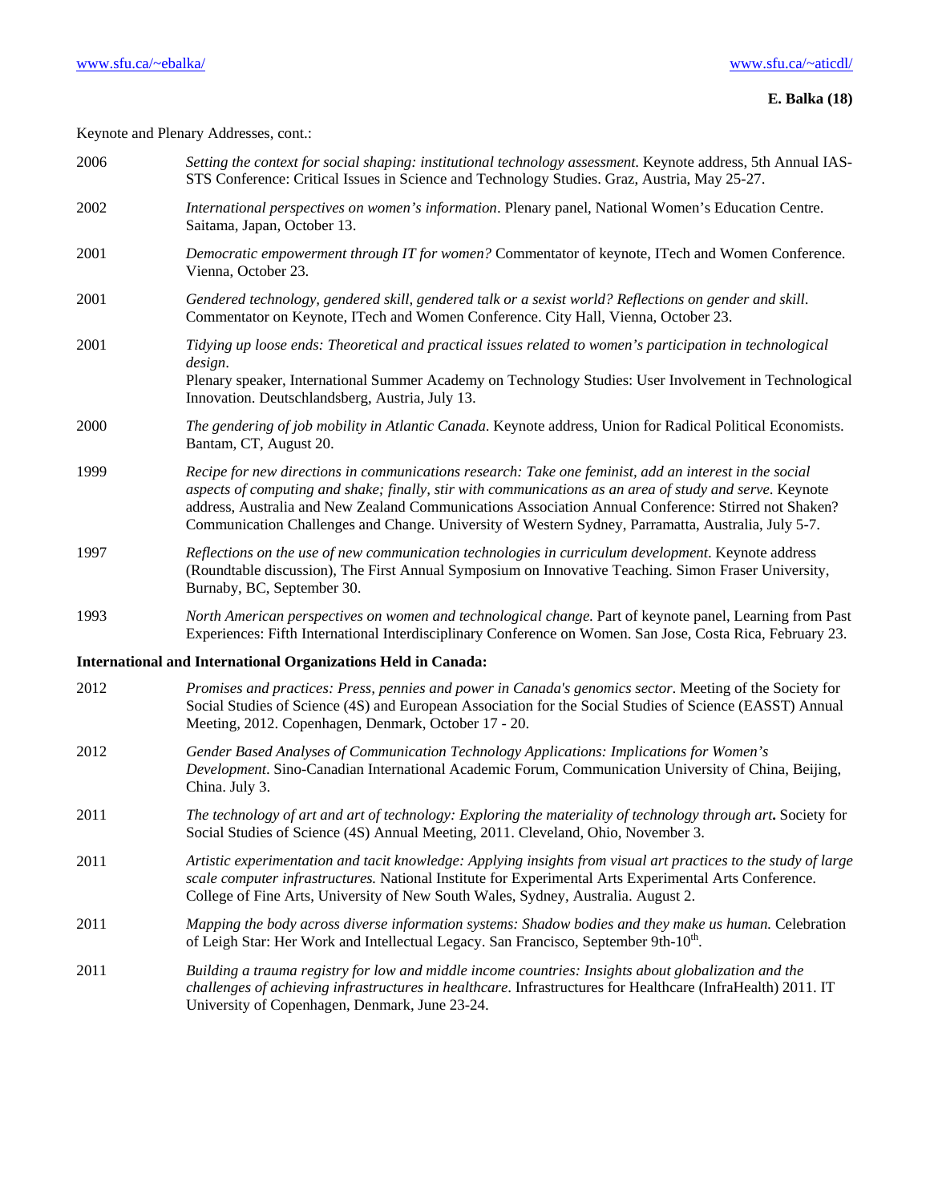Keynote and Plenary Addresses, cont.:

2006 *Setting the context for social shaping: institutional technology assessment*. Keynote address, 5th Annual IAS-STS Conference: Critical Issues in Science and Technology Studies. Graz, Austria, May 25-27.

2002 *International perspectives on women's information*. Plenary panel, National Women's Education Centre. Saitama, Japan, October 13.

2001 *Democratic empowerment through IT for women?* Commentator of keynote, ITech and Women Conference. Vienna, October 23.

2001 *Gendered technology, gendered skill, gendered talk or a sexist world? Reflections on gender and skill*. Commentator on Keynote, ITech and Women Conference. City Hall, Vienna, October 23.

2001 *Tidying up loose ends: Theoretical and practical issues related to women's participation in technological design*.
Plenary speaker, International Summer Academy on Technology Studies: User Involvement in Technological Innovation. Deutschlandsberg, Austria, July 13.

2000 *The gendering of job mobility in Atlantic Canada*. Keynote address, Union for Radical Political Economists. Bantam, CT, August 20.

1999 *Recipe for new directions in communications research: Take one feminist, add an interest in the social aspects of computing and shake; finally, stir with communications as an area of study and serve*. Keynote address, Australia and New Zealand Communications Association Annual Conference: Stirred not Shaken? Communication Challenges and Change. University of Western Sydney, Parramatta, Australia, July 5-7.

1997 *Reflections on the use of new communication technologies in curriculum development*. Keynote address (Roundtable discussion), The First Annual Symposium on Innovative Teaching. Simon Fraser University, Burnaby, BC, September 30.

1993 *North American perspectives on women and technological change*. Part of keynote panel, Learning from Past Experiences: Fifth International Interdisciplinary Conference on Women. San Jose, Costa Rica, February 23.

**International and International Organizations Held in Canada:**

2012 *Promises and practices: Press, pennies and power in Canada's genomics sector*. Meeting of the Society for Social Studies of Science (4S) and European Association for the Social Studies of Science (EASST) Annual Meeting, 2012. Copenhagen, Denmark, October 17 - 20.

2012 *Gender Based Analyses of Communication Technology Applications: Implications for Women's Development*. Sino-Canadian International Academic Forum, Communication University of China, Beijing, China. July 3.

2011 *The technology of art and art of technology: Exploring the materiality of technology through art***.** Society for Social Studies of Science (4S) Annual Meeting, 2011. Cleveland, Ohio, November 3.

2011 *Artistic experimentation and tacit knowledge: Applying insights from visual art practices to the study of large scale computer infrastructures.* National Institute for Experimental Arts Experimental Arts Conference. College of Fine Arts, University of New South Wales, Sydney, Australia. August 2.

2011 *Mapping the body across diverse information systems: Shadow bodies and they make us human.* Celebration of Leigh Star: Her Work and Intellectual Legacy. San Francisco, September 9th-10th.

2011 *Building a trauma registry for low and middle income countries: Insights about globalization and the challenges of achieving infrastructures in healthcare*. Infrastructures for Healthcare (InfraHealth) 2011. IT University of Copenhagen, Denmark, June 23-24.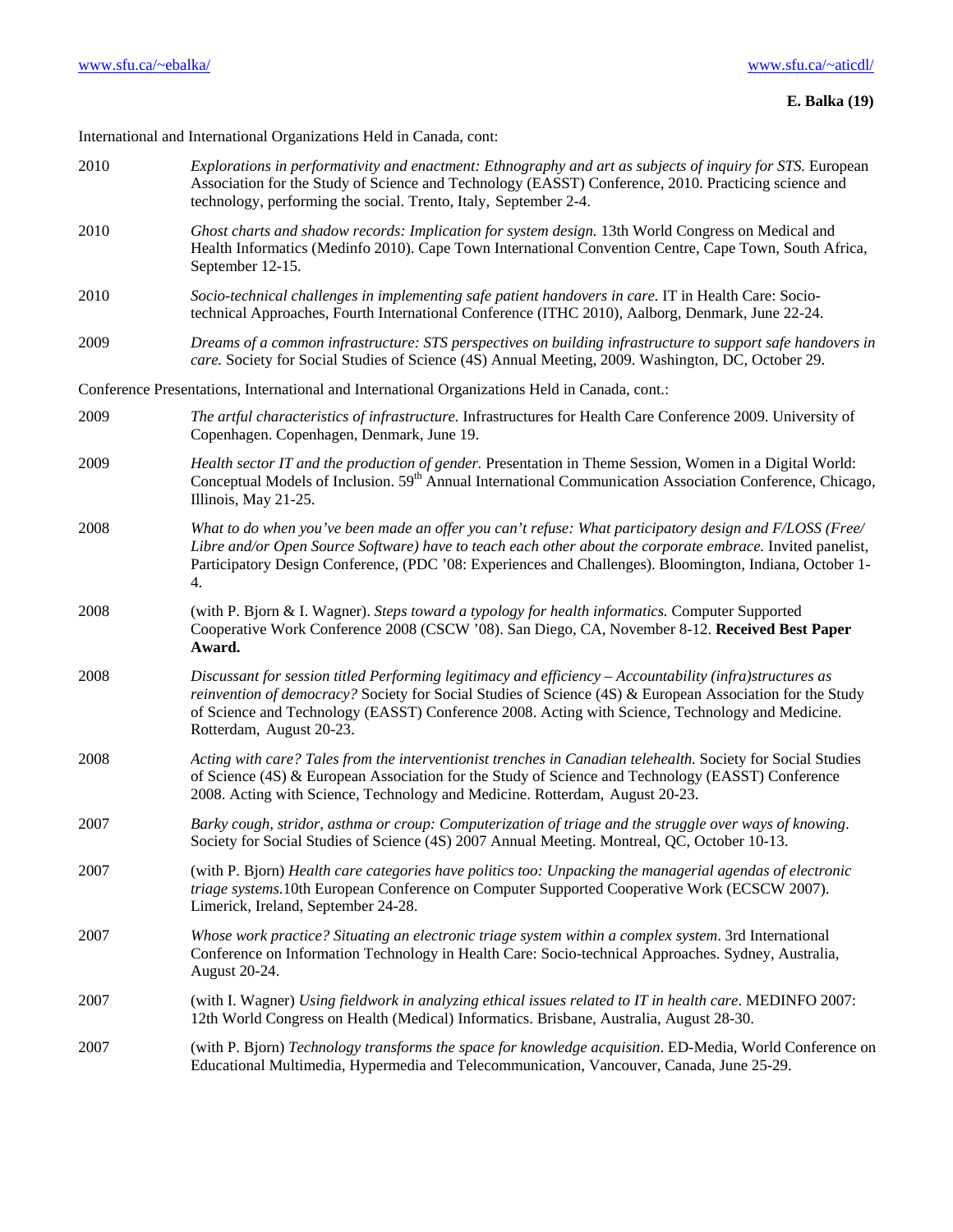International and International Organizations Held in Canada, cont:

2010 *Explorations in performativity and enactment: Ethnography and art as subjects of inquiry for STS.* European Association for the Study of Science and Technology (EASST) Conference, 2010. Practicing science and technology, performing the social. Trento, Italy, September 2-4.

2010 *Ghost charts and shadow records: Implication for system design.* 13th World Congress on Medical and Health Informatics (Medinfo 2010). Cape Town International Convention Centre, Cape Town, South Africa, September 12-15.

2010 *Socio-technical challenges in implementing safe patient handovers in care.* IT in Health Care: Socio-technical Approaches, Fourth International Conference (ITHC 2010), Aalborg, Denmark, June 22-24.

2009 *Dreams of a common infrastructure: STS perspectives on building infrastructure to support safe handovers in care.* Society for Social Studies of Science (4S) Annual Meeting, 2009. Washington, DC, October 29.

Conference Presentations, International and International Organizations Held in Canada, cont.:

2009 *The artful characteristics of infrastructure.* Infrastructures for Health Care Conference 2009. University of Copenhagen. Copenhagen, Denmark, June 19.

2009 *Health sector IT and the production of gender.* Presentation in Theme Session, Women in a Digital World: Conceptual Models of Inclusion. 59th Annual International Communication Association Conference, Chicago, Illinois, May 21-25.

2008 *What to do when you've been made an offer you can't refuse: What participatory design and F/LOSS (Free/ Libre and/or Open Source Software) have to teach each other about the corporate embrace.* Invited panelist, Participatory Design Conference, (PDC '08: Experiences and Challenges). Bloomington, Indiana, October 1-4.

2008 (with P. Bjorn & I. Wagner). *Steps toward a typology for health informatics.* Computer Supported Cooperative Work Conference 2008 (CSCW '08). San Diego, CA, November 8-12. **Received Best Paper Award.**

2008 Discussant for session titled *Performing legitimacy and efficiency – Accountability (infra)structures as reinvention of democracy?* Society for Social Studies of Science (4S) & European Association for the Study of Science and Technology (EASST) Conference 2008. Acting with Science, Technology and Medicine. Rotterdam, August 20-23.

2008 *Acting with care? Tales from the interventionist trenches in Canadian telehealth.* Society for Social Studies of Science (4S) & European Association for the Study of Science and Technology (EASST) Conference 2008. Acting with Science, Technology and Medicine. Rotterdam, August 20-23.

2007 *Barky cough, stridor, asthma or croup: Computerization of triage and the struggle over ways of knowing*. Society for Social Studies of Science (4S) 2007 Annual Meeting. Montreal, QC, October 10-13.

2007 (with P. Bjorn) *Health care categories have politics too: Unpacking the managerial agendas of electronic triage systems.*10th European Conference on Computer Supported Cooperative Work (ECSCW 2007). Limerick, Ireland, September 24-28.

2007 *Whose work practice? Situating an electronic triage system within a complex system*. 3rd International Conference on Information Technology in Health Care: Socio-technical Approaches. Sydney, Australia, August 20-24.

2007 (with I. Wagner) *Using fieldwork in analyzing ethical issues related to IT in health care*. MEDINFO 2007: 12th World Congress on Health (Medical) Informatics. Brisbane, Australia, August 28-30.

2007 (with P. Bjorn) *Technology transforms the space for knowledge acquisition*. ED-Media, World Conference on Educational Multimedia, Hypermedia and Telecommunication, Vancouver, Canada, June 25-29.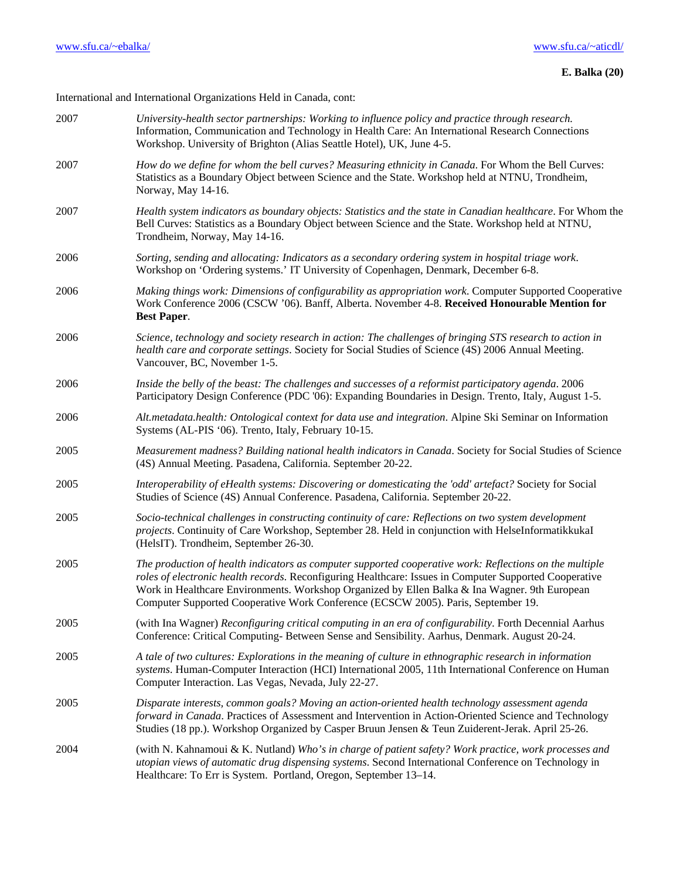International and International Organizations Held in Canada, cont:

2007 *University-health sector partnerships: Working to influence policy and practice through research.* Information, Communication and Technology in Health Care: An International Research Connections Workshop. University of Brighton (Alias Seattle Hotel), UK, June 4-5.

2007 *How do we define for whom the bell curves? Measuring ethnicity in Canada*. For Whom the Bell Curves: Statistics as a Boundary Object between Science and the State. Workshop held at NTNU, Trondheim, Norway, May 14-16.

2007 *Health system indicators as boundary objects: Statistics and the state in Canadian healthcare*. For Whom the Bell Curves: Statistics as a Boundary Object between Science and the State. Workshop held at NTNU, Trondheim, Norway, May 14-16.

2006 *Sorting, sending and allocating: Indicators as a secondary ordering system in hospital triage work*. Workshop on 'Ordering systems.' IT University of Copenhagen, Denmark, December 6-8.

2006 *Making things work: Dimensions of configurability as appropriation work*. Computer Supported Cooperative Work Conference 2006 (CSCW '06). Banff, Alberta. November 4-8. **Received Honourable Mention for Best Paper**.

2006 *Science, technology and society research in action: The challenges of bringing STS research to action in health care and corporate settings*. Society for Social Studies of Science (4S) 2006 Annual Meeting. Vancouver, BC, November 1-5.

2006 *Inside the belly of the beast: The challenges and successes of a reformist participatory agenda*. 2006 Participatory Design Conference (PDC '06): Expanding Boundaries in Design. Trento, Italy, August 1-5.

2006 *Alt.metadata.health: Ontological context for data use and integration*. Alpine Ski Seminar on Information Systems (AL-PIS '06). Trento, Italy, February 10-15.

2005 *Measurement madness? Building national health indicators in Canada*. Society for Social Studies of Science (4S) Annual Meeting. Pasadena, California. September 20-22.

2005 *Interoperability of eHealth systems: Discovering or domesticating the 'odd' artefact?* Society for Social Studies of Science (4S) Annual Conference. Pasadena, California. September 20-22.

2005 *Socio-technical challenges in constructing continuity of care: Reflections on two system development projects*. Continuity of Care Workshop, September 28. Held in conjunction with HelseInformatikkukaI (HelsIT). Trondheim, September 26-30.

2005 *The production of health indicators as computer supported cooperative work: Reflections on the multiple roles of electronic health records*. Reconfiguring Healthcare: Issues in Computer Supported Cooperative Work in Healthcare Environments. Workshop Organized by Ellen Balka & Ina Wagner. 9th European Computer Supported Cooperative Work Conference (ECSCW 2005). Paris, September 19.

2005 (with Ina Wagner) *Reconfiguring critical computing in an era of configurability*. Forth Decennial Aarhus Conference: Critical Computing- Between Sense and Sensibility. Aarhus, Denmark. August 20-24.

2005 *A tale of two cultures: Explorations in the meaning of culture in ethnographic research in information systems*. Human-Computer Interaction (HCI) International 2005, 11th International Conference on Human Computer Interaction. Las Vegas, Nevada, July 22-27.

2005 *Disparate interests, common goals? Moving an action-oriented health technology assessment agenda forward in Canada*. Practices of Assessment and Intervention in Action-Oriented Science and Technology Studies (18 pp.). Workshop Organized by Casper Bruun Jensen & Teun Zuiderent-Jerak. April 25-26.

2004 (with N. Kahnamoui & K. Nutland) *Who's in charge of patient safety? Work practice, work processes and utopian views of automatic drug dispensing systems*. Second International Conference on Technology in Healthcare: To Err is System. Portland, Oregon, September 13–14.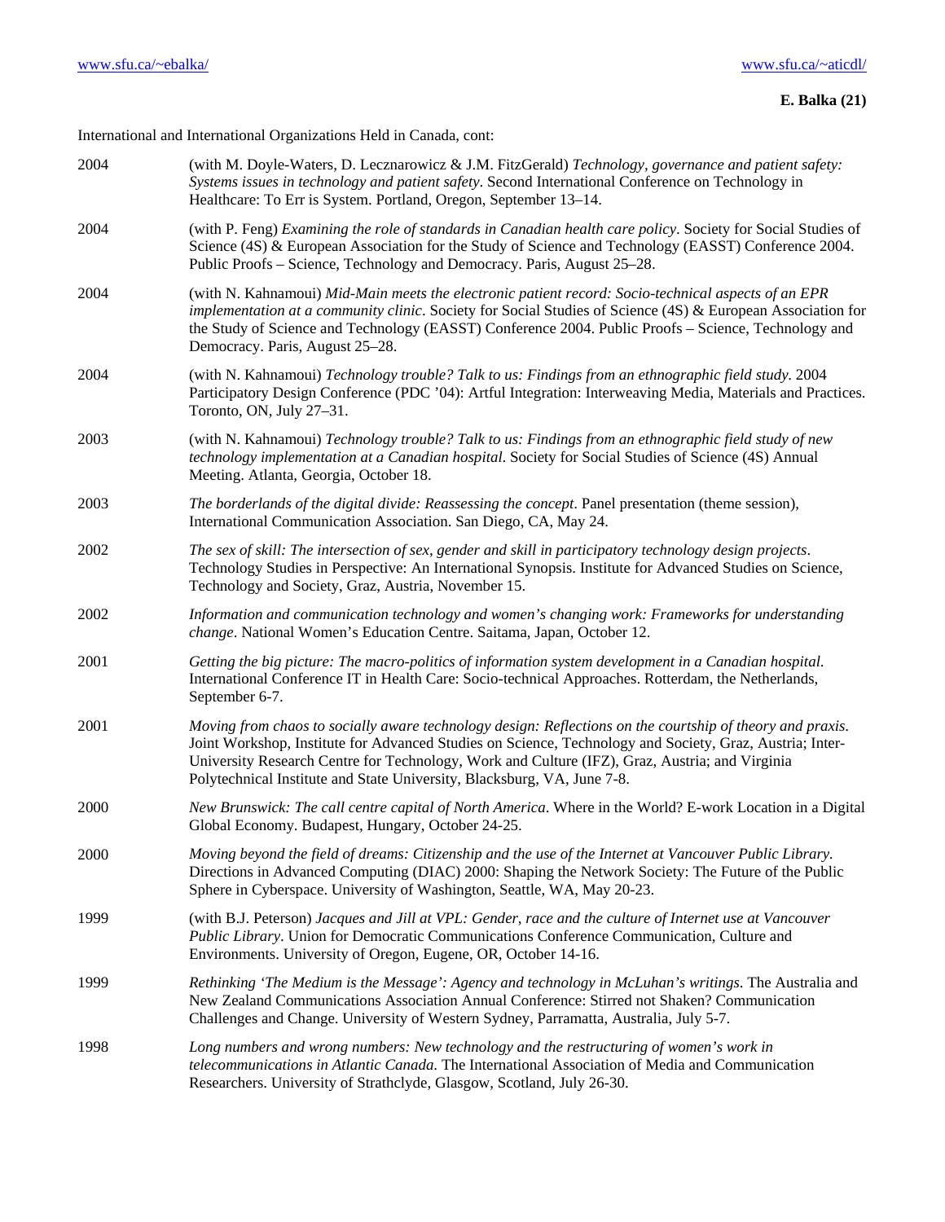International and International Organizations Held in Canada, cont:

2004 (with M. Doyle-Waters, D. Lecznarowicz & J.M. FitzGerald) *Technology, governance and patient safety: Systems issues in technology and patient safety*. Second International Conference on Technology in Healthcare: To Err is System. Portland, Oregon, September 13–14.

2004 (with P. Feng) *Examining the role of standards in Canadian health care policy*. Society for Social Studies of Science (4S) & European Association for the Study of Science and Technology (EASST) Conference 2004. Public Proofs – Science, Technology and Democracy. Paris, August 25–28.

2004 (with N. Kahnamoui) *Mid-Main meets the electronic patient record: Socio-technical aspects of an EPR implementation at a community clinic*. Society for Social Studies of Science (4S) & European Association for the Study of Science and Technology (EASST) Conference 2004. Public Proofs – Science, Technology and Democracy. Paris, August 25–28.

2004 (with N. Kahnamoui) *Technology trouble? Talk to us: Findings from an ethnographic field study*. 2004 Participatory Design Conference (PDC '04): Artful Integration: Interweaving Media, Materials and Practices. Toronto, ON, July 27–31.

2003 (with N. Kahnamoui) *Technology trouble? Talk to us: Findings from an ethnographic field study of new technology implementation at a Canadian hospital*. Society for Social Studies of Science (4S) Annual Meeting. Atlanta, Georgia, October 18.

2003 *The borderlands of the digital divide: Reassessing the concept*. Panel presentation (theme session), International Communication Association. San Diego, CA, May 24.

2002 *The sex of skill: The intersection of sex, gender and skill in participatory technology design projects*. Technology Studies in Perspective: An International Synopsis. Institute for Advanced Studies on Science, Technology and Society, Graz, Austria, November 15.

2002 *Information and communication technology and women's changing work: Frameworks for understanding change*. National Women's Education Centre. Saitama, Japan, October 12.

2001 *Getting the big picture: The macro-politics of information system development in a Canadian hospital.* International Conference IT in Health Care: Socio-technical Approaches. Rotterdam, the Netherlands, September 6-7.

2001 *Moving from chaos to socially aware technology design: Reflections on the courtship of theory and praxis*. Joint Workshop, Institute for Advanced Studies on Science, Technology and Society, Graz, Austria; Inter-University Research Centre for Technology, Work and Culture (IFZ), Graz, Austria; and Virginia Polytechnical Institute and State University, Blacksburg, VA, June 7-8.

2000 *New Brunswick: The call centre capital of North America*. Where in the World? E-work Location in a Digital Global Economy. Budapest, Hungary, October 24-25.

2000 *Moving beyond the field of dreams: Citizenship and the use of the Internet at Vancouver Public Library.* Directions in Advanced Computing (DIAC) 2000: Shaping the Network Society: The Future of the Public Sphere in Cyberspace. University of Washington, Seattle, WA, May 20-23.

1999 (with B.J. Peterson) *Jacques and Jill at VPL: Gender, race and the culture of Internet use at Vancouver Public Library*. Union for Democratic Communications Conference Communication, Culture and Environments. University of Oregon, Eugene, OR, October 14-16.

1999 *Rethinking 'The Medium is the Message': Agency and technology in McLuhan's writings*. The Australia and New Zealand Communications Association Annual Conference: Stirred not Shaken? Communication Challenges and Change. University of Western Sydney, Parramatta, Australia, July 5-7.

1998 *Long numbers and wrong numbers: New technology and the restructuring of women's work in telecommunications in Atlantic Canada.* The International Association of Media and Communication Researchers. University of Strathclyde, Glasgow, Scotland, July 26-30.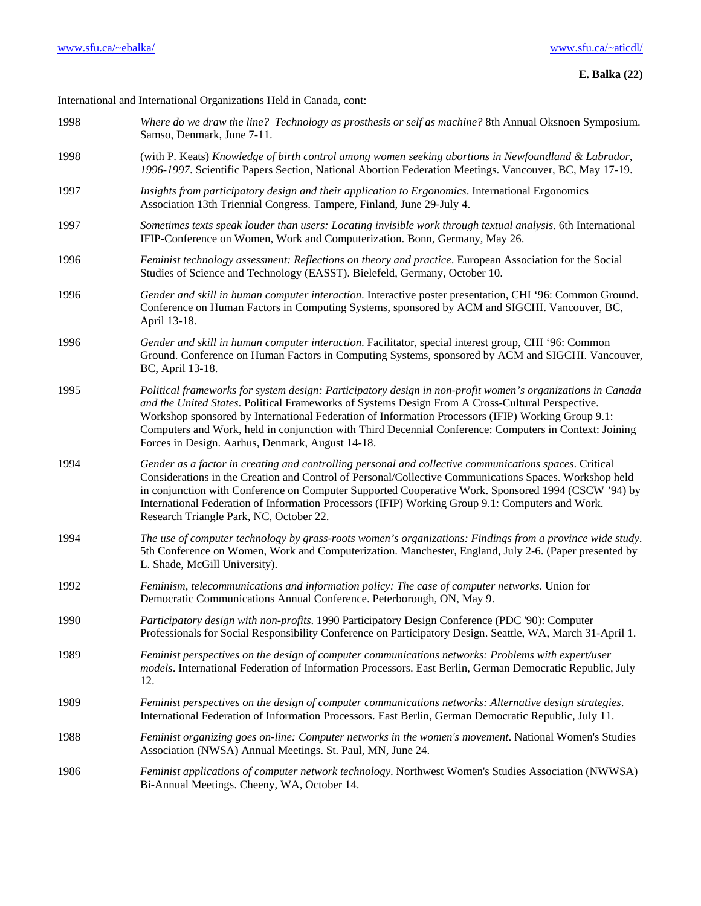International and International Organizations Held in Canada, cont:

| | |
|---|---|
| 1998 | *Where do we draw the line? Technology as prosthesis or self as machine?* 8th Annual Oksnoen Symposium. Samso, Denmark, June 7-11. |
| 1998 | (with P. Keats) *Knowledge of birth control among women seeking abortions in Newfoundland & Labrador, 1996-1997*. Scientific Papers Section, National Abortion Federation Meetings. Vancouver, BC, May 17-19. |
| 1997 | *Insights from participatory design and their application to Ergonomics*. International Ergonomics Association 13th Triennial Congress. Tampere, Finland, June 29-July 4. |
| 1997 | *Sometimes texts speak louder than users: Locating invisible work through textual analysis*. 6th International IFIP-Conference on Women, Work and Computerization. Bonn, Germany, May 26. |
| 1996 | *Feminist technology assessment: Reflections on theory and practice*. European Association for the Social Studies of Science and Technology (EASST). Bielefeld, Germany, October 10. |
| 1996 | *Gender and skill in human computer interaction.* Interactive poster presentation, CHI '96: Common Ground. Conference on Human Factors in Computing Systems, sponsored by ACM and SIGCHI. Vancouver, BC, April 13-18. |
| 1996 | *Gender and skill in human computer interaction*. Facilitator, special interest group, CHI '96: Common Ground. Conference on Human Factors in Computing Systems, sponsored by ACM and SIGCHI. Vancouver, BC, April 13-18. |
| 1995 | *Political frameworks for system design: Participatory design in non-profit women's organizations in Canada and the United States*. Political Frameworks of Systems Design From A Cross-Cultural Perspective. Workshop sponsored by International Federation of Information Processors (IFIP) Working Group 9.1: Computers and Work, held in conjunction with Third Decennial Conference: Computers in Context: Joining Forces in Design. Aarhus, Denmark, August 14-18. |
| 1994 | *Gender as a factor in creating and controlling personal and collective communications spaces*. Critical Considerations in the Creation and Control of Personal/Collective Communications Spaces. Workshop held in conjunction with Conference on Computer Supported Cooperative Work. Sponsored 1994 (CSCW '94) by International Federation of Information Processors (IFIP) Working Group 9.1: Computers and Work. Research Triangle Park, NC, October 22. |
| 1994 | *The use of computer technology by grass-roots women's organizations: Findings from a province wide study*. 5th Conference on Women, Work and Computerization. Manchester, England, July 2-6. (Paper presented by L. Shade, McGill University). |
| 1992 | *Feminism, telecommunications and information policy: The case of computer networks*. Union for Democratic Communications Annual Conference. Peterborough, ON, May 9. |
| 1990 | *Participatory design with non-profits*. 1990 Participatory Design Conference (PDC '90): Computer Professionals for Social Responsibility Conference on Participatory Design. Seattle, WA, March 31-April 1. |
| 1989 | *Feminist perspectives on the design of computer communications networks: Problems with expert/user models*. International Federation of Information Processors. East Berlin, German Democratic Republic, July 12. |
| 1989 | *Feminist perspectives on the design of computer communications networks: Alternative design strategies*. International Federation of Information Processors. East Berlin, German Democratic Republic, July 11. |
| 1988 | *Feminist organizing goes on-line: Computer networks in the women's movement*. National Women's Studies Association (NWSA) Annual Meetings. St. Paul, MN, June 24. |
| 1986 | *Feminist applications of computer network technology*. Northwest Women's Studies Association (NWWSA) Bi-Annual Meetings. Cheeny, WA, October 14. |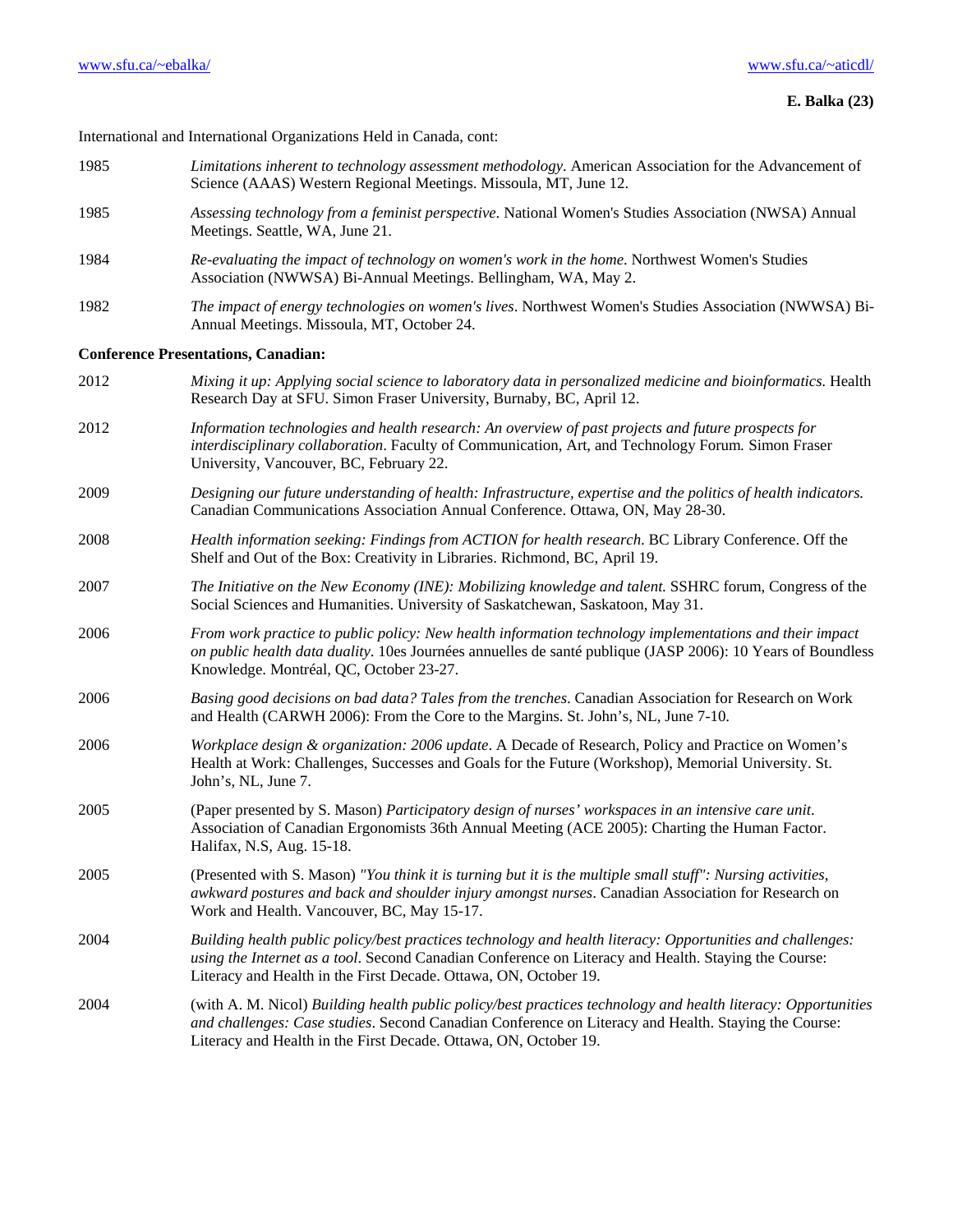International and International Organizations Held in Canada, cont:

1985 *Limitations inherent to technology assessment methodology*. American Association for the Advancement of Science (AAAS) Western Regional Meetings. Missoula, MT, June 12.

1985 *Assessing technology from a feminist perspective*. National Women's Studies Association (NWSA) Annual Meetings. Seattle, WA, June 21.

1984 *Re-evaluating the impact of technology on women's work in the home*. Northwest Women's Studies Association (NWWSA) Bi-Annual Meetings. Bellingham, WA, May 2.

1982 *The impact of energy technologies on women's lives*. Northwest Women's Studies Association (NWWSA) Bi-Annual Meetings. Missoula, MT, October 24.

**Conference Presentations, Canadian:**

2012 *Mixing it up: Applying social science to laboratory data in personalized medicine and bioinformatics*. Health Research Day at SFU. Simon Fraser University, Burnaby, BC, April 12.

2012 *Information technologies and health research: An overview of past projects and future prospects for interdisciplinary collaboration*. Faculty of Communication, Art, and Technology Forum. Simon Fraser University, Vancouver, BC, February 22.

2009 *Designing our future understanding of health: Infrastructure, expertise and the politics of health indicators.* Canadian Communications Association Annual Conference. Ottawa, ON, May 28-30.

2008 *Health information seeking: Findings from ACTION for health research*. BC Library Conference. Off the Shelf and Out of the Box: Creativity in Libraries. Richmond, BC, April 19.

2007 *The Initiative on the New Economy (INE): Mobilizing knowledge and talent.* SSHRC forum, Congress of the Social Sciences and Humanities. University of Saskatchewan, Saskatoon, May 31.

2006 *From work practice to public policy: New health information technology implementations and their impact on public health data duality*. 10es Journées annuelles de santé publique (JASP 2006): 10 Years of Boundless Knowledge. Montréal, QC, October 23-27.

2006 *Basing good decisions on bad data? Tales from the trenches*. Canadian Association for Research on Work and Health (CARWH 2006): From the Core to the Margins. St. John's, NL, June 7-10.

2006 *Workplace design & organization: 2006 update*. A Decade of Research, Policy and Practice on Women's Health at Work: Challenges, Successes and Goals for the Future (Workshop), Memorial University. St. John's, NL, June 7.

2005 (Paper presented by S. Mason) *Participatory design of nurses' workspaces in an intensive care unit*. Association of Canadian Ergonomists 36th Annual Meeting (ACE 2005): Charting the Human Factor. Halifax, N.S, Aug. 15-18.

2005 (Presented with S. Mason) *"You think it is turning but it is the multiple small stuff": Nursing activities, awkward postures and back and shoulder injury amongst nurses*. Canadian Association for Research on Work and Health. Vancouver, BC, May 15-17.

2004 *Building health public policy/best practices technology and health literacy: Opportunities and challenges: using the Internet as a tool*. Second Canadian Conference on Literacy and Health. Staying the Course: Literacy and Health in the First Decade. Ottawa, ON, October 19.

2004 (with A. M. Nicol) *Building health public policy/best practices technology and health literacy: Opportunities and challenges: Case studies*. Second Canadian Conference on Literacy and Health. Staying the Course: Literacy and Health in the First Decade. Ottawa, ON, October 19.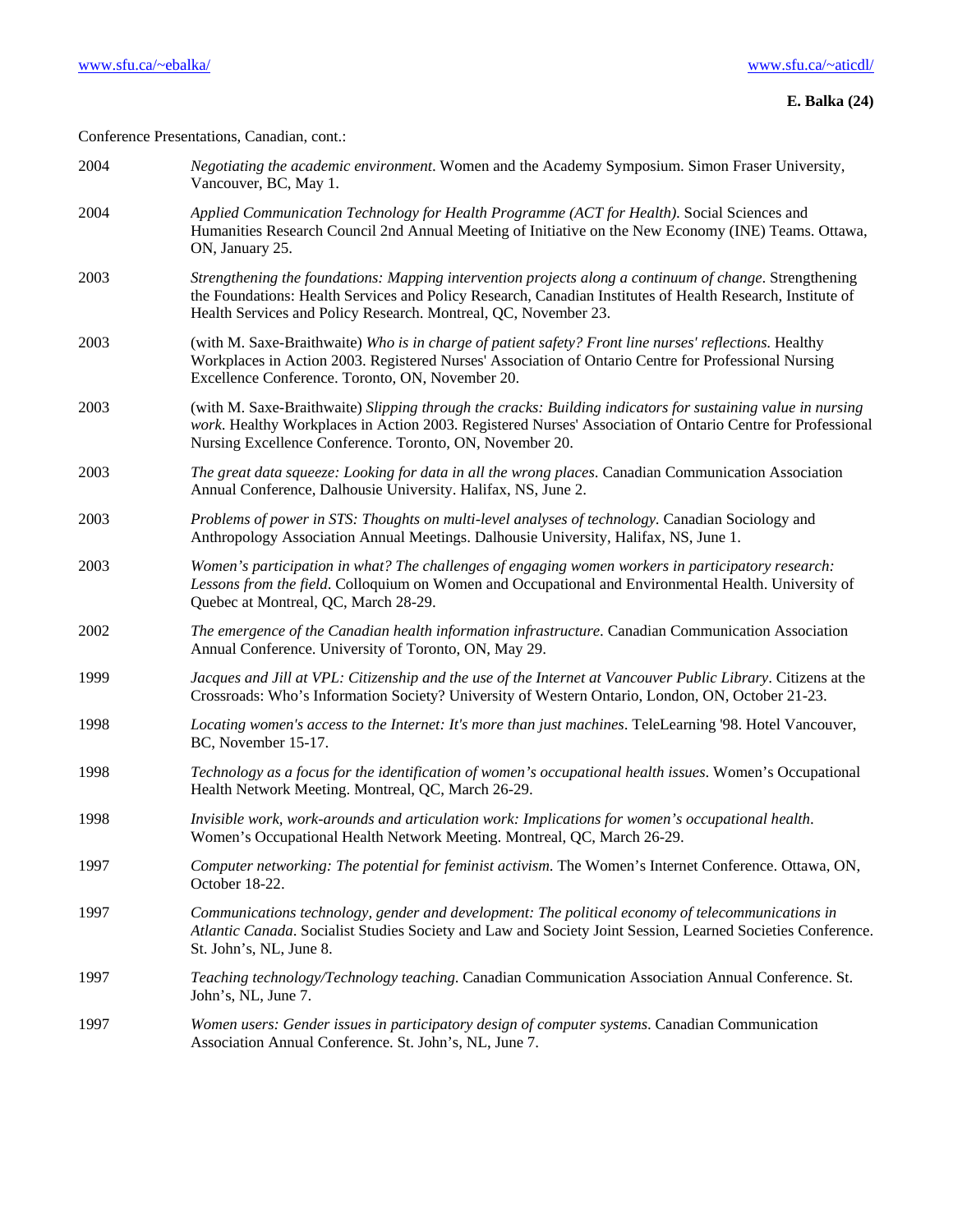Conference Presentations, Canadian, cont.:

2004 *Negotiating the academic environment*. Women and the Academy Symposium. Simon Fraser University, Vancouver, BC, May 1.

2004 *Applied Communication Technology for Health Programme (ACT for Health).* Social Sciences and Humanities Research Council 2nd Annual Meeting of Initiative on the New Economy (INE) Teams. Ottawa, ON, January 25.

2003 *Strengthening the foundations: Mapping intervention projects along a continuum of change*. Strengthening the Foundations: Health Services and Policy Research, Canadian Institutes of Health Research, Institute of Health Services and Policy Research. Montreal, QC, November 23.

2003 (with M. Saxe-Braithwaite) *Who is in charge of patient safety? Front line nurses' reflections.* Healthy Workplaces in Action 2003. Registered Nurses' Association of Ontario Centre for Professional Nursing Excellence Conference. Toronto, ON, November 20.

2003 (with M. Saxe-Braithwaite) *Slipping through the cracks: Building indicators for sustaining value in nursing work.* Healthy Workplaces in Action 2003. Registered Nurses' Association of Ontario Centre for Professional Nursing Excellence Conference. Toronto, ON, November 20.

2003 *The great data squeeze: Looking for data in all the wrong places*. Canadian Communication Association Annual Conference, Dalhousie University. Halifax, NS, June 2.

2003 *Problems of power in STS: Thoughts on multi-level analyses of technology.* Canadian Sociology and Anthropology Association Annual Meetings. Dalhousie University, Halifax, NS, June 1.

2003 *Women's participation in what? The challenges of engaging women workers in participatory research: Lessons from the field*. Colloquium on Women and Occupational and Environmental Health. University of Quebec at Montreal, QC, March 28-29.

2002 *The emergence of the Canadian health information infrastructure*. Canadian Communication Association Annual Conference. University of Toronto, ON, May 29.

1999 *Jacques and Jill at VPL: Citizenship and the use of the Internet at Vancouver Public Library*. Citizens at the Crossroads: Who's Information Society? University of Western Ontario, London, ON, October 21-23.

1998 *Locating women's access to the Internet: It's more than just machines*. TeleLearning '98. Hotel Vancouver, BC, November 15-17.

1998 *Technology as a focus for the identification of women's occupational health issues*. Women's Occupational Health Network Meeting. Montreal, QC, March 26-29.

1998 *Invisible work, work-arounds and articulation work: Implications for women's occupational health*. Women's Occupational Health Network Meeting. Montreal, QC, March 26-29.

1997 *Computer networking: The potential for feminist activism*. The Women's Internet Conference. Ottawa, ON, October 18-22.

1997 *Communications technology, gender and development: The political economy of telecommunications in Atlantic Canada*. Socialist Studies Society and Law and Society Joint Session, Learned Societies Conference. St. John's, NL, June 8.

1997 *Teaching technology/Technology teaching*. Canadian Communication Association Annual Conference. St. John's, NL, June 7.

1997 *Women users: Gender issues in participatory design of computer systems*. Canadian Communication Association Annual Conference. St. John's, NL, June 7.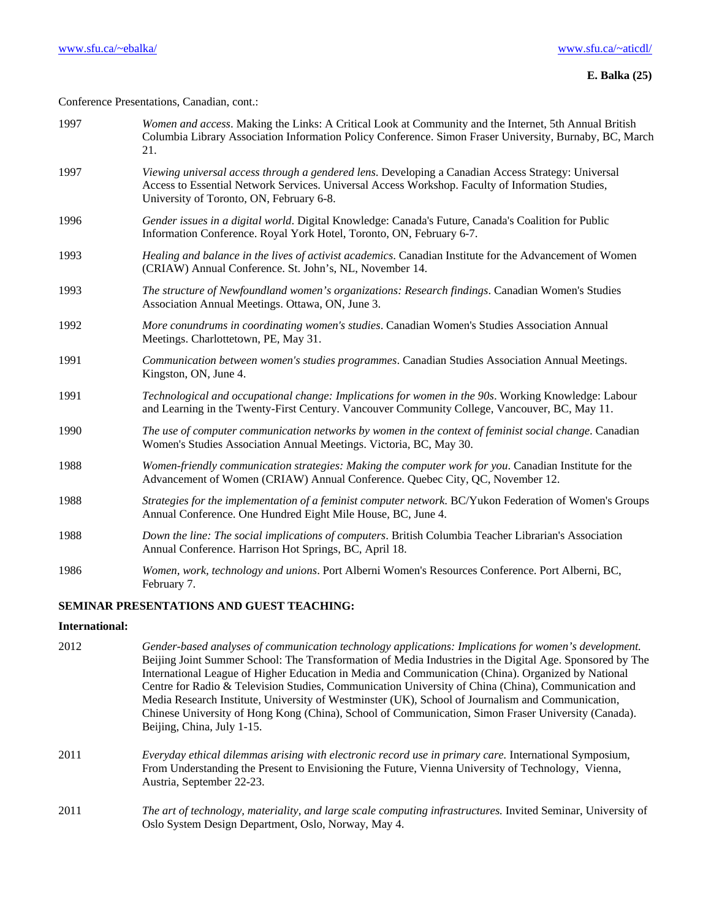Conference Presentations, Canadian, cont.:

1997 *Women and access*. Making the Links: A Critical Look at Community and the Internet, 5th Annual British Columbia Library Association Information Policy Conference. Simon Fraser University, Burnaby, BC, March 21.

1997 *Viewing universal access through a gendered lens*. Developing a Canadian Access Strategy: Universal Access to Essential Network Services. Universal Access Workshop. Faculty of Information Studies, University of Toronto, ON, February 6-8.

1996 *Gender issues in a digital world*. Digital Knowledge: Canada's Future, Canada's Coalition for Public Information Conference. Royal York Hotel, Toronto, ON, February 6-7.

1993 *Healing and balance in the lives of activist academics*. Canadian Institute for the Advancement of Women (CRIAW) Annual Conference. St. John's, NL, November 14.

1993 *The structure of Newfoundland women's organizations: Research findings*. Canadian Women's Studies Association Annual Meetings. Ottawa, ON, June 3.

1992 *More conundrums in coordinating women's studies*. Canadian Women's Studies Association Annual Meetings. Charlottetown, PE, May 31.

1991 *Communication between women's studies programmes*. Canadian Studies Association Annual Meetings. Kingston, ON, June 4.

1991 *Technological and occupational change: Implications for women in the 90s*. Working Knowledge: Labour and Learning in the Twenty-First Century. Vancouver Community College, Vancouver, BC, May 11.

1990 *The use of computer communication networks by women in the context of feminist social change*. Canadian Women's Studies Association Annual Meetings. Victoria, BC, May 30.

1988 *Women-friendly communication strategies: Making the computer work for you*. Canadian Institute for the Advancement of Women (CRIAW) Annual Conference. Quebec City, QC, November 12.

1988 *Strategies for the implementation of a feminist computer network*. BC/Yukon Federation of Women's Groups Annual Conference. One Hundred Eight Mile House, BC, June 4.

1988 *Down the line: The social implications of computers*. British Columbia Teacher Librarian's Association Annual Conference. Harrison Hot Springs, BC, April 18.

1986 *Women, work, technology and unions*. Port Alberni Women's Resources Conference. Port Alberni, BC, February 7.

## SEMINAR PRESENTATIONS AND GUEST TEACHING:

### International:

2012 *Gender-based analyses of communication technology applications: Implications for women's development.* Beijing Joint Summer School: The Transformation of Media Industries in the Digital Age. Sponsored by The International League of Higher Education in Media and Communication (China). Organized by National Centre for Radio & Television Studies, Communication University of China (China), Communication and Media Research Institute, University of Westminster (UK), School of Journalism and Communication, Chinese University of Hong Kong (China), School of Communication, Simon Fraser University (Canada). Beijing, China, July 1-15.

2011 *Everyday ethical dilemmas arising with electronic record use in primary care.* International Symposium, From Understanding the Present to Envisioning the Future, Vienna University of Technology, Vienna, Austria, September 22-23.

2011 *The art of technology, materiality, and large scale computing infrastructures.* Invited Seminar, University of Oslo System Design Department, Oslo, Norway, May 4.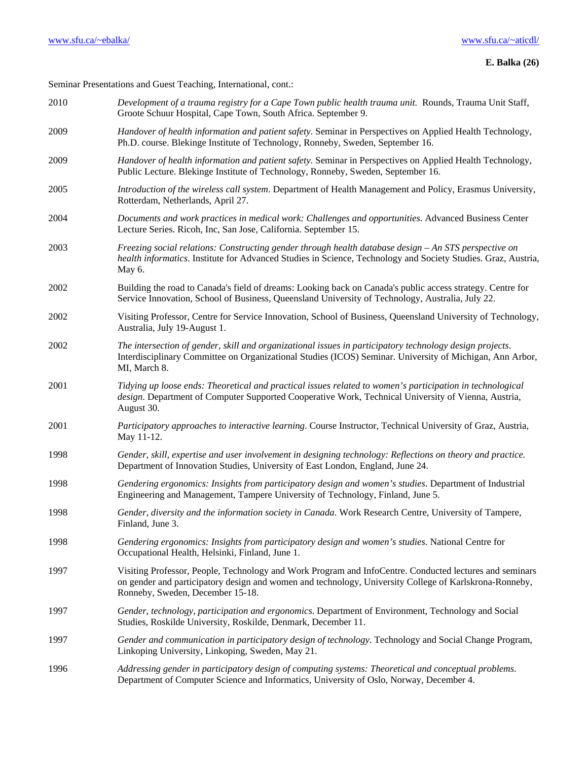Seminar Presentations and Guest Teaching, International, cont.:

| | |
|---|---|
| 2010 | *Development of a trauma registry for a Cape Town public health trauma unit.* Rounds, Trauma Unit Staff, Groote Schuur Hospital, Cape Town, South Africa. September 9. |
| 2009 | *Handover of health information and patient safety*. Seminar in Perspectives on Applied Health Technology, Ph.D. course. Blekinge Institute of Technology, Ronneby, Sweden, September 16. |
| 2009 | *Handover of health information and patient safety*. Seminar in Perspectives on Applied Health Technology, Public Lecture. Blekinge Institute of Technology, Ronneby, Sweden, September 16. |
| 2005 | *Introduction of the wireless call system*. Department of Health Management and Policy, Erasmus University, Rotterdam, Netherlands, April 27. |
| 2004 | *Documents and work practices in medical work: Challenges and opportunities*. Advanced Business Center Lecture Series. Ricoh, Inc, San Jose, California. September 15. |
| 2003 | *Freezing social relations: Constructing gender through health database design – An STS perspective on health informatics*. Institute for Advanced Studies in Science, Technology and Society Studies. Graz, Austria, May 6. |
| 2002 | Building the road to Canada's field of dreams: Looking back on Canada's public access strategy. Centre for Service Innovation, School of Business, Queensland University of Technology, Australia, July 22. |
| 2002 | Visiting Professor, Centre for Service Innovation, School of Business, Queensland University of Technology, Australia, July 19-August 1. |
| 2002 | *The intersection of gender, skill and organizational issues in participatory technology design projects*. Interdisciplinary Committee on Organizational Studies (ICOS) Seminar. University of Michigan, Ann Arbor, MI, March 8. |
| 2001 | *Tidying up loose ends: Theoretical and practical issues related to women's participation in technological design*. Department of Computer Supported Cooperative Work, Technical University of Vienna, Austria, August 30. |
| 2001 | *Participatory approaches to interactive learning*. Course Instructor, Technical University of Graz, Austria, May 11-12. |
| 1998 | *Gender, skill, expertise and user involvement in designing technology: Reflections on theory and practice*. Department of Innovation Studies, University of East London, England, June 24. |
| 1998 | *Gendering ergonomics: Insights from participatory design and women's studies*. Department of Industrial Engineering and Management, Tampere University of Technology, Finland, June 5. |
| 1998 | *Gender, diversity and the information society in Canada*. Work Research Centre, University of Tampere, Finland, June 3. |
| 1998 | *Gendering ergonomics: Insights from participatory design and women's studies*. National Centre for Occupational Health, Helsinki, Finland, June 1. |
| 1997 | Visiting Professor, People, Technology and Work Program and InfoCentre. Conducted lectures and seminars on gender and participatory design and women and technology, University College of Karlskrona-Ronneby, Ronneby, Sweden, December 15-18. |
| 1997 | *Gender, technology, participation and ergonomics*. Department of Environment, Technology and Social Studies, Roskilde University, Roskilde, Denmark, December 11. |
| 1997 | *Gender and communication in participatory design of technology*. Technology and Social Change Program, Linkoping University, Linkoping, Sweden, May 21. |
| 1996 | *Addressing gender in participatory design of computing systems: Theoretical and conceptual problems*. Department of Computer Science and Informatics, University of Oslo, Norway, December 4. |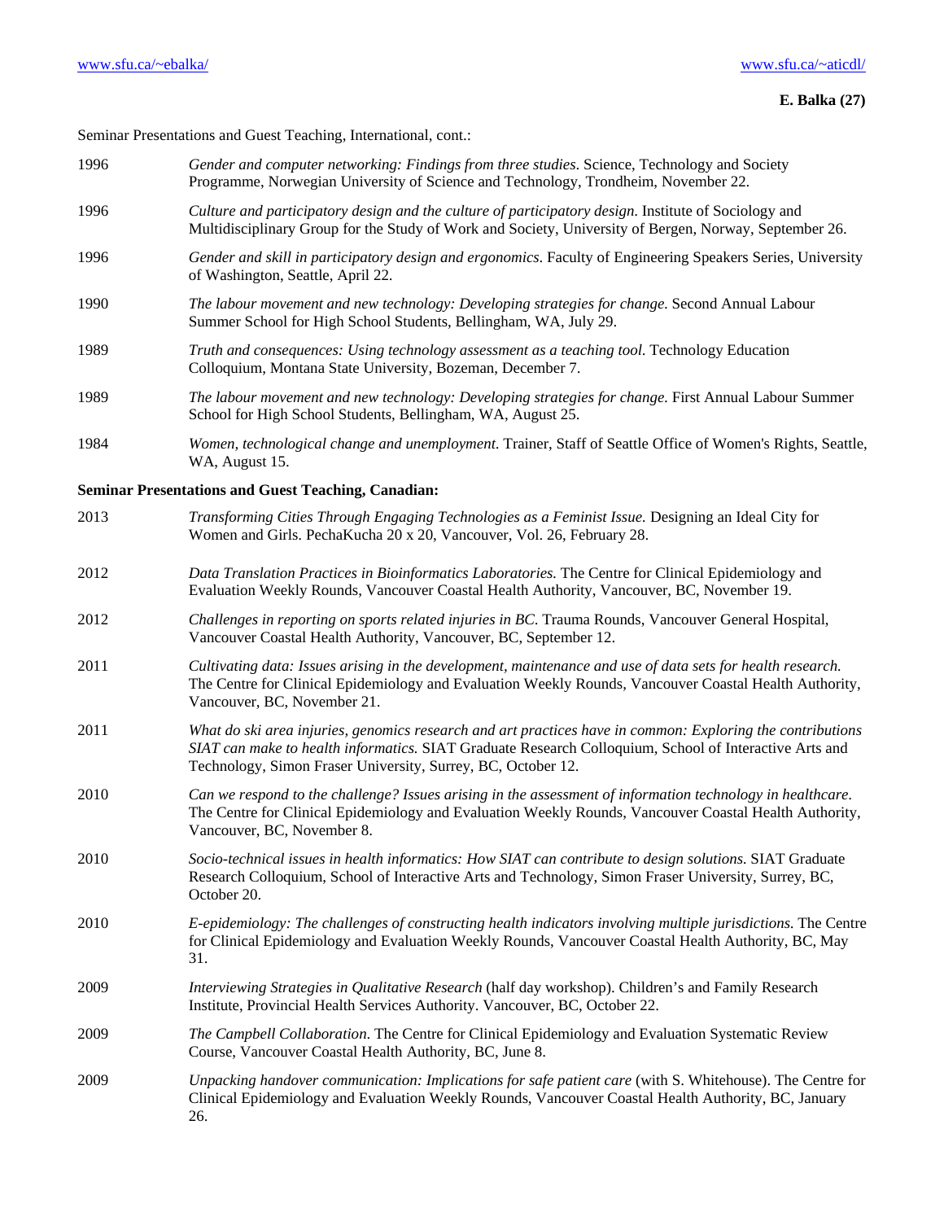Seminar Presentations and Guest Teaching, International, cont.:

1996 *Gender and computer networking: Findings from three studies*. Science, Technology and Society Programme, Norwegian University of Science and Technology, Trondheim, November 22.

1996 *Culture and participatory design and the culture of participatory design*. Institute of Sociology and Multidisciplinary Group for the Study of Work and Society, University of Bergen, Norway, September 26.

1996 *Gender and skill in participatory design and ergonomics*. Faculty of Engineering Speakers Series, University of Washington, Seattle, April 22.

1990 *The labour movement and new technology: Developing strategies for change.* Second Annual Labour Summer School for High School Students, Bellingham, WA, July 29.

1989 *Truth and consequences: Using technology assessment as a teaching tool.* Technology Education Colloquium, Montana State University, Bozeman, December 7.

1989 *The labour movement and new technology: Developing strategies for change.* First Annual Labour Summer School for High School Students, Bellingham, WA, August 25.

1984 *Women, technological change and unemployment*. Trainer, Staff of Seattle Office of Women's Rights, Seattle, WA, August 15.

**Seminar Presentations and Guest Teaching, Canadian:**

2013 *Transforming Cities Through Engaging Technologies as a Feminist Issue.* Designing an Ideal City for Women and Girls. PechaKucha 20 x 20, Vancouver, Vol. 26, February 28.

2012 *Data Translation Practices in Bioinformatics Laboratories.* The Centre for Clinical Epidemiology and Evaluation Weekly Rounds, Vancouver Coastal Health Authority, Vancouver, BC, November 19.

2012 *Challenges in reporting on sports related injuries in BC.* Trauma Rounds, Vancouver General Hospital, Vancouver Coastal Health Authority, Vancouver, BC, September 12.

2011 *Cultivating data: Issues arising in the development, maintenance and use of data sets for health research.* The Centre for Clinical Epidemiology and Evaluation Weekly Rounds, Vancouver Coastal Health Authority, Vancouver, BC, November 21.

2011 *What do ski area injuries, genomics research and art practices have in common: Exploring the contributions SIAT can make to health informatics.* SIAT Graduate Research Colloquium, School of Interactive Arts and Technology, Simon Fraser University, Surrey, BC, October 12.

2010 *Can we respond to the challenge? Issues arising in the assessment of information technology in healthcare*. The Centre for Clinical Epidemiology and Evaluation Weekly Rounds, Vancouver Coastal Health Authority, Vancouver, BC, November 8.

2010 *Socio-technical issues in health informatics: How SIAT can contribute to design solutions.* SIAT Graduate Research Colloquium, School of Interactive Arts and Technology, Simon Fraser University, Surrey, BC, October 20.

2010 *E-epidemiology: The challenges of constructing health indicators involving multiple jurisdictions.* The Centre for Clinical Epidemiology and Evaluation Weekly Rounds, Vancouver Coastal Health Authority, BC, May 31.

2009 *Interviewing Strategies in Qualitative Research* (half day workshop). Children's and Family Research Institute, Provincial Health Services Authority. Vancouver, BC, October 22.

2009 *The Campbell Collaboration*. The Centre for Clinical Epidemiology and Evaluation Systematic Review Course, Vancouver Coastal Health Authority, BC, June 8.

2009 *Unpacking handover communication: Implications for safe patient care* (with S. Whitehouse). The Centre for Clinical Epidemiology and Evaluation Weekly Rounds, Vancouver Coastal Health Authority, BC, January 26.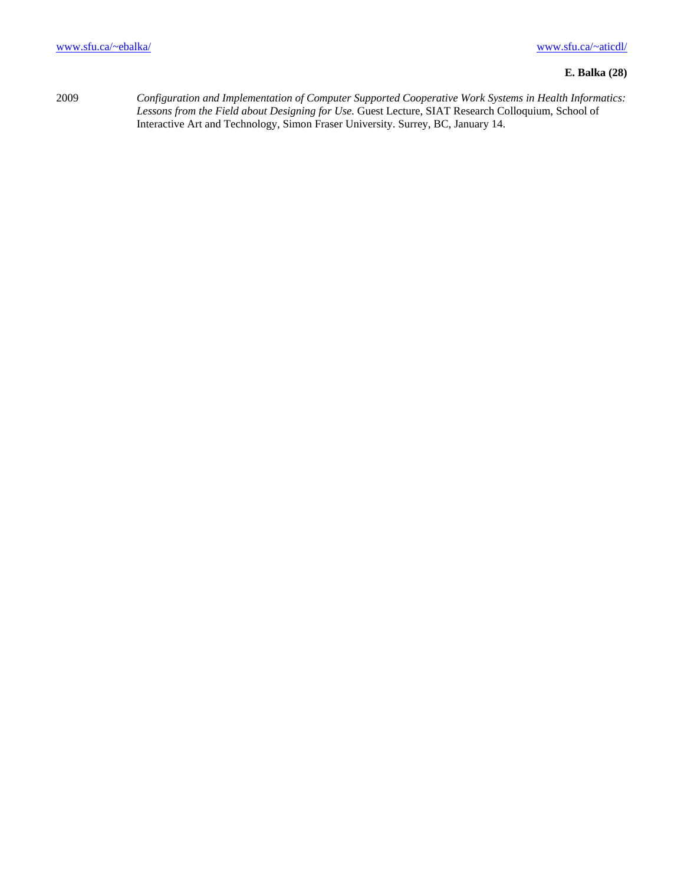2009 *Configuration and Implementation of Computer Supported Cooperative Work Systems in Health Informatics: Lessons from the Field about Designing for Use.* Guest Lecture, SIAT Research Colloquium, School of Interactive Art and Technology, Simon Fraser University. Surrey, BC, January 14.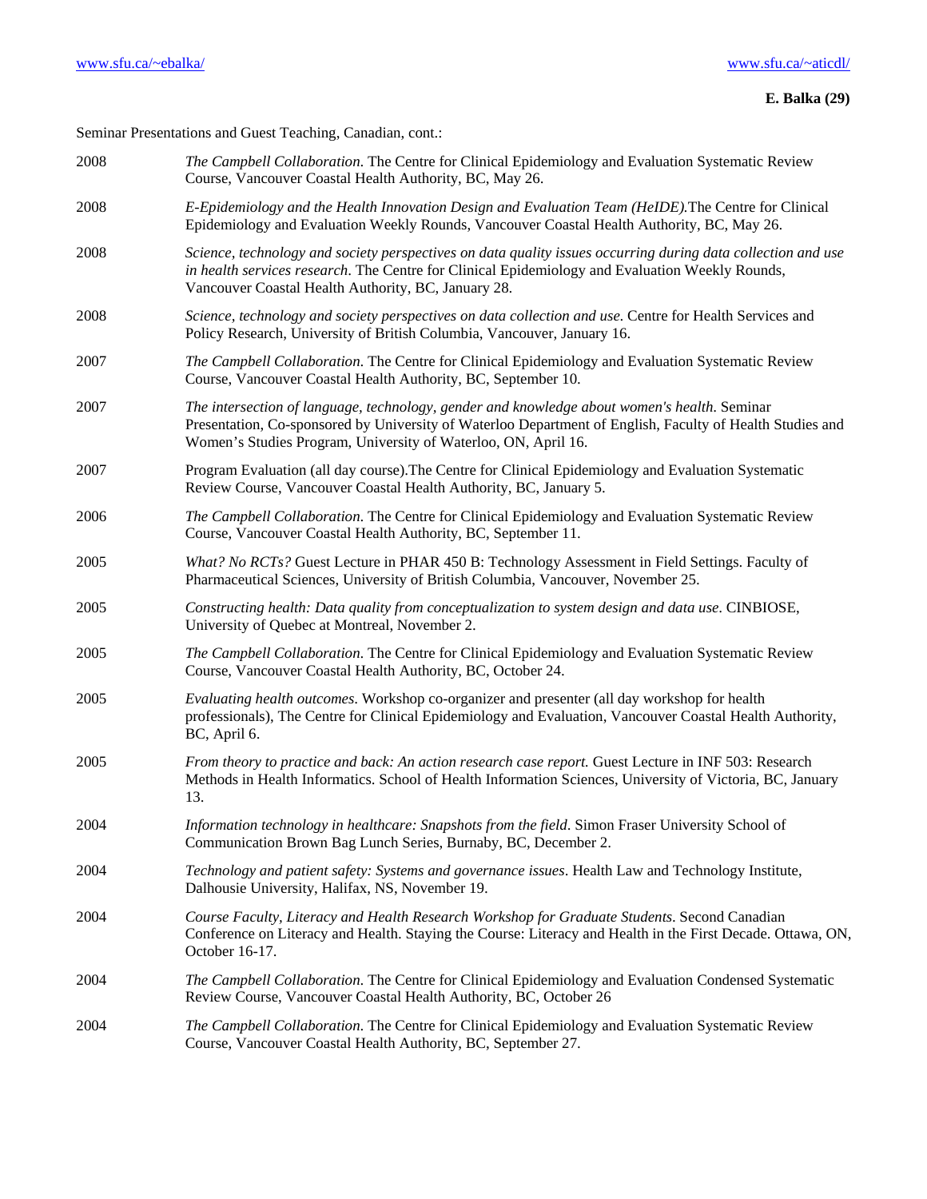Seminar Presentations and Guest Teaching, Canadian, cont.:

2008 — *The Campbell Collaboration*. The Centre for Clinical Epidemiology and Evaluation Systematic Review Course, Vancouver Coastal Health Authority, BC, May 26.

2008 — *E-Epidemiology and the Health Innovation Design and Evaluation Team (HeIDE).*The Centre for Clinical Epidemiology and Evaluation Weekly Rounds, Vancouver Coastal Health Authority, BC, May 26.

2008 — *Science, technology and society perspectives on data quality issues occurring during data collection and use in health services research*. The Centre for Clinical Epidemiology and Evaluation Weekly Rounds, Vancouver Coastal Health Authority, BC, January 28.

2008 — *Science, technology and society perspectives on data collection and use*. Centre for Health Services and Policy Research, University of British Columbia, Vancouver, January 16.

2007 — *The Campbell Collaboration*. The Centre for Clinical Epidemiology and Evaluation Systematic Review Course, Vancouver Coastal Health Authority, BC, September 10.

2007 — *The intersection of language, technology, gender and knowledge about women's health*. Seminar Presentation, Co-sponsored by University of Waterloo Department of English, Faculty of Health Studies and Women's Studies Program, University of Waterloo, ON, April 16.

2007 — Program Evaluation (all day course).The Centre for Clinical Epidemiology and Evaluation Systematic Review Course, Vancouver Coastal Health Authority, BC, January 5.

2006 — *The Campbell Collaboration*. The Centre for Clinical Epidemiology and Evaluation Systematic Review Course, Vancouver Coastal Health Authority, BC, September 11.

2005 — *What? No RCTs?* Guest Lecture in PHAR 450 B: Technology Assessment in Field Settings. Faculty of Pharmaceutical Sciences, University of British Columbia, Vancouver, November 25.

2005 — *Constructing health: Data quality from conceptualization to system design and data use*. CINBIOSE, University of Quebec at Montreal, November 2.

2005 — *The Campbell Collaboration*. The Centre for Clinical Epidemiology and Evaluation Systematic Review Course, Vancouver Coastal Health Authority, BC, October 24.

2005 — *Evaluating health outcomes*. Workshop co-organizer and presenter (all day workshop for health professionals), The Centre for Clinical Epidemiology and Evaluation, Vancouver Coastal Health Authority, BC, April 6.

2005 — *From theory to practice and back: An action research case report.* Guest Lecture in INF 503: Research Methods in Health Informatics. School of Health Information Sciences, University of Victoria, BC, January 13.

2004 — *Information technology in healthcare: Snapshots from the field*. Simon Fraser University School of Communication Brown Bag Lunch Series, Burnaby, BC, December 2.

2004 — *Technology and patient safety: Systems and governance issues*. Health Law and Technology Institute, Dalhousie University, Halifax, NS, November 19.

2004 — *Course Faculty, Literacy and Health Research Workshop for Graduate Students*. Second Canadian Conference on Literacy and Health. Staying the Course: Literacy and Health in the First Decade. Ottawa, ON, October 16-17.

2004 — *The Campbell Collaboration*. The Centre for Clinical Epidemiology and Evaluation Condensed Systematic Review Course, Vancouver Coastal Health Authority, BC, October 26

2004 — *The Campbell Collaboration*. The Centre for Clinical Epidemiology and Evaluation Systematic Review Course, Vancouver Coastal Health Authority, BC, September 27.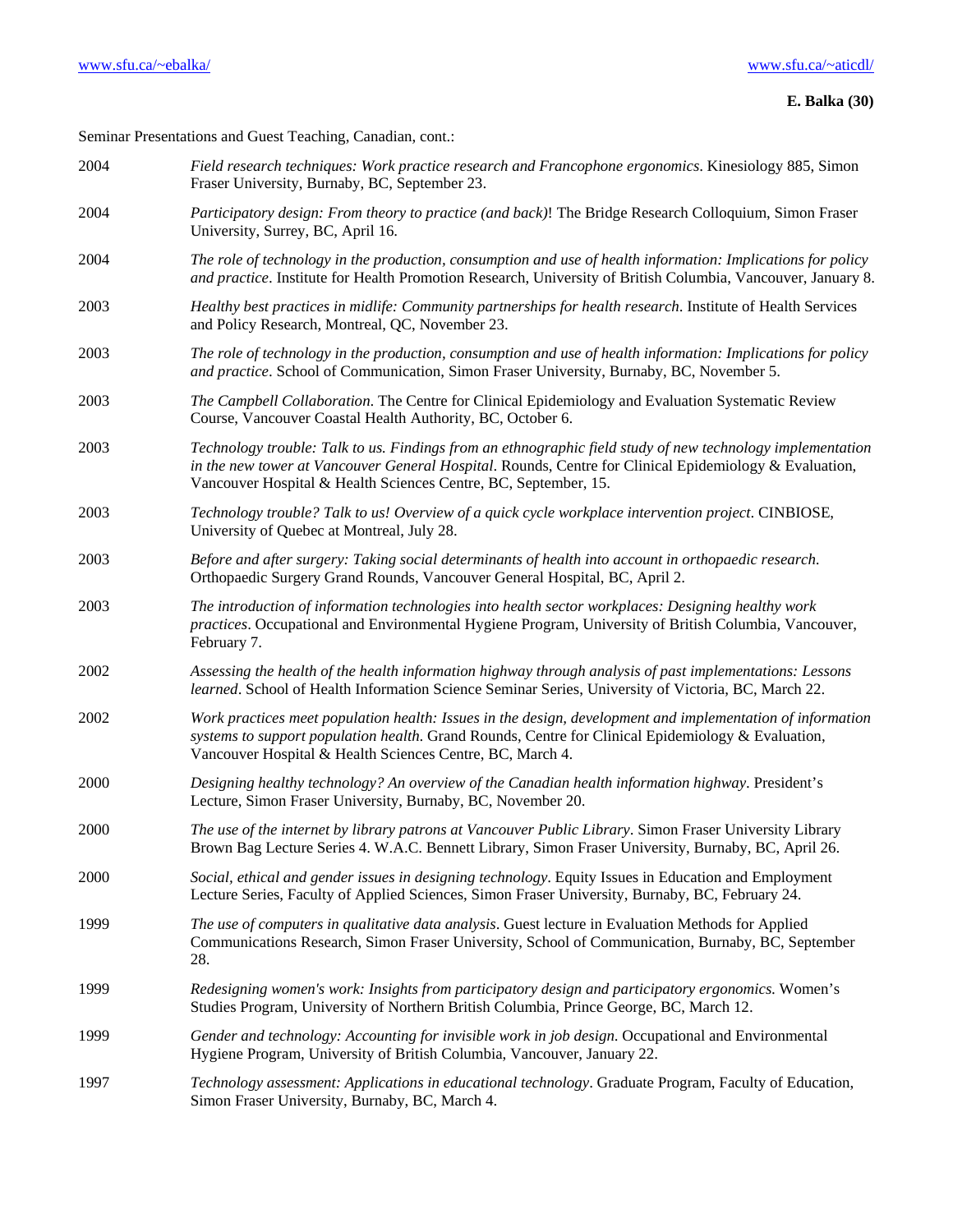Seminar Presentations and Guest Teaching, Canadian, cont.:

| | |
|---|---|
| 2004 | *Field research techniques: Work practice research and Francophone ergonomics*. Kinesiology 885, Simon Fraser University, Burnaby, BC, September 23. |
| 2004 | *Participatory design: From theory to practice (and back)*! The Bridge Research Colloquium, Simon Fraser University, Surrey, BC, April 16. |
| 2004 | *The role of technology in the production, consumption and use of health information: Implications for policy and practice*. Institute for Health Promotion Research, University of British Columbia, Vancouver, January 8. |
| 2003 | *Healthy best practices in midlife: Community partnerships for health research*. Institute of Health Services and Policy Research, Montreal, QC, November 23. |
| 2003 | *The role of technology in the production, consumption and use of health information: Implications for policy and practice*. School of Communication, Simon Fraser University, Burnaby, BC, November 5. |
| 2003 | *The Campbell Collaboration*. The Centre for Clinical Epidemiology and Evaluation Systematic Review Course, Vancouver Coastal Health Authority, BC, October 6. |
| 2003 | *Technology trouble: Talk to us. Findings from an ethnographic field study of new technology implementation in the new tower at Vancouver General Hospital*. Rounds, Centre for Clinical Epidemiology & Evaluation, Vancouver Hospital & Health Sciences Centre, BC, September, 15. |
| 2003 | *Technology trouble? Talk to us! Overview of a quick cycle workplace intervention project*. CINBIOSE, University of Quebec at Montreal, July 28. |
| 2003 | *Before and after surgery: Taking social determinants of health into account in orthopaedic research*. Orthopaedic Surgery Grand Rounds, Vancouver General Hospital, BC, April 2. |
| 2003 | *The introduction of information technologies into health sector workplaces: Designing healthy work practices*. Occupational and Environmental Hygiene Program, University of British Columbia, Vancouver, February 7. |
| 2002 | *Assessing the health of the health information highway through analysis of past implementations: Lessons learned*. School of Health Information Science Seminar Series, University of Victoria, BC, March 22. |
| 2002 | *Work practices meet population health: Issues in the design, development and implementation of information systems to support population health*. Grand Rounds, Centre for Clinical Epidemiology & Evaluation, Vancouver Hospital & Health Sciences Centre, BC, March 4. |
| 2000 | *Designing healthy technology? An overview of the Canadian health information highway*. President's Lecture, Simon Fraser University, Burnaby, BC, November 20. |
| 2000 | *The use of the internet by library patrons at Vancouver Public Library*. Simon Fraser University Library Brown Bag Lecture Series 4. W.A.C. Bennett Library, Simon Fraser University, Burnaby, BC, April 26. |
| 2000 | *Social, ethical and gender issues in designing technology*. Equity Issues in Education and Employment Lecture Series, Faculty of Applied Sciences, Simon Fraser University, Burnaby, BC, February 24. |
| 1999 | *The use of computers in qualitative data analysis*. Guest lecture in Evaluation Methods for Applied Communications Research, Simon Fraser University, School of Communication, Burnaby, BC, September 28. |
| 1999 | *Redesigning women's work: Insights from participatory design and participatory ergonomics*. Women's Studies Program, University of Northern British Columbia, Prince George, BC, March 12. |
| 1999 | *Gender and technology: Accounting for invisible work in job design*. Occupational and Environmental Hygiene Program, University of British Columbia, Vancouver, January 22. |
| 1997 | *Technology assessment: Applications in educational technology*. Graduate Program, Faculty of Education, Simon Fraser University, Burnaby, BC, March 4. |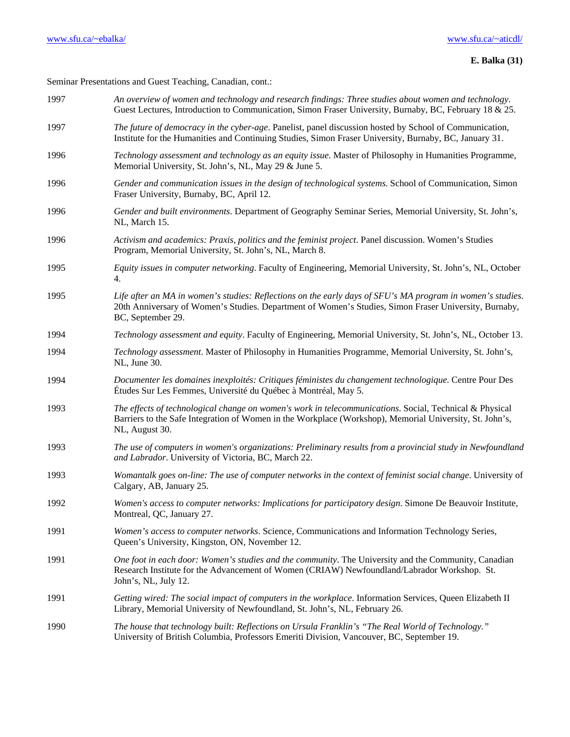Seminar Presentations and Guest Teaching, Canadian, cont.:

1997 *An overview of women and technology and research findings: Three studies about women and technology*. Guest Lectures, Introduction to Communication, Simon Fraser University, Burnaby, BC, February 18 & 25.

1997 *The future of democracy in the cyber-age*. Panelist, panel discussion hosted by School of Communication, Institute for the Humanities and Continuing Studies, Simon Fraser University, Burnaby, BC, January 31.

1996 *Technology assessment and technology as an equity issue*. Master of Philosophy in Humanities Programme, Memorial University, St. John's, NL, May 29 & June 5.

1996 *Gender and communication issues in the design of technological systems*. School of Communication, Simon Fraser University, Burnaby, BC, April 12.

1996 *Gender and built environments*. Department of Geography Seminar Series, Memorial University, St. John's, NL, March 15.

1996 *Activism and academics: Praxis, politics and the feminist project*. Panel discussion. Women's Studies Program, Memorial University, St. John's, NL, March 8.

1995 *Equity issues in computer networking*. Faculty of Engineering, Memorial University, St. John's, NL, October 4.

1995 *Life after an MA in women's studies: Reflections on the early days of SFU's MA program in women's studies*. 20th Anniversary of Women's Studies. Department of Women's Studies, Simon Fraser University, Burnaby, BC, September 29.

1994 *Technology assessment and equity*. Faculty of Engineering, Memorial University, St. John's, NL, October 13.

1994 *Technology assessment*. Master of Philosophy in Humanities Programme, Memorial University, St. John's, NL, June 30.

1994 *Documenter les domaines inexploités: Critiques féministes du changement technologique*. Centre Pour Des Études Sur Les Femmes, Université du Québec à Montréal, May 5.

1993 *The effects of technological change on women's work in telecommunications*. Social, Technical & Physical Barriers to the Safe Integration of Women in the Workplace (Workshop), Memorial University, St. John's, NL, August 30.

1993 *The use of computers in women's organizations: Preliminary results from a provincial study in Newfoundland and Labrador*. University of Victoria, BC, March 22.

1993 *Womantalk goes on-line: The use of computer networks in the context of feminist social change*. University of Calgary, AB, January 25.

1992 *Women's access to computer networks: Implications for participatory design*. Simone De Beauvoir Institute, Montreal, QC, January 27.

1991 *Women's access to computer networks*. Science, Communications and Information Technology Series, Queen's University, Kingston, ON, November 12.

1991 *One foot in each door: Women's studies and the community*. The University and the Community, Canadian Research Institute for the Advancement of Women (CRIAW) Newfoundland/Labrador Workshop. St. John's, NL, July 12.

1991 *Getting wired: The social impact of computers in the workplace*. Information Services, Queen Elizabeth II Library, Memorial University of Newfoundland, St. John's, NL, February 26.

1990 *The house that technology built: Reflections on Ursula Franklin's "The Real World of Technology."* University of British Columbia, Professors Emeriti Division, Vancouver, BC, September 19.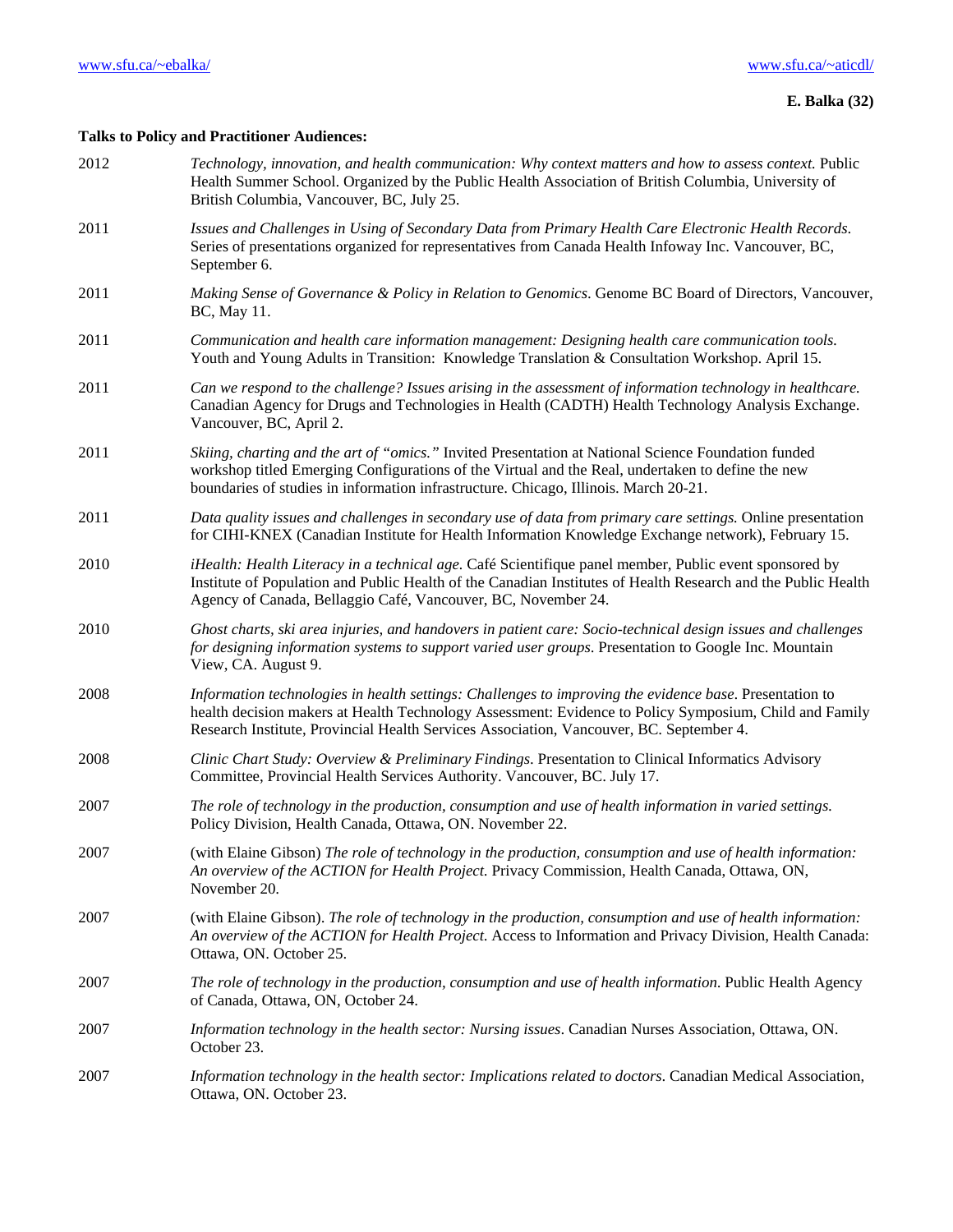**Talks to Policy and Practitioner Audiences:**

2012 *Technology, innovation, and health communication: Why context matters and how to assess context.* Public Health Summer School. Organized by the Public Health Association of British Columbia, University of British Columbia, Vancouver, BC, July 25.

2011 *Issues and Challenges in Using of Secondary Data from Primary Health Care Electronic Health Records*. Series of presentations organized for representatives from Canada Health Infoway Inc. Vancouver, BC, September 6.

2011 *Making Sense of Governance & Policy in Relation to Genomics*. Genome BC Board of Directors, Vancouver, BC, May 11.

2011 *Communication and health care information management: Designing health care communication tools.* Youth and Young Adults in Transition: Knowledge Translation & Consultation Workshop. April 15.

2011 *Can we respond to the challenge? Issues arising in the assessment of information technology in healthcare.* Canadian Agency for Drugs and Technologies in Health (CADTH) Health Technology Analysis Exchange. Vancouver, BC, April 2.

2011 *Skiing, charting and the art of "omics."* Invited Presentation at National Science Foundation funded workshop titled Emerging Configurations of the Virtual and the Real, undertaken to define the new boundaries of studies in information infrastructure. Chicago, Illinois. March 20-21.

2011 *Data quality issues and challenges in secondary use of data from primary care settings.* Online presentation for CIHI-KNEX (Canadian Institute for Health Information Knowledge Exchange network), February 15.

2010 *iHealth: Health Literacy in a technical age.* Café Scientifique panel member, Public event sponsored by Institute of Population and Public Health of the Canadian Institutes of Health Research and the Public Health Agency of Canada, Bellaggio Café, Vancouver, BC, November 24.

2010 *Ghost charts, ski area injuries, and handovers in patient care: Socio-technical design issues and challenges for designing information systems to support varied user groups*. Presentation to Google Inc. Mountain View, CA. August 9.

2008 *Information technologies in health settings: Challenges to improving the evidence base*. Presentation to health decision makers at Health Technology Assessment: Evidence to Policy Symposium, Child and Family Research Institute, Provincial Health Services Association, Vancouver, BC. September 4.

2008 *Clinic Chart Study: Overview & Preliminary Findings*. Presentation to Clinical Informatics Advisory Committee, Provincial Health Services Authority. Vancouver, BC. July 17.

2007 *The role of technology in the production, consumption and use of health information in varied settings.* Policy Division, Health Canada, Ottawa, ON. November 22.

2007 (with Elaine Gibson) *The role of technology in the production, consumption and use of health information: An overview of the ACTION for Health Project.* Privacy Commission, Health Canada, Ottawa, ON, November 20.

2007 (with Elaine Gibson). *The role of technology in the production, consumption and use of health information: An overview of the ACTION for Health Project.* Access to Information and Privacy Division, Health Canada: Ottawa, ON. October 25.

2007 *The role of technology in the production, consumption and use of health information*. Public Health Agency of Canada, Ottawa, ON, October 24.

2007 *Information technology in the health sector: Nursing issues*. Canadian Nurses Association, Ottawa, ON. October 23.

2007 *Information technology in the health sector: Implications related to doctors*. Canadian Medical Association, Ottawa, ON. October 23.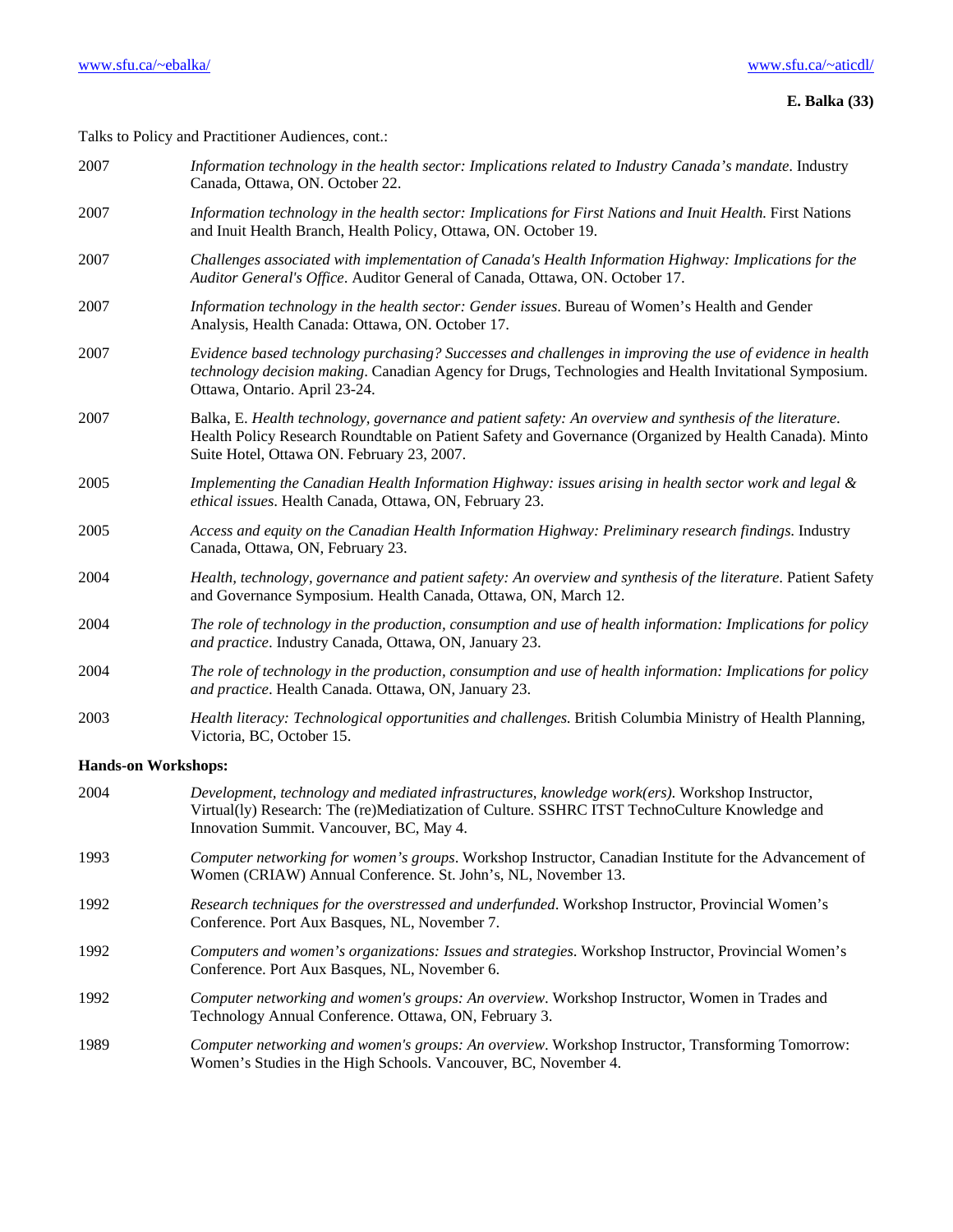Talks to Policy and Practitioner Audiences, cont.:

2007 *Information technology in the health sector: Implications related to Industry Canada's mandate*. Industry Canada, Ottawa, ON. October 22.

2007 *Information technology in the health sector: Implications for First Nations and Inuit Health.* First Nations and Inuit Health Branch, Health Policy, Ottawa, ON. October 19.

2007 *Challenges associated with implementation of Canada's Health Information Highway: Implications for the Auditor General's Office*. Auditor General of Canada, Ottawa, ON. October 17.

2007 *Information technology in the health sector: Gender issues*. Bureau of Women's Health and Gender Analysis, Health Canada: Ottawa, ON. October 17.

2007 *Evidence based technology purchasing? Successes and challenges in improving the use of evidence in health technology decision making*. Canadian Agency for Drugs, Technologies and Health Invitational Symposium. Ottawa, Ontario. April 23-24.

2007 Balka, E. *Health technology, governance and patient safety: An overview and synthesis of the literature.* Health Policy Research Roundtable on Patient Safety and Governance (Organized by Health Canada). Minto Suite Hotel, Ottawa ON. February 23, 2007.

2005 *Implementing the Canadian Health Information Highway: issues arising in health sector work and legal & ethical issues*. Health Canada, Ottawa, ON, February 23.

2005 *Access and equity on the Canadian Health Information Highway: Preliminary research findings.* Industry Canada, Ottawa, ON, February 23.

2004 *Health, technology, governance and patient safety: An overview and synthesis of the literature*. Patient Safety and Governance Symposium. Health Canada, Ottawa, ON, March 12.

2004 *The role of technology in the production, consumption and use of health information: Implications for policy and practice*. Industry Canada, Ottawa, ON, January 23.

2004 *The role of technology in the production, consumption and use of health information: Implications for policy and practice*. Health Canada. Ottawa, ON, January 23.

2003 *Health literacy: Technological opportunities and challenges.* British Columbia Ministry of Health Planning, Victoria, BC, October 15.

**Hands-on Workshops:**

2004 *Development, technology and mediated infrastructures, knowledge work(ers)*. Workshop Instructor, Virtual(ly) Research: The (re)Mediatization of Culture. SSHRC ITST TechnoCulture Knowledge and Innovation Summit. Vancouver, BC, May 4.

1993 *Computer networking for women's groups*. Workshop Instructor, Canadian Institute for the Advancement of Women (CRIAW) Annual Conference. St. John's, NL, November 13.

1992 *Research techniques for the overstressed and underfunded*. Workshop Instructor, Provincial Women's Conference. Port Aux Basques, NL, November 7.

1992 *Computers and women's organizations: Issues and strategies*. Workshop Instructor, Provincial Women's Conference. Port Aux Basques, NL, November 6.

1992 *Computer networking and women's groups: An overview*. Workshop Instructor, Women in Trades and Technology Annual Conference. Ottawa, ON, February 3.

1989 *Computer networking and women's groups: An overview*. Workshop Instructor, Transforming Tomorrow: Women's Studies in the High Schools. Vancouver, BC, November 4.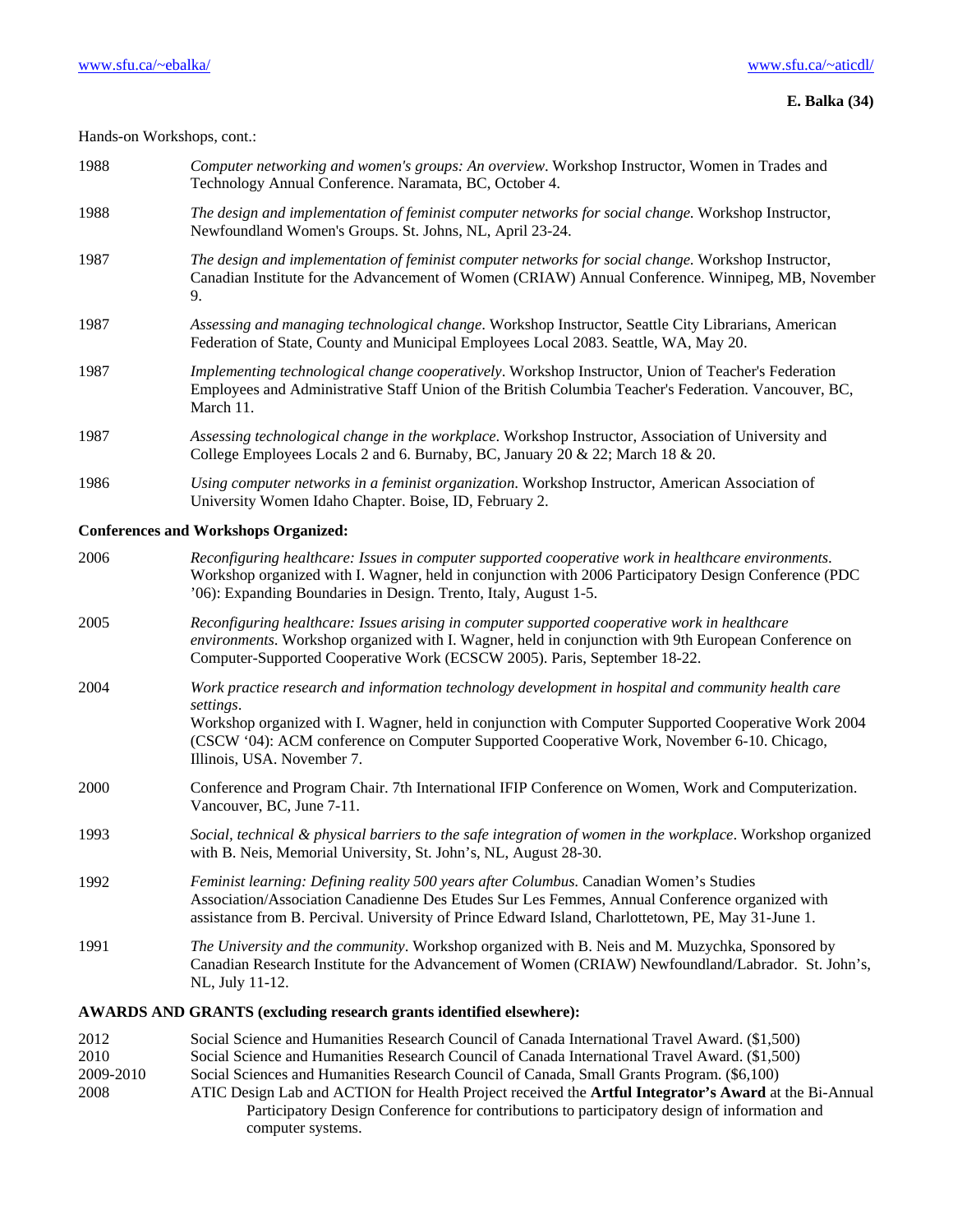Hands-on Workshops, cont.:

1988 *Computer networking and women's groups: An overview*. Workshop Instructor, Women in Trades and Technology Annual Conference. Naramata, BC, October 4.

1988 *The design and implementation of feminist computer networks for social change.* Workshop Instructor, Newfoundland Women's Groups. St. Johns, NL, April 23-24.

1987 *The design and implementation of feminist computer networks for social change.* Workshop Instructor, Canadian Institute for the Advancement of Women (CRIAW) Annual Conference. Winnipeg, MB, November 9.

1987 *Assessing and managing technological change*. Workshop Instructor, Seattle City Librarians, American Federation of State, County and Municipal Employees Local 2083. Seattle, WA, May 20.

1987 *Implementing technological change cooperatively*. Workshop Instructor, Union of Teacher's Federation Employees and Administrative Staff Union of the British Columbia Teacher's Federation. Vancouver, BC, March 11.

1987 *Assessing technological change in the workplace*. Workshop Instructor, Association of University and College Employees Locals 2 and 6. Burnaby, BC, January 20 & 22; March 18 & 20.

1986 *Using computer networks in a feminist organization*. Workshop Instructor, American Association of University Women Idaho Chapter. Boise, ID, February 2.

**Conferences and Workshops Organized:**

2006 *Reconfiguring healthcare: Issues in computer supported cooperative work in healthcare environments*. Workshop organized with I. Wagner, held in conjunction with 2006 Participatory Design Conference (PDC '06): Expanding Boundaries in Design. Trento, Italy, August 1-5.

2005 *Reconfiguring healthcare: Issues arising in computer supported cooperative work in healthcare environments.* Workshop organized with I. Wagner, held in conjunction with 9th European Conference on Computer-Supported Cooperative Work (ECSCW 2005). Paris, September 18-22.

2004 *Work practice research and information technology development in hospital and community health care settings*.
Workshop organized with I. Wagner, held in conjunction with Computer Supported Cooperative Work 2004 (CSCW '04): ACM conference on Computer Supported Cooperative Work, November 6-10. Chicago, Illinois, USA. November 7.

2000 Conference and Program Chair. 7th International IFIP Conference on Women, Work and Computerization. Vancouver, BC, June 7-11.

1993 *Social, technical & physical barriers to the safe integration of women in the workplace*. Workshop organized with B. Neis, Memorial University, St. John's, NL, August 28-30.

1992 *Feminist learning: Defining reality 500 years after Columbus.* Canadian Women's Studies Association/Association Canadienne Des Etudes Sur Les Femmes, Annual Conference organized with assistance from B. Percival. University of Prince Edward Island, Charlottetown, PE, May 31-June 1.

1991 *The University and the community*. Workshop organized with B. Neis and M. Muzychka, Sponsored by Canadian Research Institute for the Advancement of Women (CRIAW) Newfoundland/Labrador. St. John's, NL, July 11-12.

**AWARDS AND GRANTS (excluding research grants identified elsewhere):**

2012 Social Science and Humanities Research Council of Canada International Travel Award. ($1,500)

2010 Social Science and Humanities Research Council of Canada International Travel Award. ($1,500)

2009-2010 Social Sciences and Humanities Research Council of Canada, Small Grants Program. ($6,100)

2008 ATIC Design Lab and ACTION for Health Project received the **Artful Integrator's Award** at the Bi-Annual Participatory Design Conference for contributions to participatory design of information and computer systems.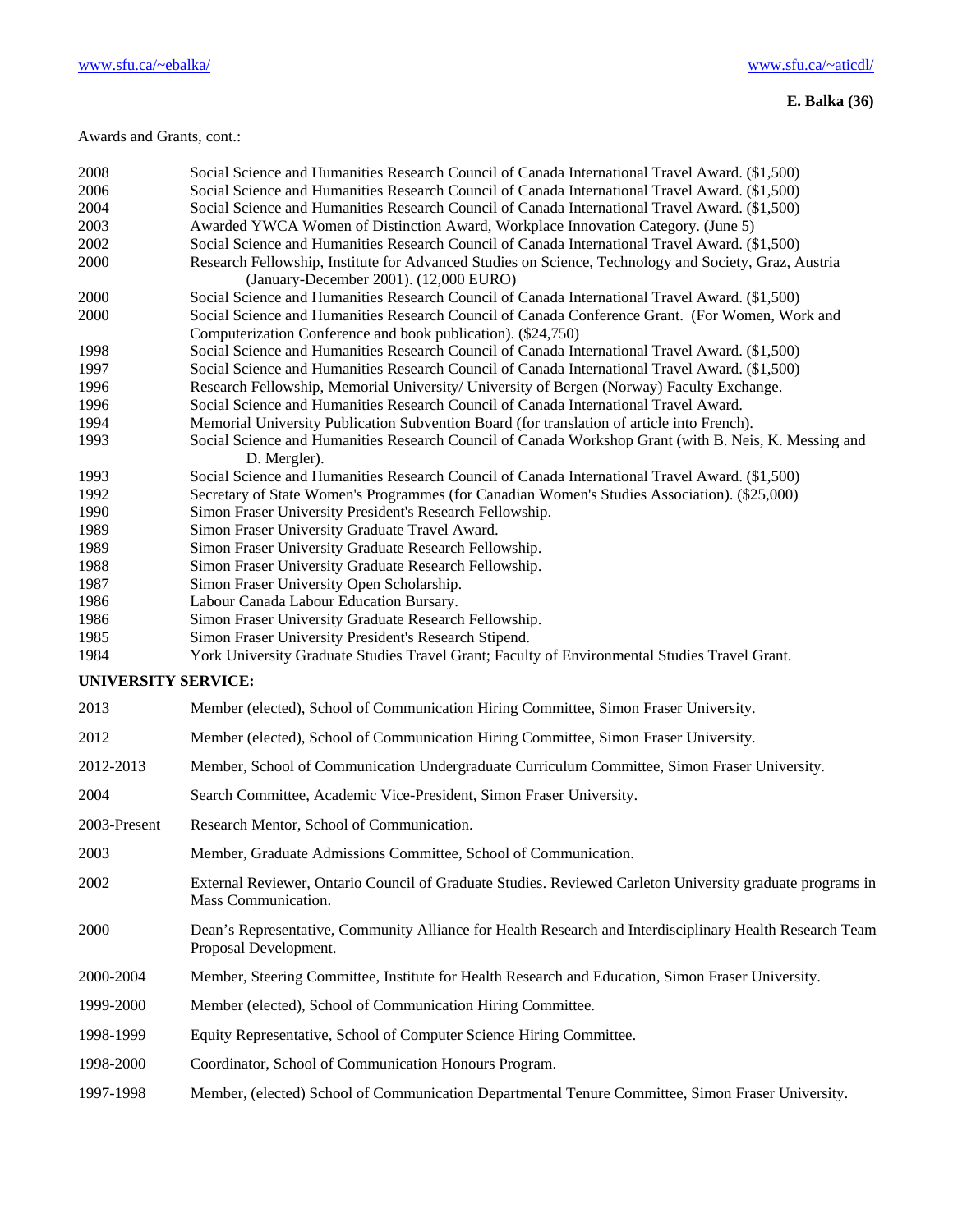Awards and Grants, cont.:

| | |
|---|---|
| 2008 | Social Science and Humanities Research Council of Canada International Travel Award. ($1,500) |
| 2006 | Social Science and Humanities Research Council of Canada International Travel Award. ($1,500) |
| 2004 | Social Science and Humanities Research Council of Canada International Travel Award. ($1,500) |
| 2003 | Awarded YWCA Women of Distinction Award, Workplace Innovation Category. (June 5) |
| 2002 | Social Science and Humanities Research Council of Canada International Travel Award. ($1,500) |
| 2000 | Research Fellowship, Institute for Advanced Studies on Science, Technology and Society, Graz, Austria (January-December 2001). (12,000 EURO) |
| 2000 | Social Science and Humanities Research Council of Canada International Travel Award. ($1,500) |
| 2000 | Social Science and Humanities Research Council of Canada Conference Grant. (For Women, Work and Computerization Conference and book publication). ($24,750) |
| 1998 | Social Science and Humanities Research Council of Canada International Travel Award. ($1,500) |
| 1997 | Social Science and Humanities Research Council of Canada International Travel Award. ($1,500) |
| 1996 | Research Fellowship, Memorial University/ University of Bergen (Norway) Faculty Exchange. |
| 1996 | Social Science and Humanities Research Council of Canada International Travel Award. |
| 1994 | Memorial University Publication Subvention Board (for translation of article into French). |
| 1993 | Social Science and Humanities Research Council of Canada Workshop Grant (with B. Neis, K. Messing and D. Mergler). |
| 1993 | Social Science and Humanities Research Council of Canada International Travel Award. ($1,500) |
| 1992 | Secretary of State Women's Programmes (for Canadian Women's Studies Association). ($25,000) |
| 1990 | Simon Fraser University President's Research Fellowship. |
| 1989 | Simon Fraser University Graduate Travel Award. |
| 1989 | Simon Fraser University Graduate Research Fellowship. |
| 1988 | Simon Fraser University Graduate Research Fellowship. |
| 1987 | Simon Fraser University Open Scholarship. |
| 1986 | Labour Canada Labour Education Bursary. |
| 1986 | Simon Fraser University Graduate Research Fellowship. |
| 1985 | Simon Fraser University President's Research Stipend. |
| 1984 | York University Graduate Studies Travel Grant; Faculty of Environmental Studies Travel Grant. |

## UNIVERSITY SERVICE:

| | |
|---|---|
| 2013 | Member (elected), School of Communication Hiring Committee, Simon Fraser University. |
| 2012 | Member (elected), School of Communication Hiring Committee, Simon Fraser University. |
| 2012-2013 | Member, School of Communication Undergraduate Curriculum Committee, Simon Fraser University. |
| 2004 | Search Committee, Academic Vice-President, Simon Fraser University. |
| 2003-Present | Research Mentor, School of Communication. |
| 2003 | Member, Graduate Admissions Committee, School of Communication. |
| 2002 | External Reviewer, Ontario Council of Graduate Studies. Reviewed Carleton University graduate programs in Mass Communication. |
| 2000 | Dean's Representative, Community Alliance for Health Research and Interdisciplinary Health Research Team Proposal Development. |
| 2000-2004 | Member, Steering Committee, Institute for Health Research and Education, Simon Fraser University. |
| 1999-2000 | Member (elected), School of Communication Hiring Committee. |
| 1998-1999 | Equity Representative, School of Computer Science Hiring Committee. |
| 1998-2000 | Coordinator, School of Communication Honours Program. |
| 1997-1998 | Member, (elected) School of Communication Departmental Tenure Committee, Simon Fraser University. |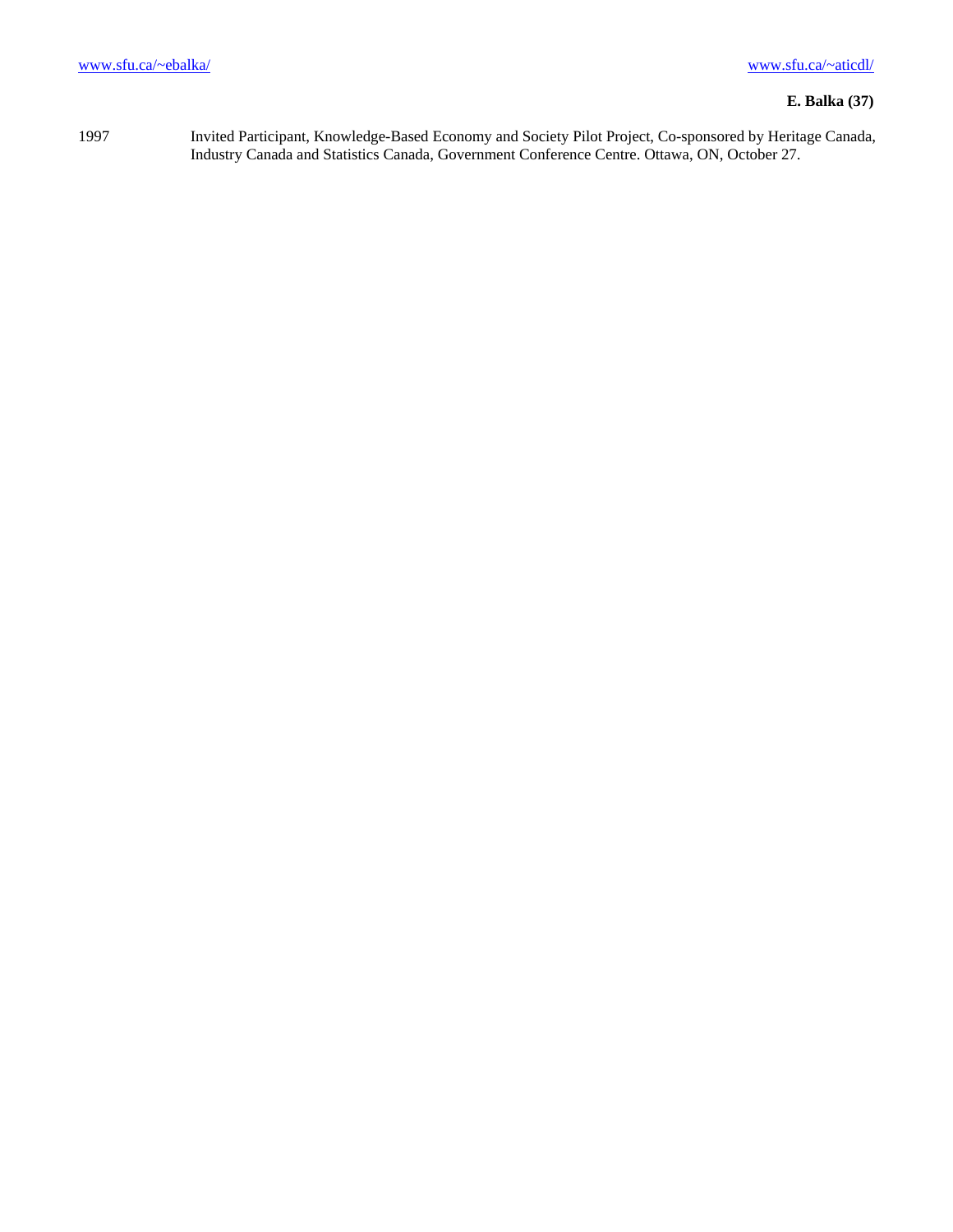1997 Invited Participant, Knowledge-Based Economy and Society Pilot Project, Co-sponsored by Heritage Canada, Industry Canada and Statistics Canada, Government Conference Centre. Ottawa, ON, October 27.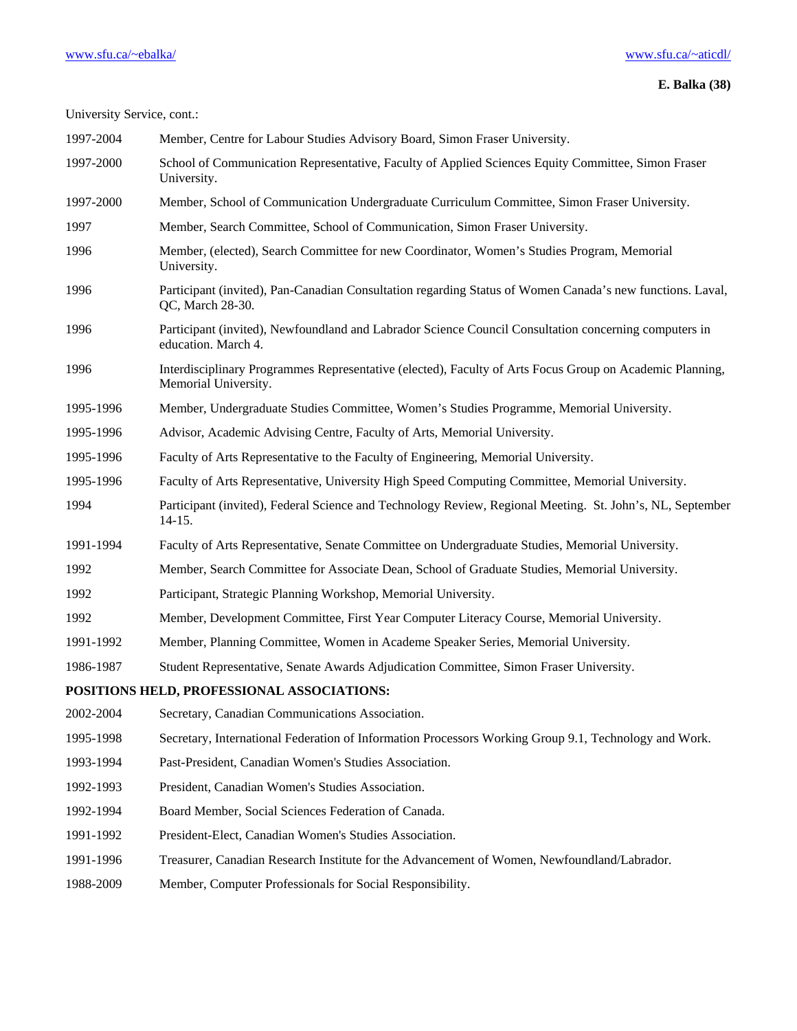University Service, cont.:

| | |
|---|---|
| 1997-2004 | Member, Centre for Labour Studies Advisory Board, Simon Fraser University. |
| 1997-2000 | School of Communication Representative, Faculty of Applied Sciences Equity Committee, Simon Fraser University. |
| 1997-2000 | Member, School of Communication Undergraduate Curriculum Committee, Simon Fraser University. |
| 1997 | Member, Search Committee, School of Communication, Simon Fraser University. |
| 1996 | Member, (elected), Search Committee for new Coordinator, Women's Studies Program, Memorial University. |
| 1996 | Participant (invited), Pan-Canadian Consultation regarding Status of Women Canada's new functions. Laval, QC, March 28-30. |
| 1996 | Participant (invited), Newfoundland and Labrador Science Council Consultation concerning computers in education. March 4. |
| 1996 | Interdisciplinary Programmes Representative (elected), Faculty of Arts Focus Group on Academic Planning, Memorial University. |
| 1995-1996 | Member, Undergraduate Studies Committee, Women's Studies Programme, Memorial University. |
| 1995-1996 | Advisor, Academic Advising Centre, Faculty of Arts, Memorial University. |
| 1995-1996 | Faculty of Arts Representative to the Faculty of Engineering, Memorial University. |
| 1995-1996 | Faculty of Arts Representative, University High Speed Computing Committee, Memorial University. |
| 1994 | Participant (invited), Federal Science and Technology Review, Regional Meeting. St. John's, NL, September 14-15. |
| 1991-1994 | Faculty of Arts Representative, Senate Committee on Undergraduate Studies, Memorial University. |
| 1992 | Member, Search Committee for Associate Dean, School of Graduate Studies, Memorial University. |
| 1992 | Participant, Strategic Planning Workshop, Memorial University. |
| 1992 | Member, Development Committee, First Year Computer Literacy Course, Memorial University. |
| 1991-1992 | Member, Planning Committee, Women in Academe Speaker Series, Memorial University. |
| 1986-1987 | Student Representative, Senate Awards Adjudication Committee, Simon Fraser University. |

**POSITIONS HELD, PROFESSIONAL ASSOCIATIONS:**

| | |
|---|---|
| 2002-2004 | Secretary, Canadian Communications Association. |
| 1995-1998 | Secretary, International Federation of Information Processors Working Group 9.1, Technology and Work. |
| 1993-1994 | Past-President, Canadian Women's Studies Association. |
| 1992-1993 | President, Canadian Women's Studies Association. |
| 1992-1994 | Board Member, Social Sciences Federation of Canada. |
| 1991-1992 | President-Elect, Canadian Women's Studies Association. |
| 1991-1996 | Treasurer, Canadian Research Institute for the Advancement of Women, Newfoundland/Labrador. |
| 1988-2009 | Member, Computer Professionals for Social Responsibility. |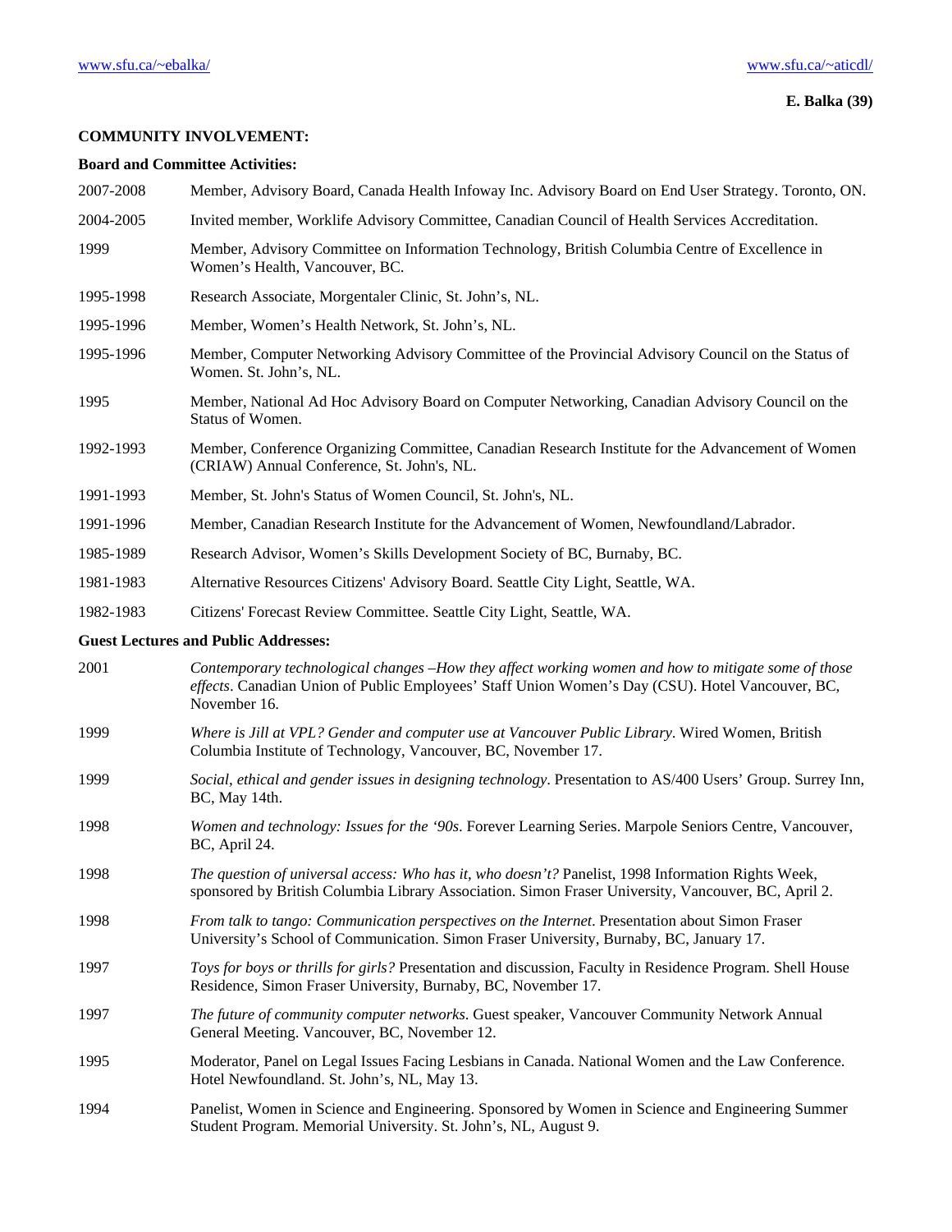## COMMUNITY INVOLVEMENT:

### Board and Committee Activities:

2007-2008 Member, Advisory Board, Canada Health Infoway Inc. Advisory Board on End User Strategy. Toronto, ON.

2004-2005 Invited member, Worklife Advisory Committee, Canadian Council of Health Services Accreditation.

1999 Member, Advisory Committee on Information Technology, British Columbia Centre of Excellence in Women's Health, Vancouver, BC.

1995-1998 Research Associate, Morgentaler Clinic, St. John's, NL.

1995-1996 Member, Women's Health Network, St. John's, NL.

1995-1996 Member, Computer Networking Advisory Committee of the Provincial Advisory Council on the Status of Women. St. John's, NL.

1995 Member, National Ad Hoc Advisory Board on Computer Networking, Canadian Advisory Council on the Status of Women.

1992-1993 Member, Conference Organizing Committee, Canadian Research Institute for the Advancement of Women (CRIAW) Annual Conference, St. John's, NL.

1991-1993 Member, St. John's Status of Women Council, St. John's, NL.

1991-1996 Member, Canadian Research Institute for the Advancement of Women, Newfoundland/Labrador.

1985-1989 Research Advisor, Women's Skills Development Society of BC, Burnaby, BC.

1981-1983 Alternative Resources Citizens' Advisory Board. Seattle City Light, Seattle, WA.

1982-1983 Citizens' Forecast Review Committee. Seattle City Light, Seattle, WA.

### Guest Lectures and Public Addresses:

2001 *Contemporary technological changes –How they affect working women and how to mitigate some of those effects*. Canadian Union of Public Employees' Staff Union Women's Day (CSU). Hotel Vancouver, BC, November 16.

1999 *Where is Jill at VPL? Gender and computer use at Vancouver Public Library*. Wired Women, British Columbia Institute of Technology, Vancouver, BC, November 17.

1999 *Social, ethical and gender issues in designing technology*. Presentation to AS/400 Users' Group. Surrey Inn, BC, May 14th.

1998 *Women and technology: Issues for the '90s*. Forever Learning Series. Marpole Seniors Centre, Vancouver, BC, April 24.

1998 *The question of universal access: Who has it, who doesn't?* Panelist, 1998 Information Rights Week, sponsored by British Columbia Library Association. Simon Fraser University, Vancouver, BC, April 2.

1998 *From talk to tango: Communication perspectives on the Internet*. Presentation about Simon Fraser University's School of Communication. Simon Fraser University, Burnaby, BC, January 17.

1997 *Toys for boys or thrills for girls?* Presentation and discussion, Faculty in Residence Program. Shell House Residence, Simon Fraser University, Burnaby, BC, November 17.

1997 *The future of community computer networks*. Guest speaker, Vancouver Community Network Annual General Meeting. Vancouver, BC, November 12.

1995 Moderator, Panel on Legal Issues Facing Lesbians in Canada. National Women and the Law Conference. Hotel Newfoundland. St. John's, NL, May 13.

1994 Panelist, Women in Science and Engineering. Sponsored by Women in Science and Engineering Summer Student Program. Memorial University. St. John's, NL, August 9.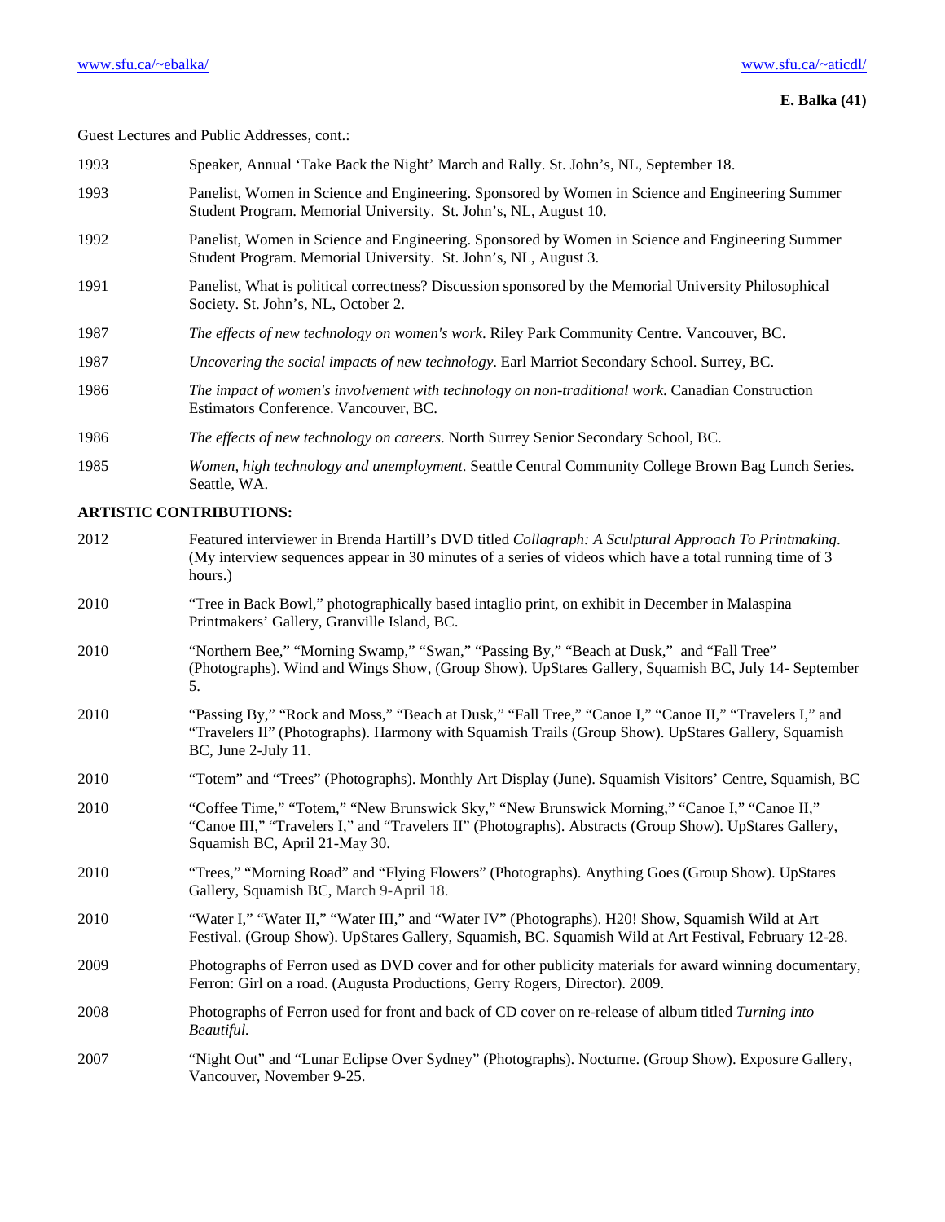Guest Lectures and Public Addresses, cont.:

| | |
|---|---|
| 1993 | Speaker, Annual 'Take Back the Night' March and Rally. St. John's, NL, September 18. |
| 1993 | Panelist, Women in Science and Engineering. Sponsored by Women in Science and Engineering Summer Student Program. Memorial University. St. John's, NL, August 10. |
| 1992 | Panelist, Women in Science and Engineering. Sponsored by Women in Science and Engineering Summer Student Program. Memorial University. St. John's, NL, August 3. |
| 1991 | Panelist, What is political correctness? Discussion sponsored by the Memorial University Philosophical Society. St. John's, NL, October 2. |
| 1987 | *The effects of new technology on women's work*. Riley Park Community Centre. Vancouver, BC. |
| 1987 | *Uncovering the social impacts of new technology*. Earl Marriot Secondary School. Surrey, BC. |
| 1986 | *The impact of women's involvement with technology on non-traditional work*. Canadian Construction Estimators Conference. Vancouver, BC. |
| 1986 | *The effects of new technology on careers*. North Surrey Senior Secondary School, BC. |
| 1985 | *Women, high technology and unemployment*. Seattle Central Community College Brown Bag Lunch Series. Seattle, WA. |

**ARTISTIC CONTRIBUTIONS:**

| | |
|---|---|
| 2012 | Featured interviewer in Brenda Hartill's DVD titled *Collagraph: A Sculptural Approach To Printmaking*. (My interview sequences appear in 30 minutes of a series of videos which have a total running time of 3 hours.) |
| 2010 | "Tree in Back Bowl," photographically based intaglio print, on exhibit in December in Malaspina Printmakers' Gallery, Granville Island, BC. |
| 2010 | "Northern Bee," "Morning Swamp," "Swan," "Passing By," "Beach at Dusk," and "Fall Tree" (Photographs). Wind and Wings Show, (Group Show). UpStares Gallery, Squamish BC, July 14- September 5. |
| 2010 | "Passing By," "Rock and Moss," "Beach at Dusk," "Fall Tree," "Canoe I," "Canoe II," "Travelers I," and "Travelers II" (Photographs). Harmony with Squamish Trails (Group Show). UpStares Gallery, Squamish BC, June 2-July 11. |
| 2010 | "Totem" and "Trees" (Photographs). Monthly Art Display (June). Squamish Visitors' Centre, Squamish, BC |
| 2010 | "Coffee Time," "Totem," "New Brunswick Sky," "New Brunswick Morning," "Canoe I," "Canoe II," "Canoe III," "Travelers I," and "Travelers II" (Photographs). Abstracts (Group Show). UpStares Gallery, Squamish BC, April 21-May 30. |
| 2010 | "Trees," "Morning Road" and "Flying Flowers" (Photographs). Anything Goes (Group Show). UpStares Gallery, Squamish BC, March 9-April 18. |
| 2010 | "Water I," "Water II," "Water III," and "Water IV" (Photographs). H20! Show, Squamish Wild at Art Festival. (Group Show). UpStares Gallery, Squamish, BC. Squamish Wild at Art Festival, February 12-28. |
| 2009 | Photographs of Ferron used as DVD cover and for other publicity materials for award winning documentary, Ferron: Girl on a road. (Augusta Productions, Gerry Rogers, Director). 2009. |
| 2008 | Photographs of Ferron used for front and back of CD cover on re-release of album titled *Turning into Beautiful.* |
| 2007 | "Night Out" and "Lunar Eclipse Over Sydney" (Photographs). Nocturne. (Group Show). Exposure Gallery, Vancouver, November 9-25. |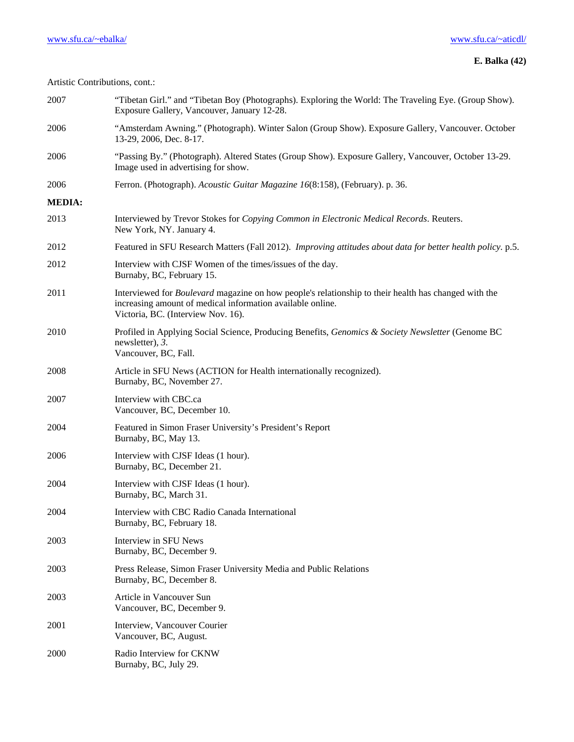Artistic Contributions, cont.:

| | |
|---|---|
| 2007 | "Tibetan Girl." and "Tibetan Boy (Photographs). Exploring the World: The Traveling Eye. (Group Show). Exposure Gallery, Vancouver, January 12-28. |
| 2006 | "Amsterdam Awning." (Photograph). Winter Salon (Group Show). Exposure Gallery, Vancouver. October 13-29, 2006, Dec. 8-17. |
| 2006 | "Passing By." (Photograph). Altered States (Group Show). Exposure Gallery, Vancouver, October 13-29. Image used in advertising for show. |
| 2006 | Ferron. (Photograph). *Acoustic Guitar Magazine 16*(8:158), (February). p. 36. |

**MEDIA:**

| | |
|---|---|
| 2013 | Interviewed by Trevor Stokes for *Copying Common in Electronic Medical Records*. Reuters. New York, NY. January 4. |
| 2012 | Featured in SFU Research Matters (Fall 2012). *Improving attitudes about data for better health policy.* p.5. |
| 2012 | Interview with CJSF Women of the times/issues of the day. Burnaby, BC, February 15. |
| 2011 | Interviewed for *Boulevard* magazine on how people's relationship to their health has changed with the increasing amount of medical information available online. Victoria, BC. (Interview Nov. 16). |
| 2010 | Profiled in Applying Social Science, Producing Benefits, *Genomics & Society Newsletter* (Genome BC newsletter), *3*. Vancouver, BC, Fall. |
| 2008 | Article in SFU News (ACTION for Health internationally recognized). Burnaby, BC, November 27. |
| 2007 | Interview with CBC.ca Vancouver, BC, December 10. |
| 2004 | Featured in Simon Fraser University's President's Report Burnaby, BC, May 13. |
| 2006 | Interview with CJSF Ideas (1 hour). Burnaby, BC, December 21. |
| 2004 | Interview with CJSF Ideas (1 hour). Burnaby, BC, March 31. |
| 2004 | Interview with CBC Radio Canada International Burnaby, BC, February 18. |
| 2003 | Interview in SFU News Burnaby, BC, December 9. |
| 2003 | Press Release, Simon Fraser University Media and Public Relations Burnaby, BC, December 8. |
| 2003 | Article in Vancouver Sun Vancouver, BC, December 9. |
| 2001 | Interview, Vancouver Courier Vancouver, BC, August. |
| 2000 | Radio Interview for CKNW Burnaby, BC, July 29. |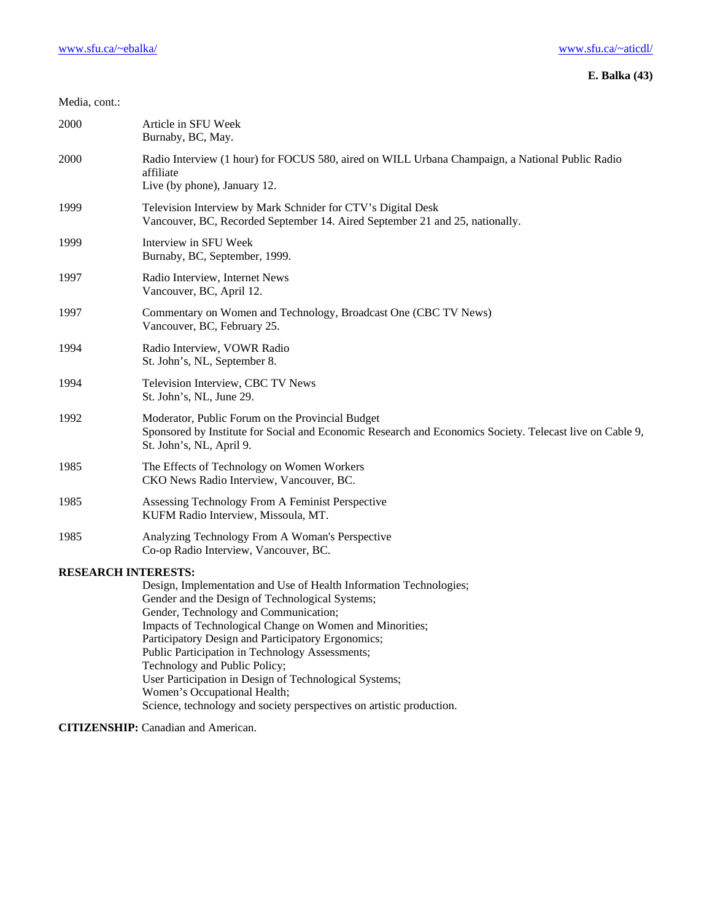Media, cont.:

| | |
|---|---|
| 2000 | Article in SFU Week<br>Burnaby, BC, May. |
| 2000 | Radio Interview (1 hour) for FOCUS 580, aired on WILL Urbana Champaign, a National Public Radio affiliate<br>Live (by phone), January 12. |
| 1999 | Television Interview by Mark Schnider for CTV's Digital Desk<br>Vancouver, BC, Recorded September 14. Aired September 21 and 25, nationally. |
| 1999 | Interview in SFU Week<br>Burnaby, BC, September, 1999. |
| 1997 | Radio Interview, Internet News<br>Vancouver, BC, April 12. |
| 1997 | Commentary on Women and Technology, Broadcast One (CBC TV News)<br>Vancouver, BC, February 25. |
| 1994 | Radio Interview, VOWR Radio<br>St. John's, NL, September 8. |
| 1994 | Television Interview, CBC TV News<br>St. John's, NL, June 29. |
| 1992 | Moderator, Public Forum on the Provincial Budget<br>Sponsored by Institute for Social and Economic Research and Economics Society. Telecast live on Cable 9, St. John's, NL, April 9. |
| 1985 | The Effects of Technology on Women Workers<br>CKO News Radio Interview, Vancouver, BC. |
| 1985 | Assessing Technology From A Feminist Perspective<br>KUFM Radio Interview, Missoula, MT. |
| 1985 | Analyzing Technology From A Woman's Perspective<br>Co-op Radio Interview, Vancouver, BC. |

**RESEARCH INTERESTS:**

Design, Implementation and Use of Health Information Technologies;
Gender and the Design of Technological Systems;
Gender, Technology and Communication;
Impacts of Technological Change on Women and Minorities;
Participatory Design and Participatory Ergonomics;
Public Participation in Technology Assessments;
Technology and Public Policy;
User Participation in Design of Technological Systems;
Women's Occupational Health;
Science, technology and society perspectives on artistic production.

**CITIZENSHIP:** Canadian and American.